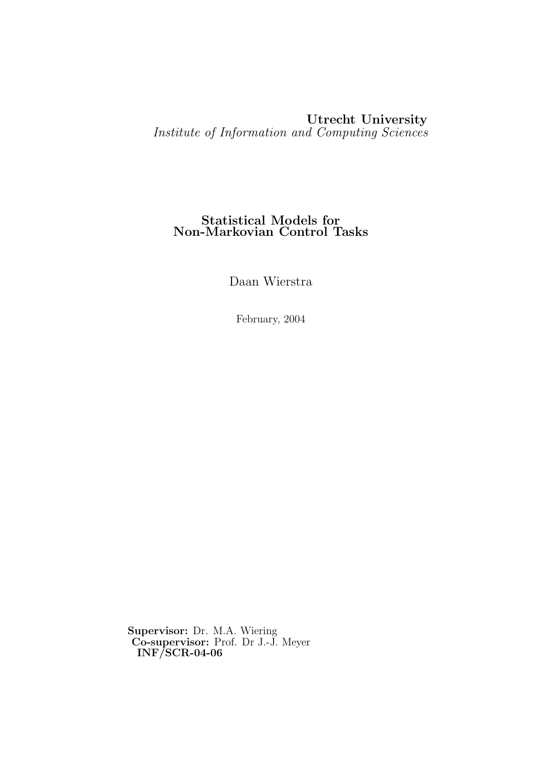**Utrecht University**
*Institute of Information and Computing Sciences*

# Statistical Models for Non-Markovian Control Tasks

Daan Wierstra

February, 2004

**Supervisor:** Dr. M.A. Wiering
**Co-supervisor:** Prof. Dr J.-J. Meyer
**INF/SCR-04-06**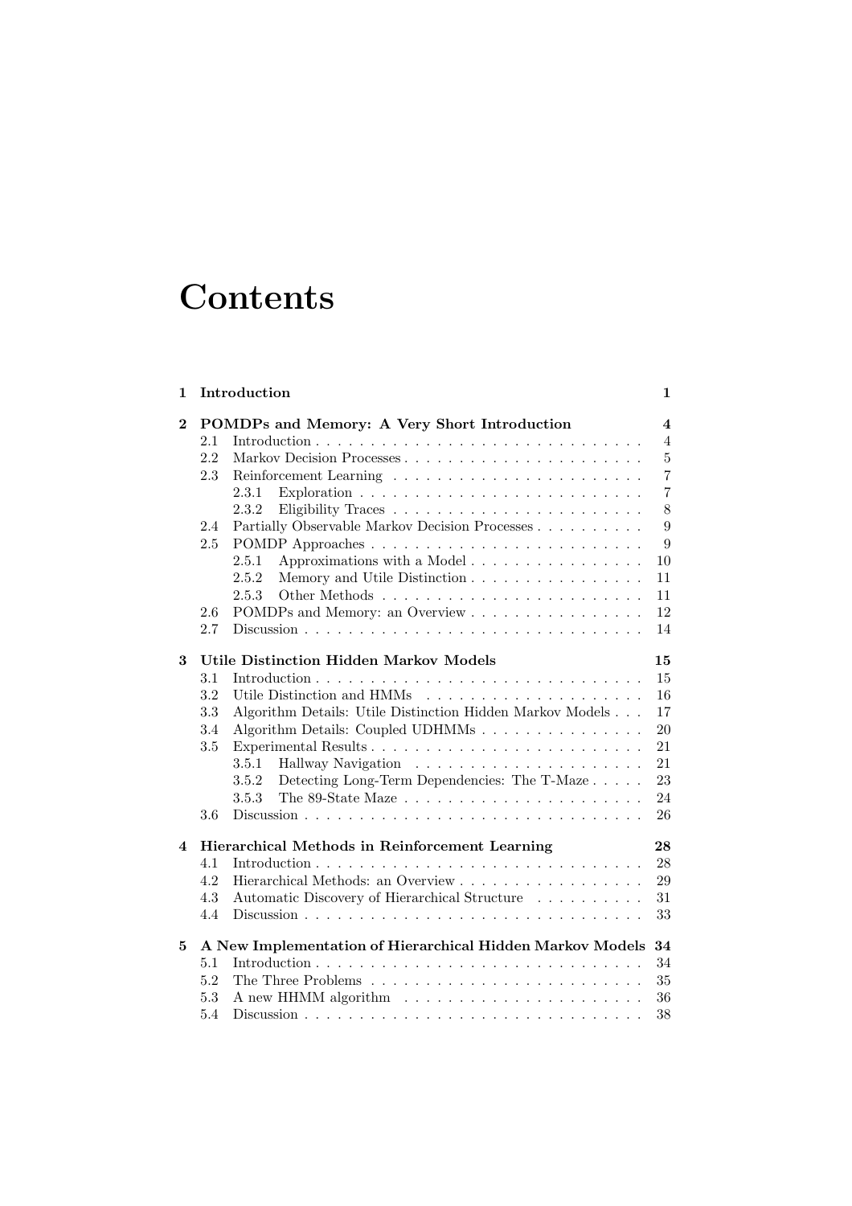# Contents

| | | |
|---|---|---|
| **1** | **Introduction** | **1** |
| **2** | **POMDPs and Memory: A Very Short Introduction** | **4** |
| 2.1 | Introduction | 4 |
| 2.2 | Markov Decision Processes | 5 |
| 2.3 | Reinforcement Learning | 7 |
| 2.3.1 | Exploration | 7 |
| 2.3.2 | Eligibility Traces | 8 |
| 2.4 | Partially Observable Markov Decision Processes | 9 |
| 2.5 | POMDP Approaches | 9 |
| 2.5.1 | Approximations with a Model | 10 |
| 2.5.2 | Memory and Utile Distinction | 11 |
| 2.5.3 | Other Methods | 11 |
| 2.6 | POMDPs and Memory: an Overview | 12 |
| 2.7 | Discussion | 14 |
| **3** | **Utile Distinction Hidden Markov Models** | **15** |
| 3.1 | Introduction | 15 |
| 3.2 | Utile Distinction and HMMs | 16 |
| 3.3 | Algorithm Details: Utile Distinction Hidden Markov Models | 17 |
| 3.4 | Algorithm Details: Coupled UDHMMs | 20 |
| 3.5 | Experimental Results | 21 |
| 3.5.1 | Hallway Navigation | 21 |
| 3.5.2 | Detecting Long-Term Dependencies: The T-Maze | 23 |
| 3.5.3 | The 89-State Maze | 24 |
| 3.6 | Discussion | 26 |
| **4** | **Hierarchical Methods in Reinforcement Learning** | **28** |
| 4.1 | Introduction | 28 |
| 4.2 | Hierarchical Methods: an Overview | 29 |
| 4.3 | Automatic Discovery of Hierarchical Structure | 31 |
| 4.4 | Discussion | 33 |
| **5** | **A New Implementation of Hierarchical Hidden Markov Models** | **34** |
| 5.1 | Introduction | 34 |
| 5.2 | The Three Problems | 35 |
| 5.3 | A new HHMM algorithm | 36 |
| 5.4 | Discussion | 38 |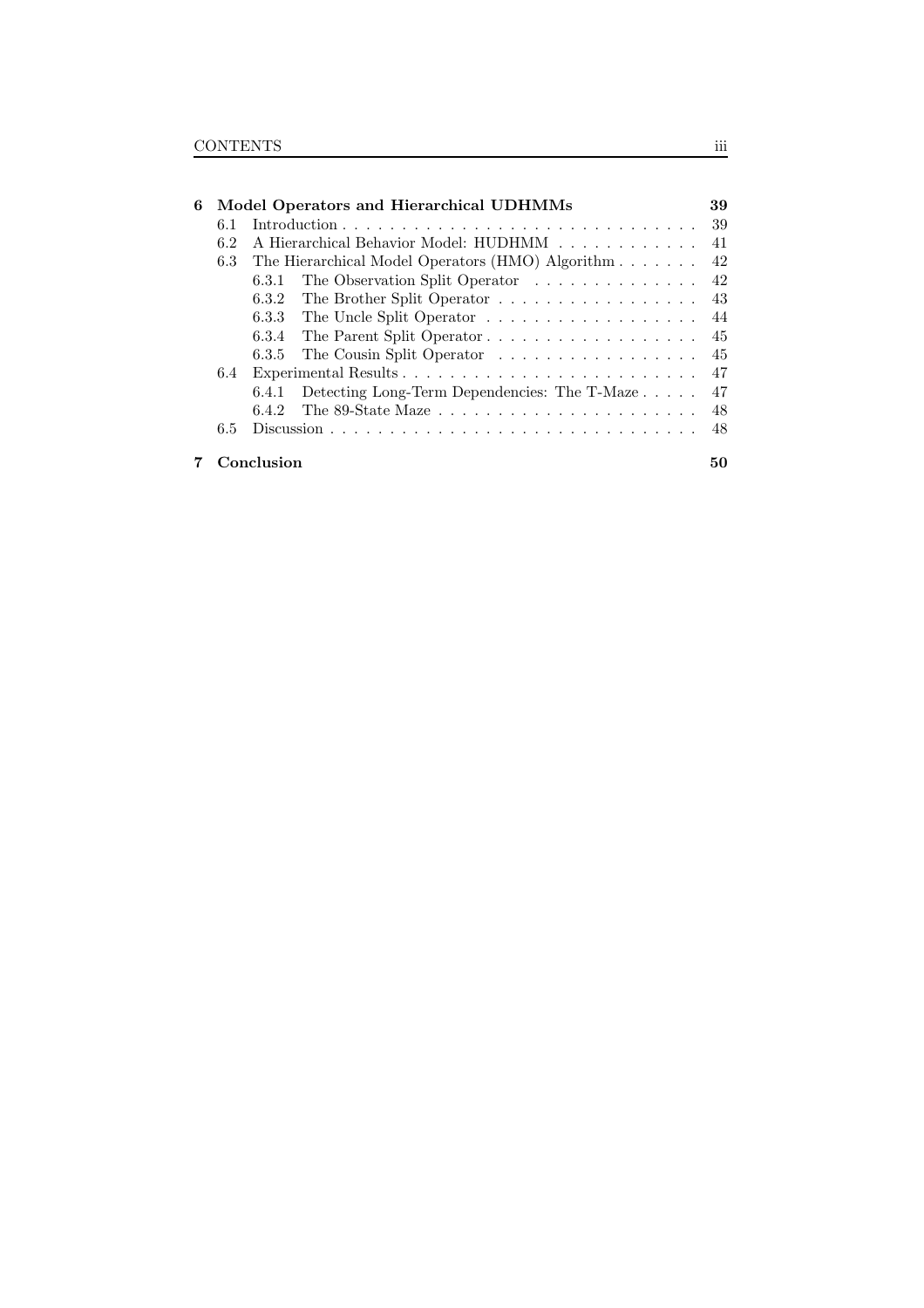**6 Model Operators and Hierarchical UDHMMs** **39**

- 6.1 Introduction . . . . . . . . . . . . . . . . . . . . . . . . . . . . . . . 39
- 6.2 A Hierarchical Behavior Model: HUDHMM . . . . . . . . . . . . 41
- 6.3 The Hierarchical Model Operators (HMO) Algorithm . . . . . . . 42
  - 6.3.1 The Observation Split Operator . . . . . . . . . . . . . . 42
  - 6.3.2 The Brother Split Operator . . . . . . . . . . . . . . . . . 43
  - 6.3.3 The Uncle Split Operator . . . . . . . . . . . . . . . . . . 44
  - 6.3.4 The Parent Split Operator . . . . . . . . . . . . . . . . . . 45
  - 6.3.5 The Cousin Split Operator . . . . . . . . . . . . . . . . . 45
- 6.4 Experimental Results . . . . . . . . . . . . . . . . . . . . . . . . . 47
  - 6.4.1 Detecting Long-Term Dependencies: The T-Maze . . . . . 47
  - 6.4.2 The 89-State Maze . . . . . . . . . . . . . . . . . . . . . . 48
- 6.5 Discussion . . . . . . . . . . . . . . . . . . . . . . . . . . . . . . . . 48

**7 Conclusion** **50**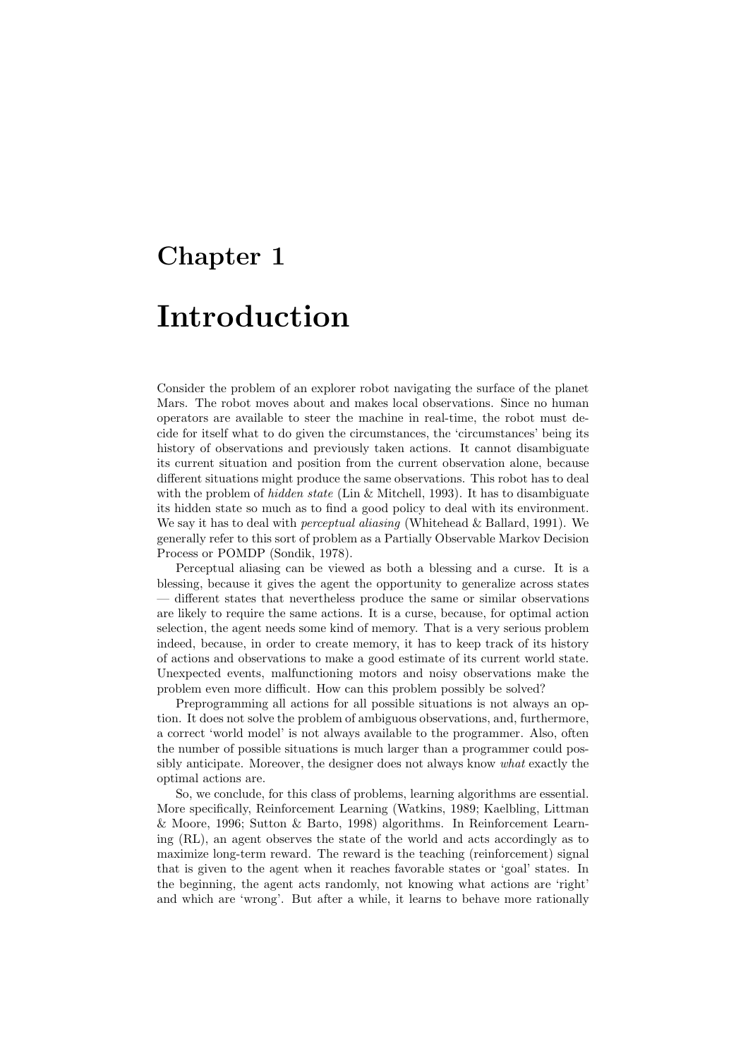# Chapter 1

# Introduction

Consider the problem of an explorer robot navigating the surface of the planet Mars. The robot moves about and makes local observations. Since no human operators are available to steer the machine in real-time, the robot must decide for itself what to do given the circumstances, the 'circumstances' being its history of observations and previously taken actions. It cannot disambiguate its current situation and position from the current observation alone, because different situations might produce the same observations. This robot has to deal with the problem of *hidden state* (Lin & Mitchell, 1993). It has to disambiguate its hidden state so much as to find a good policy to deal with its environment. We say it has to deal with *perceptual aliasing* (Whitehead & Ballard, 1991). We generally refer to this sort of problem as a Partially Observable Markov Decision Process or POMDP (Sondik, 1978).

Perceptual aliasing can be viewed as both a blessing and a curse. It is a blessing, because it gives the agent the opportunity to generalize across states — different states that nevertheless produce the same or similar observations are likely to require the same actions. It is a curse, because, for optimal action selection, the agent needs some kind of memory. That is a very serious problem indeed, because, in order to create memory, it has to keep track of its history of actions and observations to make a good estimate of its current world state. Unexpected events, malfunctioning motors and noisy observations make the problem even more difficult. How can this problem possibly be solved?

Preprogramming all actions for all possible situations is not always an option. It does not solve the problem of ambiguous observations, and, furthermore, a correct 'world model' is not always available to the programmer. Also, often the number of possible situations is much larger than a programmer could possibly anticipate. Moreover, the designer does not always know *what* exactly the optimal actions are.

So, we conclude, for this class of problems, learning algorithms are essential. More specifically, Reinforcement Learning (Watkins, 1989; Kaelbling, Littman & Moore, 1996; Sutton & Barto, 1998) algorithms. In Reinforcement Learning (RL), an agent observes the state of the world and acts accordingly as to maximize long-term reward. The reward is the teaching (reinforcement) signal that is given to the agent when it reaches favorable states or 'goal' states. In the beginning, the agent acts randomly, not knowing what actions are 'right' and which are 'wrong'. But after a while, it learns to behave more rationally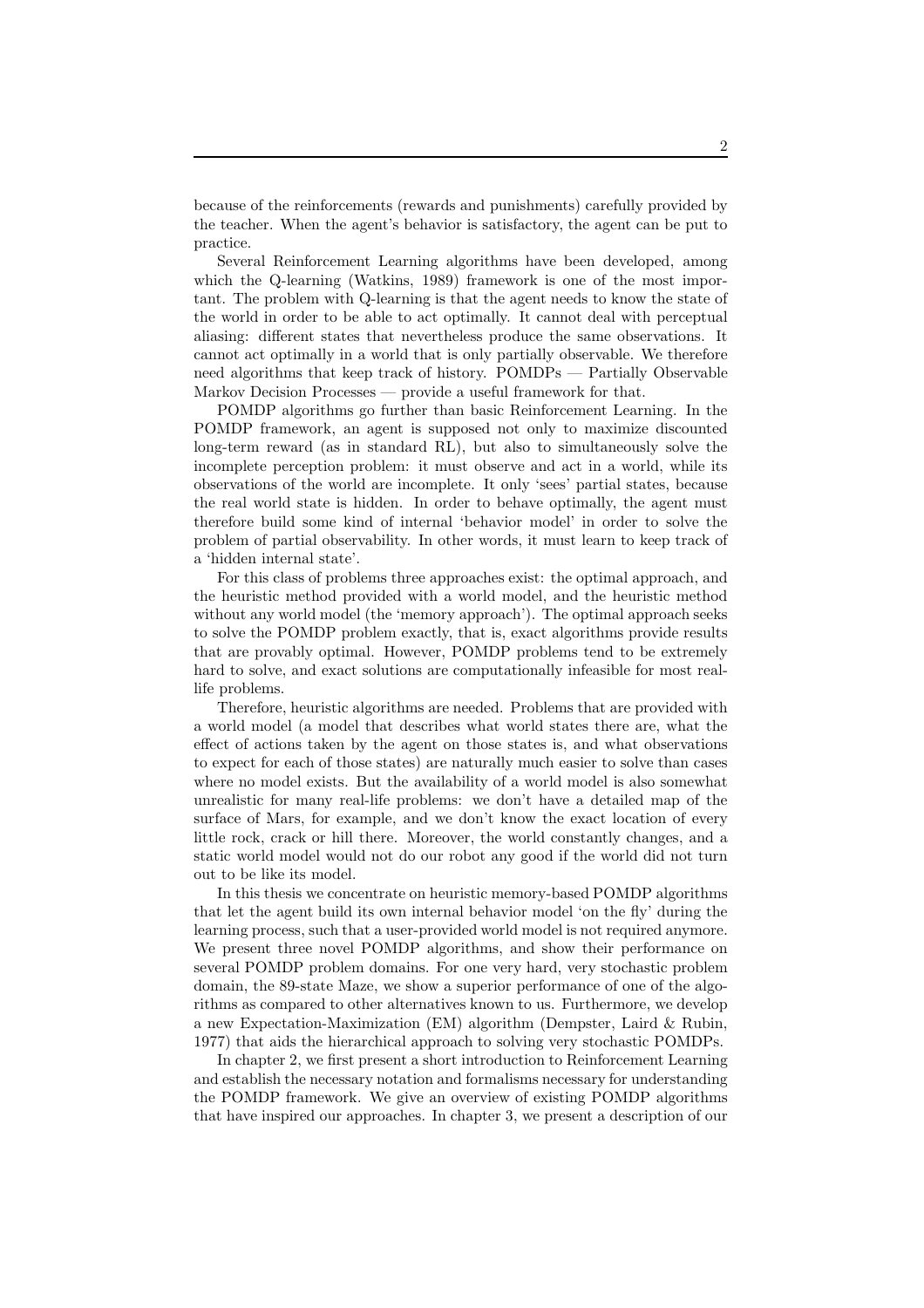because of the reinforcements (rewards and punishments) carefully provided by the teacher. When the agent's behavior is satisfactory, the agent can be put to practice.

Several Reinforcement Learning algorithms have been developed, among which the Q-learning (Watkins, 1989) framework is one of the most important. The problem with Q-learning is that the agent needs to know the state of the world in order to be able to act optimally. It cannot deal with perceptual aliasing: different states that nevertheless produce the same observations. It cannot act optimally in a world that is only partially observable. We therefore need algorithms that keep track of history. POMDPs — Partially Observable Markov Decision Processes — provide a useful framework for that.

POMDP algorithms go further than basic Reinforcement Learning. In the POMDP framework, an agent is supposed not only to maximize discounted long-term reward (as in standard RL), but also to simultaneously solve the incomplete perception problem: it must observe and act in a world, while its observations of the world are incomplete. It only 'sees' partial states, because the real world state is hidden. In order to behave optimally, the agent must therefore build some kind of internal 'behavior model' in order to solve the problem of partial observability. In other words, it must learn to keep track of a 'hidden internal state'.

For this class of problems three approaches exist: the optimal approach, and the heuristic method provided with a world model, and the heuristic method without any world model (the 'memory approach'). The optimal approach seeks to solve the POMDP problem exactly, that is, exact algorithms provide results that are provably optimal. However, POMDP problems tend to be extremely hard to solve, and exact solutions are computationally infeasible for most real-life problems.

Therefore, heuristic algorithms are needed. Problems that are provided with a world model (a model that describes what world states there are, what the effect of actions taken by the agent on those states is, and what observations to expect for each of those states) are naturally much easier to solve than cases where no model exists. But the availability of a world model is also somewhat unrealistic for many real-life problems: we don't have a detailed map of the surface of Mars, for example, and we don't know the exact location of every little rock, crack or hill there. Moreover, the world constantly changes, and a static world model would not do our robot any good if the world did not turn out to be like its model.

In this thesis we concentrate on heuristic memory-based POMDP algorithms that let the agent build its own internal behavior model 'on the fly' during the learning process, such that a user-provided world model is not required anymore. We present three novel POMDP algorithms, and show their performance on several POMDP problem domains. For one very hard, very stochastic problem domain, the 89-state Maze, we show a superior performance of one of the algorithms as compared to other alternatives known to us. Furthermore, we develop a new Expectation-Maximization (EM) algorithm (Dempster, Laird & Rubin, 1977) that aids the hierarchical approach to solving very stochastic POMDPs.

In chapter 2, we first present a short introduction to Reinforcement Learning and establish the necessary notation and formalisms necessary for understanding the POMDP framework. We give an overview of existing POMDP algorithms that have inspired our approaches. In chapter 3, we present a description of our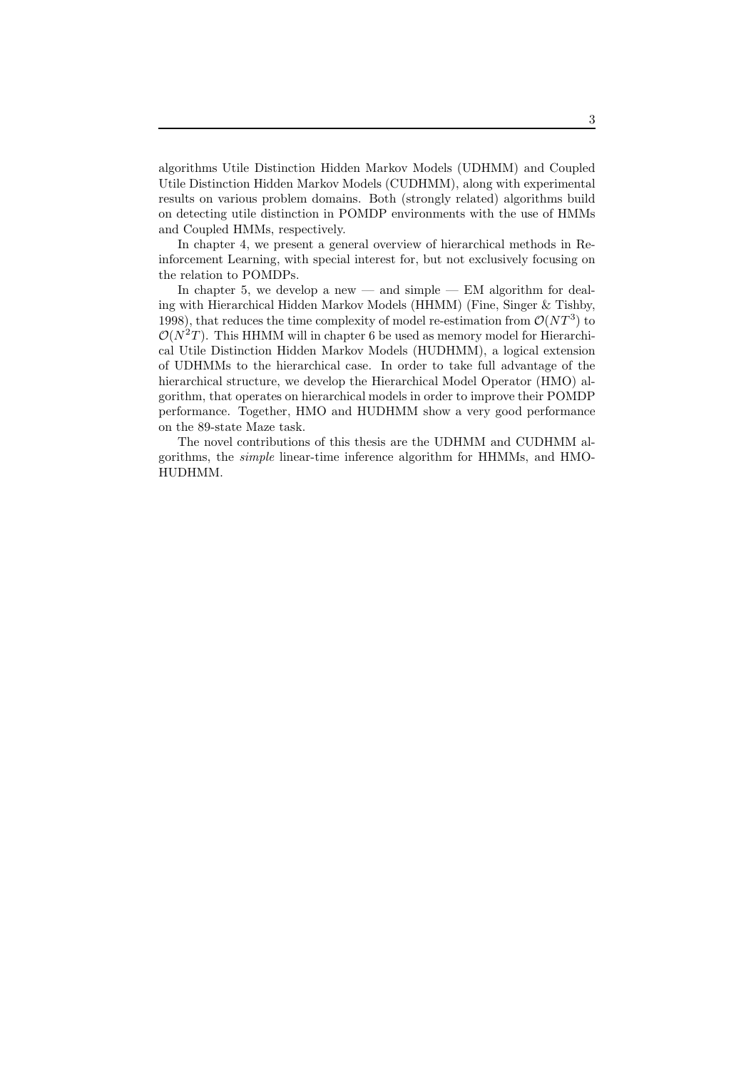algorithms Utile Distinction Hidden Markov Models (UDHMM) and Coupled Utile Distinction Hidden Markov Models (CUDHMM), along with experimental results on various problem domains. Both (strongly related) algorithms build on detecting utile distinction in POMDP environments with the use of HMMs and Coupled HMMs, respectively.

In chapter 4, we present a general overview of hierarchical methods in Reinforcement Learning, with special interest for, but not exclusively focusing on the relation to POMDPs.

In chapter 5, we develop a new — and simple — EM algorithm for dealing with Hierarchical Hidden Markov Models (HHMM) (Fine, Singer & Tishby, 1998), that reduces the time complexity of model re-estimation from $\mathcal{O}(NT^3)$ to $\mathcal{O}(N^2T)$. This HHMM will in chapter 6 be used as memory model for Hierarchical Utile Distinction Hidden Markov Models (HUDHMM), a logical extension of UDHMMs to the hierarchical case. In order to take full advantage of the hierarchical structure, we develop the Hierarchical Model Operator (HMO) algorithm, that operates on hierarchical models in order to improve their POMDP performance. Together, HMO and HUDHMM show a very good performance on the 89-state Maze task.

The novel contributions of this thesis are the UDHMM and CUDHMM algorithms, the *simple* linear-time inference algorithm for HHMMs, and HMO-HUDHMM.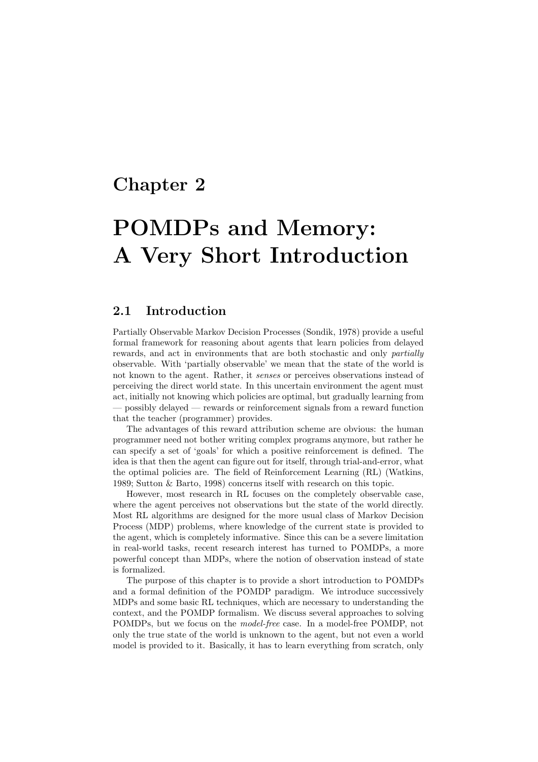# Chapter 2

# POMDPs and Memory: A Very Short Introduction

## 2.1 Introduction

Partially Observable Markov Decision Processes (Sondik, 1978) provide a useful formal framework for reasoning about agents that learn policies from delayed rewards, and act in environments that are both stochastic and only *partially* observable. With 'partially observable' we mean that the state of the world is not known to the agent. Rather, it *senses* or perceives observations instead of perceiving the direct world state. In this uncertain environment the agent must act, initially not knowing which policies are optimal, but gradually learning from — possibly delayed — rewards or reinforcement signals from a reward function that the teacher (programmer) provides.

The advantages of this reward attribution scheme are obvious: the human programmer need not bother writing complex programs anymore, but rather he can specify a set of 'goals' for which a positive reinforcement is defined. The idea is that then the agent can figure out for itself, through trial-and-error, what the optimal policies are. The field of Reinforcement Learning (RL) (Watkins, 1989; Sutton & Barto, 1998) concerns itself with research on this topic.

However, most research in RL focuses on the completely observable case, where the agent perceives not observations but the state of the world directly. Most RL algorithms are designed for the more usual class of Markov Decision Process (MDP) problems, where knowledge of the current state is provided to the agent, which is completely informative. Since this can be a severe limitation in real-world tasks, recent research interest has turned to POMDPs, a more powerful concept than MDPs, where the notion of observation instead of state is formalized.

The purpose of this chapter is to provide a short introduction to POMDPs and a formal definition of the POMDP paradigm. We introduce successively MDPs and some basic RL techniques, which are necessary to understanding the context, and the POMDP formalism. We discuss several approaches to solving POMDPs, but we focus on the *model-free* case. In a model-free POMDP, not only the true state of the world is unknown to the agent, but not even a world model is provided to it. Basically, it has to learn everything from scratch, only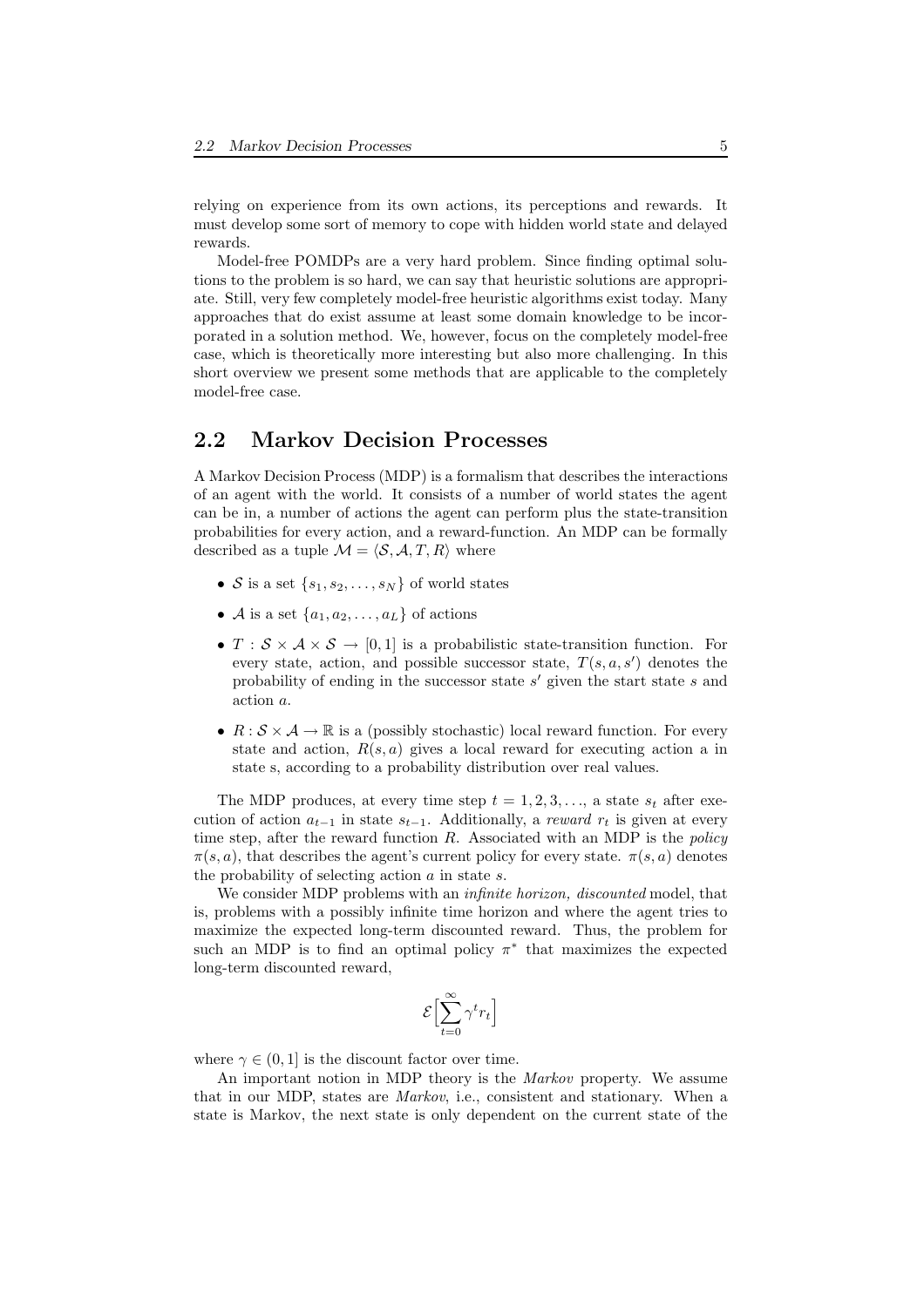relying on experience from its own actions, its perceptions and rewards. It must develop some sort of memory to cope with hidden world state and delayed rewards.

Model-free POMDPs are a very hard problem. Since finding optimal solutions to the problem is so hard, we can say that heuristic solutions are appropriate. Still, very few completely model-free heuristic algorithms exist today. Many approaches that do exist assume at least some domain knowledge to be incorporated in a solution method. We, however, focus on the completely model-free case, which is theoretically more interesting but also more challenging. In this short overview we present some methods that are applicable to the completely model-free case.

## 2.2 Markov Decision Processes

A Markov Decision Process (MDP) is a formalism that describes the interactions of an agent with the world. It consists of a number of world states the agent can be in, a number of actions the agent can perform plus the state-transition probabilities for every action, and a reward-function. An MDP can be formally described as a tuple $\mathcal{M} = \langle \mathcal{S}, \mathcal{A}, T, R \rangle$ where

- $\mathcal{S}$ is a set $\{s_1, s_2, \ldots, s_N\}$ of world states
- $\mathcal{A}$ is a set $\{a_1, a_2, \ldots, a_L\}$ of actions
- $T : \mathcal{S} \times \mathcal{A} \times \mathcal{S} \rightarrow [0, 1]$ is a probabilistic state-transition function. For every state, action, and possible successor state, $T(s, a, s')$ denotes the probability of ending in the successor state $s'$ given the start state $s$ and action $a$.
- $R : \mathcal{S} \times \mathcal{A} \rightarrow \mathbb{R}$ is a (possibly stochastic) local reward function. For every state and action, $R(s, a)$ gives a local reward for executing action a in state s, according to a probability distribution over real values.

The MDP produces, at every time step $t = 1, 2, 3, \ldots$, a state $s_t$ after execution of action $a_{t-1}$ in state $s_{t-1}$. Additionally, a *reward* $r_t$ is given at every time step, after the reward function $R$. Associated with an MDP is the *policy* $\pi(s, a)$, that describes the agent's current policy for every state. $\pi(s, a)$ denotes the probability of selecting action $a$ in state $s$.

We consider MDP problems with an *infinite horizon, discounted* model, that is, problems with a possibly infinite time horizon and where the agent tries to maximize the expected long-term discounted reward. Thus, the problem for such an MDP is to find an optimal policy $\pi^*$ that maximizes the expected long-term discounted reward,

$$\mathcal{E}\Big[\sum_{t=0}^{\infty} \gamma^t r_t\Big]$$

where $\gamma \in (0, 1]$ is the discount factor over time.

An important notion in MDP theory is the *Markov* property. We assume that in our MDP, states are *Markov*, i.e., consistent and stationary. When a state is Markov, the next state is only dependent on the current state of the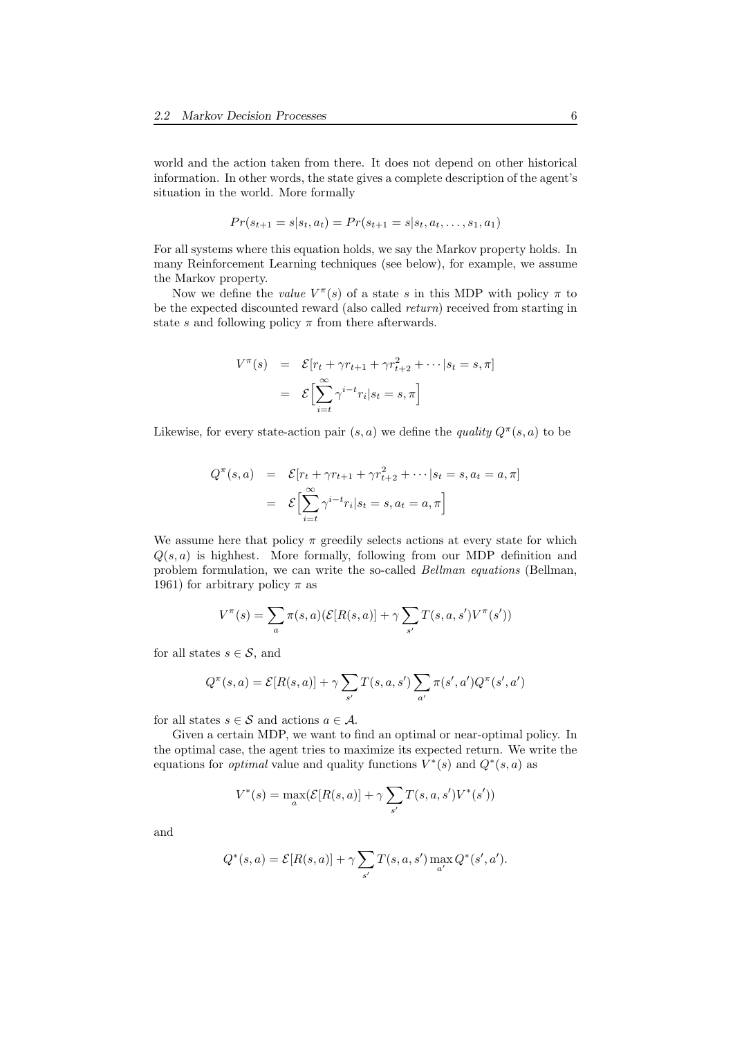world and the action taken from there. It does not depend on other historical information. In other words, the state gives a complete description of the agent's situation in the world. More formally

$$Pr(s_{t+1} = s | s_t, a_t) = Pr(s_{t+1} = s | s_t, a_t, \dots, s_1, a_1)$$

For all systems where this equation holds, we say the Markov property holds. In many Reinforcement Learning techniques (see below), for example, we assume the Markov property.

Now we define the *value* $V^\pi(s)$ of a state $s$ in this MDP with policy $\pi$ to be the expected discounted reward (also called *return*) received from starting in state $s$ and following policy $\pi$ from there afterwards.

$$\begin{aligned} V^\pi(s) &= \mathcal{E}[r_t + \gamma r_{t+1} + \gamma r_{t+2}^2 + \cdots | s_t = s, \pi] \\ &= \mathcal{E}\Big[\sum_{i=t}^{\infty} \gamma^{i-t} r_i | s_t = s, \pi\Big] \end{aligned}$$

Likewise, for every state-action pair $(s, a)$ we define the *quality* $Q^\pi(s, a)$ to be

$$\begin{aligned} Q^\pi(s, a) &= \mathcal{E}[r_t + \gamma r_{t+1} + \gamma r_{t+2}^2 + \cdots | s_t = s, a_t = a, \pi] \\ &= \mathcal{E}\Big[\sum_{i=t}^{\infty} \gamma^{i-t} r_i | s_t = s, a_t = a, \pi\Big] \end{aligned}$$

We assume here that policy $\pi$ greedily selects actions at every state for which $Q(s, a)$ is highhest. More formally, following from our MDP definition and problem formulation, we can write the so-called *Bellman equations* (Bellman, 1961) for arbitrary policy $\pi$ as

$$V^\pi(s) = \sum_a \pi(s, a)(\mathcal{E}[R(s, a)] + \gamma \sum_{s'} T(s, a, s') V^\pi(s'))$$

for all states $s \in \mathcal{S}$, and

$$Q^\pi(s, a) = \mathcal{E}[R(s, a)] + \gamma \sum_{s'} T(s, a, s') \sum_{a'} \pi(s', a') Q^\pi(s', a')$$

for all states $s \in \mathcal{S}$ and actions $a \in \mathcal{A}$.

Given a certain MDP, we want to find an optimal or near-optimal policy. In the optimal case, the agent tries to maximize its expected return. We write the equations for *optimal* value and quality functions $V^*(s)$ and $Q^*(s, a)$ as

$$V^*(s) = \max_a (\mathcal{E}[R(s, a)] + \gamma \sum_{s'} T(s, a, s') V^*(s'))$$

and

$$Q^*(s, a) = \mathcal{E}[R(s, a)] + \gamma \sum_{s'} T(s, a, s') \max_{a'} Q^*(s', a').$$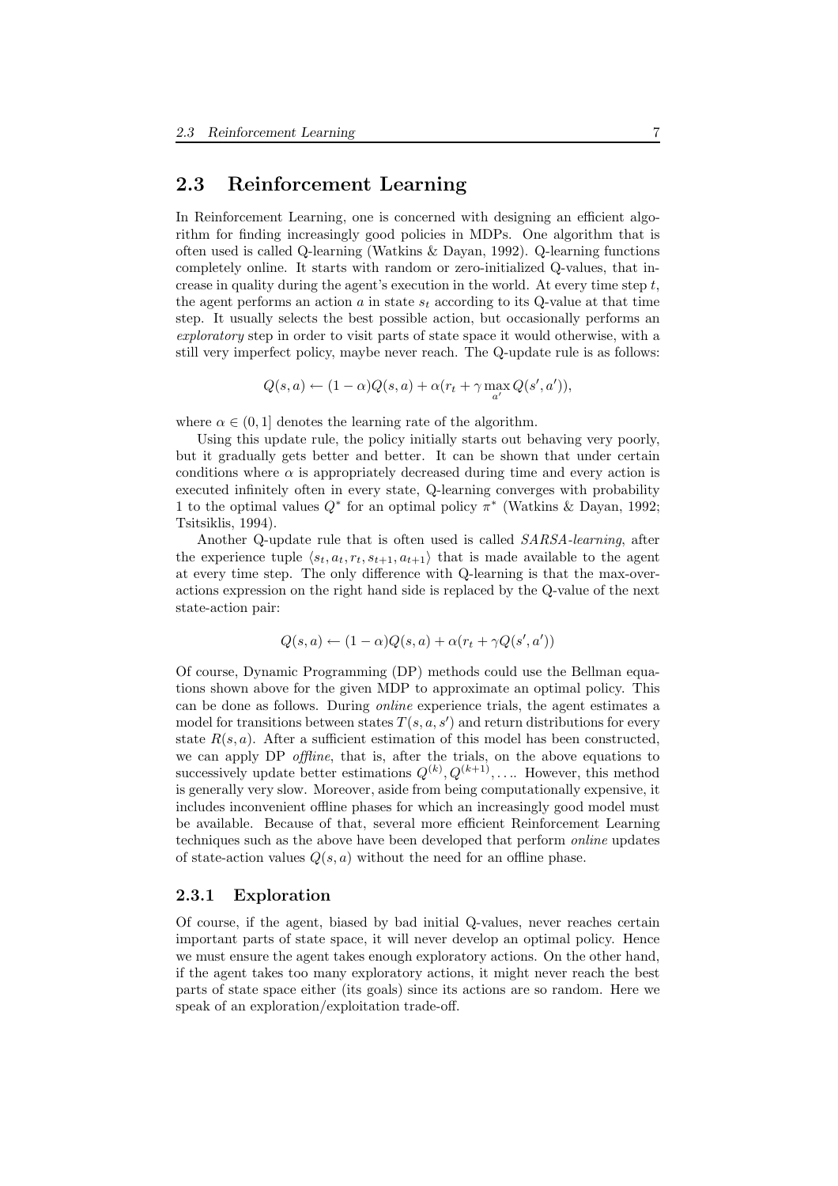## 2.3 Reinforcement Learning

In Reinforcement Learning, one is concerned with designing an efficient algorithm for finding increasingly good policies in MDPs. One algorithm that is often used is called Q-learning (Watkins & Dayan, 1992). Q-learning functions completely online. It starts with random or zero-initialized Q-values, that increase in quality during the agent's execution in the world. At every time step $t$, the agent performs an action $a$ in state $s_t$ according to its Q-value at that time step. It usually selects the best possible action, but occasionally performs an *exploratory* step in order to visit parts of state space it would otherwise, with a still very imperfect policy, maybe never reach. The Q-update rule is as follows:

$$Q(s,a) \leftarrow (1-\alpha)Q(s,a) + \alpha(r_t + \gamma \max_{a'} Q(s',a')),$$

where $\alpha \in (0,1]$ denotes the learning rate of the algorithm.

Using this update rule, the policy initially starts out behaving very poorly, but it gradually gets better and better. It can be shown that under certain conditions where $\alpha$ is appropriately decreased during time and every action is executed infinitely often in every state, Q-learning converges with probability 1 to the optimal values $Q^*$ for an optimal policy $\pi^*$ (Watkins & Dayan, 1992; Tsitsiklis, 1994).

Another Q-update rule that is often used is called *SARSA-learning*, after the experience tuple $\langle s_t, a_t, r_t, s_{t+1}, a_{t+1} \rangle$ that is made available to the agent at every time step. The only difference with Q-learning is that the max-over-actions expression on the right hand side is replaced by the Q-value of the next state-action pair:

$$Q(s,a) \leftarrow (1-\alpha)Q(s,a) + \alpha(r_t + \gamma Q(s',a'))$$

Of course, Dynamic Programming (DP) methods could use the Bellman equations shown above for the given MDP to approximate an optimal policy. This can be done as follows. During *online* experience trials, the agent estimates a model for transitions between states $T(s,a,s')$ and return distributions for every state $R(s,a)$. After a sufficient estimation of this model has been constructed, we can apply DP *offline*, that is, after the trials, on the above equations to successively update better estimations $Q^{(k)}, Q^{(k+1)}, \ldots$. However, this method is generally very slow. Moreover, aside from being computationally expensive, it includes inconvenient offline phases for which an increasingly good model must be available. Because of that, several more efficient Reinforcement Learning techniques such as the above have been developed that perform *online* updates of state-action values $Q(s,a)$ without the need for an offline phase.

### 2.3.1 Exploration

Of course, if the agent, biased by bad initial Q-values, never reaches certain important parts of state space, it will never develop an optimal policy. Hence we must ensure the agent takes enough exploratory actions. On the other hand, if the agent takes too many exploratory actions, it might never reach the best parts of state space either (its goals) since its actions are so random. Here we speak of an exploration/exploitation trade-off.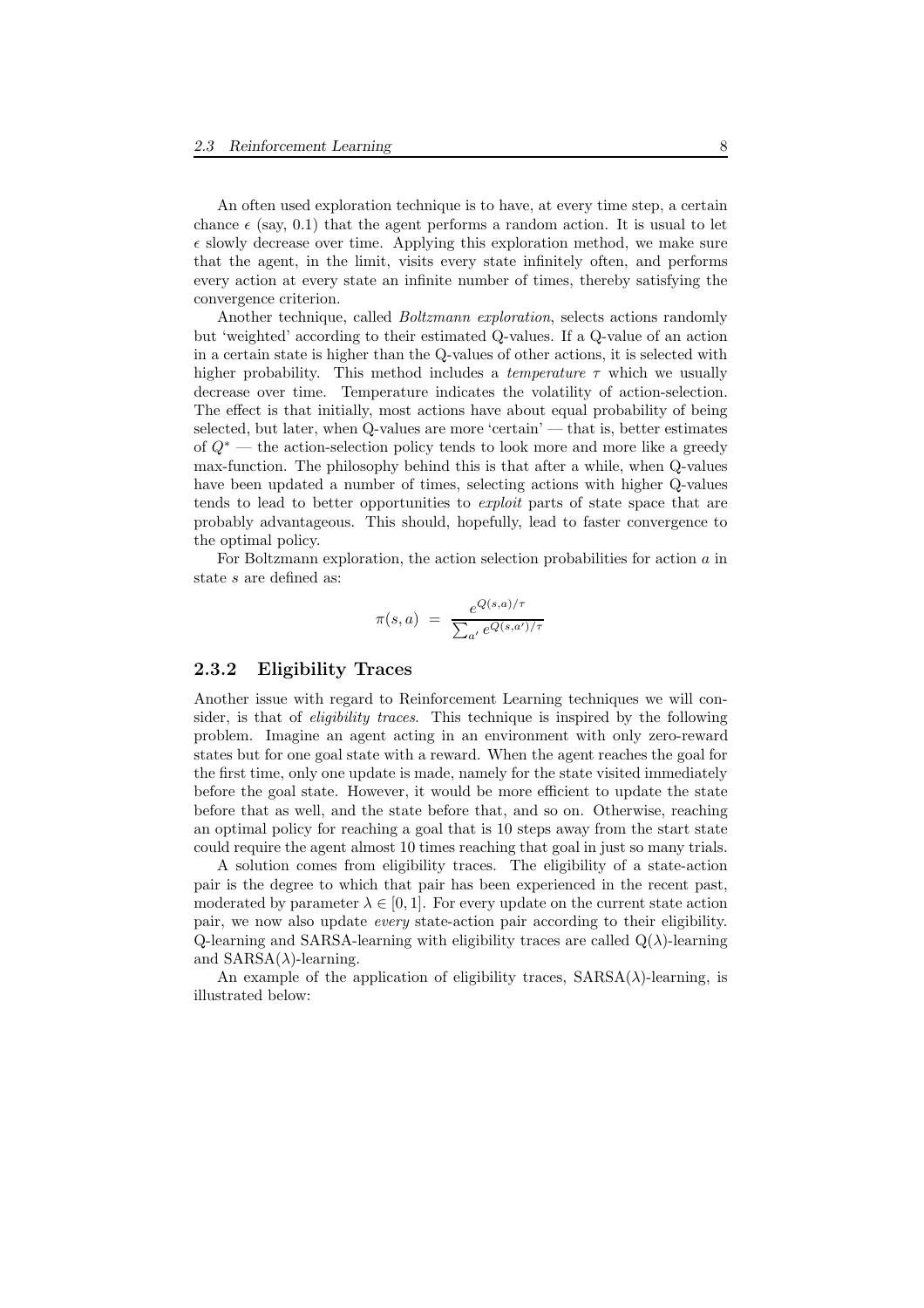An often used exploration technique is to have, at every time step, a certain chance $\epsilon$ (say, 0.1) that the agent performs a random action. It is usual to let $\epsilon$ slowly decrease over time. Applying this exploration method, we make sure that the agent, in the limit, visits every state infinitely often, and performs every action at every state an infinite number of times, thereby satisfying the convergence criterion.

Another technique, called *Boltzmann exploration*, selects actions randomly but 'weighted' according to their estimated Q-values. If a Q-value of an action in a certain state is higher than the Q-values of other actions, it is selected with higher probability. This method includes a *temperature* $\tau$ which we usually decrease over time. Temperature indicates the volatility of action-selection. The effect is that initially, most actions have about equal probability of being selected, but later, when Q-values are more 'certain' — that is, better estimates of $Q^*$ — the action-selection policy tends to look more and more like a greedy max-function. The philosophy behind this is that after a while, when Q-values have been updated a number of times, selecting actions with higher Q-values tends to lead to better opportunities to *exploit* parts of state space that are probably advantageous. This should, hopefully, lead to faster convergence to the optimal policy.

For Boltzmann exploration, the action selection probabilities for action $a$ in state $s$ are defined as:

$$\pi(s, a) \;=\; \frac{e^{Q(s,a)/\tau}}{\sum_{a'} e^{Q(s,a')/\tau}}$$

### 2.3.2 Eligibility Traces

Another issue with regard to Reinforcement Learning techniques we will consider, is that of *eligibility traces*. This technique is inspired by the following problem. Imagine an agent acting in an environment with only zero-reward states but for one goal state with a reward. When the agent reaches the goal for the first time, only one update is made, namely for the state visited immediately before the goal state. However, it would be more efficient to update the state before that as well, and the state before that, and so on. Otherwise, reaching an optimal policy for reaching a goal that is 10 steps away from the start state could require the agent almost 10 times reaching that goal in just so many trials.

A solution comes from eligibility traces. The eligibility of a state-action pair is the degree to which that pair has been experienced in the recent past, moderated by parameter $\lambda \in [0, 1]$. For every update on the current state action pair, we now also update *every* state-action pair according to their eligibility. Q-learning and SARSA-learning with eligibility traces are called Q($\lambda$)-learning and SARSA($\lambda$)-learning.

An example of the application of eligibility traces, SARSA($\lambda$)-learning, is illustrated below: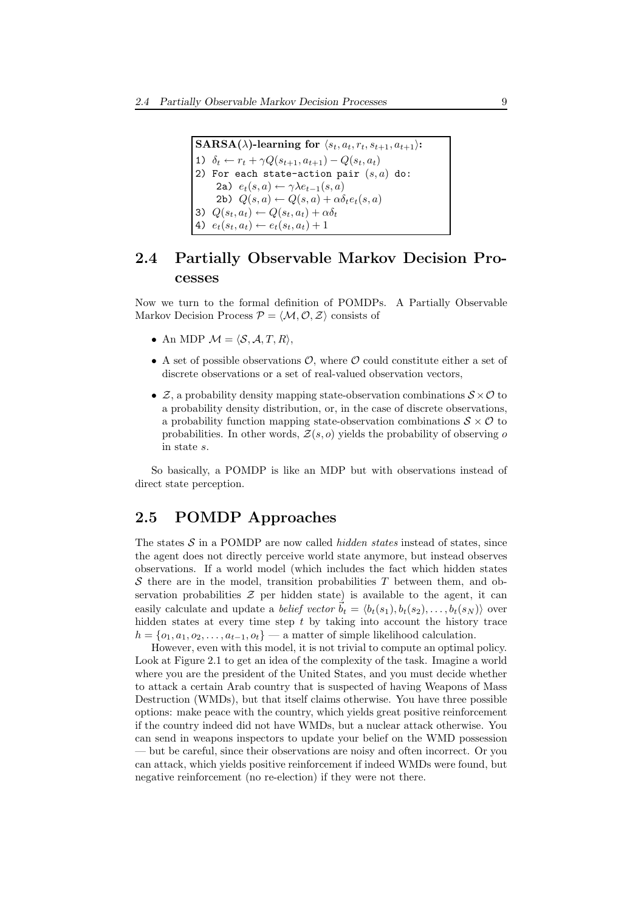```
SARSA(λ)-learning for ⟨s_t, a_t, r_t, s_{t+1}, a_{t+1}⟩:
1) δ_t ← r_t + γQ(s_{t+1}, a_{t+1}) − Q(s_t, a_t)
2) For each state-action pair (s, a) do:
    2a) e_t(s, a) ← γλe_{t−1}(s, a)
    2b) Q(s, a) ← Q(s, a) + αδ_t e_t(s, a)
3) Q(s_t, a_t) ← Q(s_t, a_t) + αδ_t
4) e_t(s_t, a_t) ← e_t(s_t, a_t) + 1
```

## 2.4 Partially Observable Markov Decision Processes

Now we turn to the formal definition of POMDPs. A Partially Observable Markov Decision Process $\mathcal{P} = \langle \mathcal{M}, \mathcal{O}, \mathcal{Z} \rangle$ consists of

- An MDP $\mathcal{M} = \langle \mathcal{S}, \mathcal{A}, T, R \rangle$,
- A set of possible observations $\mathcal{O}$, where $\mathcal{O}$ could constitute either a set of discrete observations or a set of real-valued observation vectors,
- $\mathcal{Z}$, a probability density mapping state-observation combinations $\mathcal{S} \times \mathcal{O}$ to a probability density distribution, or, in the case of discrete observations, a probability function mapping state-observation combinations $\mathcal{S} \times \mathcal{O}$ to probabilities. In other words, $\mathcal{Z}(s, o)$ yields the probability of observing $o$ in state $s$.

So basically, a POMDP is like an MDP but with observations instead of direct state perception.

## 2.5 POMDP Approaches

The states $\mathcal{S}$ in a POMDP are now called *hidden states* instead of states, since the agent does not directly perceive world state anymore, but instead observes observations. If a world model (which includes the fact which hidden states $\mathcal{S}$ there are in the model, transition probabilities $T$ between them, and observation probabilities $\mathcal{Z}$ per hidden state) is available to the agent, it can easily calculate and update a *belief vector* $\vec{b}_t = \langle b_t(s_1), b_t(s_2), \ldots, b_t(s_N) \rangle$ over hidden states at every time step $t$ by taking into account the history trace $h = \{o_1, a_1, o_2, \ldots, a_{t-1}, o_t\}$ — a matter of simple likelihood calculation.

However, even with this model, it is not trivial to compute an optimal policy. Look at Figure 2.1 to get an idea of the complexity of the task. Imagine a world where you are the president of the United States, and you must decide whether to attack a certain Arab country that is suspected of having Weapons of Mass Destruction (WMDs), but that itself claims otherwise. You have three possible options: make peace with the country, which yields great positive reinforcement if the country indeed did not have WMDs, but a nuclear attack otherwise. You can send in weapons inspectors to update your belief on the WMD possession — but be careful, since their observations are noisy and often incorrect. Or you can attack, which yields positive reinforcement if indeed WMDs were found, but negative reinforcement (no re-election) if they were not there.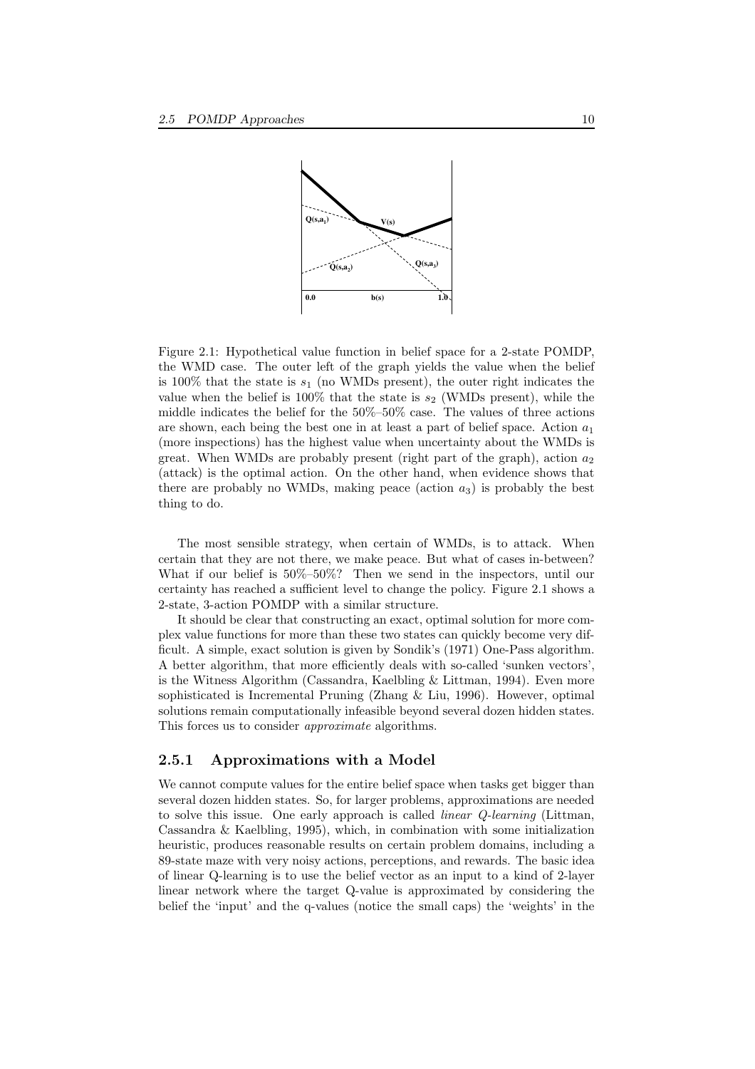Figure 2.1: Hypothetical value function in belief space for a 2-state POMDP, the WMD case. The outer left of the graph yields the value when the belief is 100% that the state is $s_1$ (no WMDs present), the outer right indicates the value when the belief is 100% that the state is $s_2$ (WMDs present), while the middle indicates the belief for the 50%–50% case. The values of three actions are shown, each being the best one in at least a part of belief space. Action $a_1$ (more inspections) has the highest value when uncertainty about the WMDs is great. When WMDs are probably present (right part of the graph), action $a_2$ (attack) is the optimal action. On the other hand, when evidence shows that there are probably no WMDs, making peace (action $a_3$) is probably the best thing to do.

The most sensible strategy, when certain of WMDs, is to attack. When certain that they are not there, we make peace. But what of cases in-between? What if our belief is 50%–50%? Then we send in the inspectors, until our certainty has reached a sufficient level to change the policy. Figure 2.1 shows a 2-state, 3-action POMDP with a similar structure.

It should be clear that constructing an exact, optimal solution for more complex value functions for more than these two states can quickly become very difficult. A simple, exact solution is given by Sondik's (1971) One-Pass algorithm. A better algorithm, that more efficiently deals with so-called 'sunken vectors', is the Witness Algorithm (Cassandra, Kaelbling & Littman, 1994). Even more sophisticated is Incremental Pruning (Zhang & Liu, 1996). However, optimal solutions remain computationally infeasible beyond several dozen hidden states. This forces us to consider *approximate* algorithms.

### 2.5.1 Approximations with a Model

We cannot compute values for the entire belief space when tasks get bigger than several dozen hidden states. So, for larger problems, approximations are needed to solve this issue. One early approach is called *linear Q-learning* (Littman, Cassandra & Kaelbling, 1995), which, in combination with some initialization heuristic, produces reasonable results on certain problem domains, including a 89-state maze with very noisy actions, perceptions, and rewards. The basic idea of linear Q-learning is to use the belief vector as an input to a kind of 2-layer linear network where the target Q-value is approximated by considering the belief the 'input' and the q-values (notice the small caps) the 'weights' in the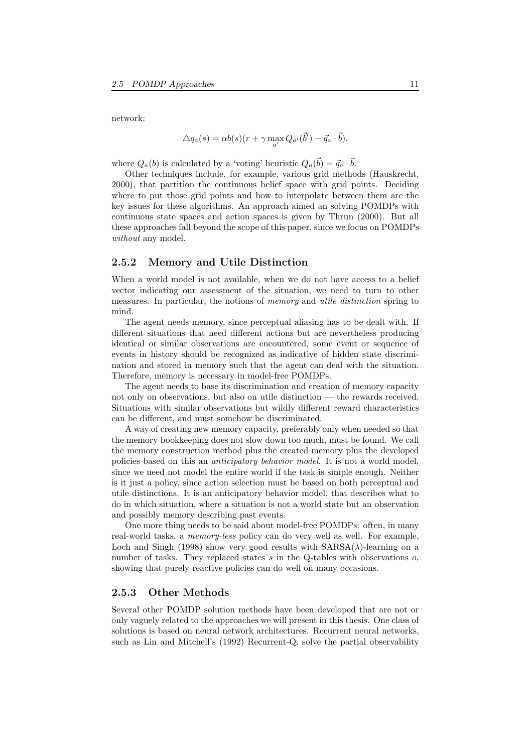network:

$$\triangle q_a(s) = \alpha b(s)(r + \gamma \max_{a'} Q_{a'}(\vec{b'}) - \vec{q}_a \cdot \vec{b}).$$

where $Q_a(b)$ is calculated by a 'voting' heuristic $Q_a(\vec{b}) = \vec{q}_a \cdot \vec{b}$.

Other techniques include, for example, various grid methods (Hauskrecht, 2000), that partition the continuous belief space with grid points. Deciding where to put those grid points and how to interpolate between them are the key issues for these algorithms. An approach aimed an solving POMDPs with continuous state spaces and action spaces is given by Thrun (2000). But all these approaches fall beyond the scope of this paper, since we focus on POMDPs *without* any model.

### 2.5.2 Memory and Utile Distinction

When a world model is not available, when we do not have access to a belief vector indicating our assessment of the situation, we need to turn to other measures. In particular, the notions of *memory* and *utile distinction* spring to mind.

The agent needs memory, since perceptual aliasing has to be dealt with. If different situations that need different actions but are nevertheless producing identical or similar observations are encountered, some event or sequence of events in history should be recognized as indicative of hidden state discrimination and stored in memory such that the agent can deal with the situation. Therefore, memory is necessary in model-free POMDPs.

The agent needs to base its discrimination and creation of memory capacity not only on observations, but also on utile distinction — the rewards received. Situations with similar observations but wildly different reward characteristics can be different, and must somehow be discriminated.

A way of creating new memory capacity, preferably only when needed so that the memory bookkeeping does not slow down too much, must be found. We call the memory construction method plus the created memory plus the developed policies based on this an *anticipatory behavior model*. It is not a world model, since we need not model the entire world if the task is simple enough. Neither is it just a policy, since action selection must be based on both perceptual and utile distinctions. It is an anticipatory behavior model, that describes what to do in which situation, where a situation is not a world state but an observation and possibly memory describing past events.

One more thing needs to be said about model-free POMDPs: often, in many real-world tasks, a *memory-less* policy can do very well as well. For example, Loch and Singh (1998) show very good results with SARSA($\lambda$)-learning on a number of tasks. They replaced states $s$ in the Q-tables with observations $o$, showing that purely reactive policies can do well on many occasions.

### 2.5.3 Other Methods

Several other POMDP solution methods have been developed that are not or only vaguely related to the approaches we will present in this thesis. One class of solutions is based on neural network architectures. Recurrent neural networks, such as Lin and Mitchell's (1992) Recurrent-Q, solve the partial observability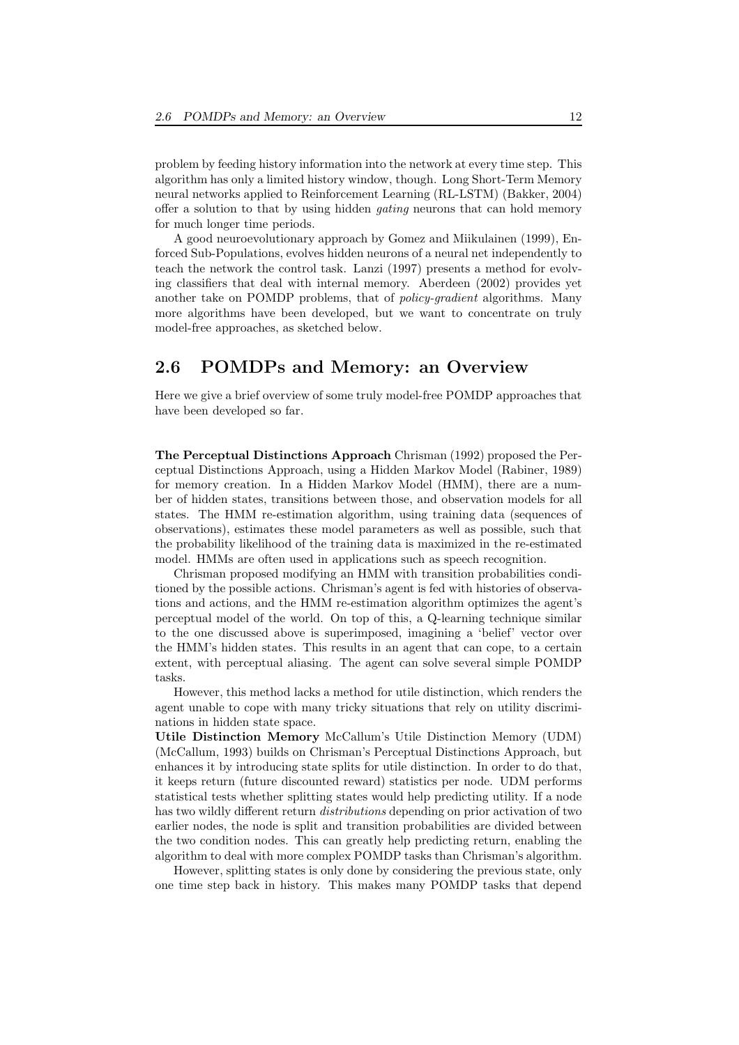problem by feeding history information into the network at every time step. This algorithm has only a limited history window, though. Long Short-Term Memory neural networks applied to Reinforcement Learning (RL-LSTM) (Bakker, 2004) offer a solution to that by using hidden *gating* neurons that can hold memory for much longer time periods.

A good neuroevolutionary approach by Gomez and Miikulainen (1999), Enforced Sub-Populations, evolves hidden neurons of a neural net independently to teach the network the control task. Lanzi (1997) presents a method for evolving classifiers that deal with internal memory. Aberdeen (2002) provides yet another take on POMDP problems, that of *policy-gradient* algorithms. Many more algorithms have been developed, but we want to concentrate on truly model-free approaches, as sketched below.

## 2.6 POMDPs and Memory: an Overview

Here we give a brief overview of some truly model-free POMDP approaches that have been developed so far.

**The Perceptual Distinctions Approach** Chrisman (1992) proposed the Perceptual Distinctions Approach, using a Hidden Markov Model (Rabiner, 1989) for memory creation. In a Hidden Markov Model (HMM), there are a number of hidden states, transitions between those, and observation models for all states. The HMM re-estimation algorithm, using training data (sequences of observations), estimates these model parameters as well as possible, such that the probability likelihood of the training data is maximized in the re-estimated model. HMMs are often used in applications such as speech recognition.

Chrisman proposed modifying an HMM with transition probabilities conditioned by the possible actions. Chrisman's agent is fed with histories of observations and actions, and the HMM re-estimation algorithm optimizes the agent's perceptual model of the world. On top of this, a Q-learning technique similar to the one discussed above is superimposed, imagining a 'belief' vector over the HMM's hidden states. This results in an agent that can cope, to a certain extent, with perceptual aliasing. The agent can solve several simple POMDP tasks.

However, this method lacks a method for utile distinction, which renders the agent unable to cope with many tricky situations that rely on utility discriminations in hidden state space.

**Utile Distinction Memory** McCallum's Utile Distinction Memory (UDM) (McCallum, 1993) builds on Chrisman's Perceptual Distinctions Approach, but enhances it by introducing state splits for utile distinction. In order to do that, it keeps return (future discounted reward) statistics per node. UDM performs statistical tests whether splitting states would help predicting utility. If a node has two wildly different return *distributions* depending on prior activation of two earlier nodes, the node is split and transition probabilities are divided between the two condition nodes. This can greatly help predicting return, enabling the algorithm to deal with more complex POMDP tasks than Chrisman's algorithm.

However, splitting states is only done by considering the previous state, only one time step back in history. This makes many POMDP tasks that depend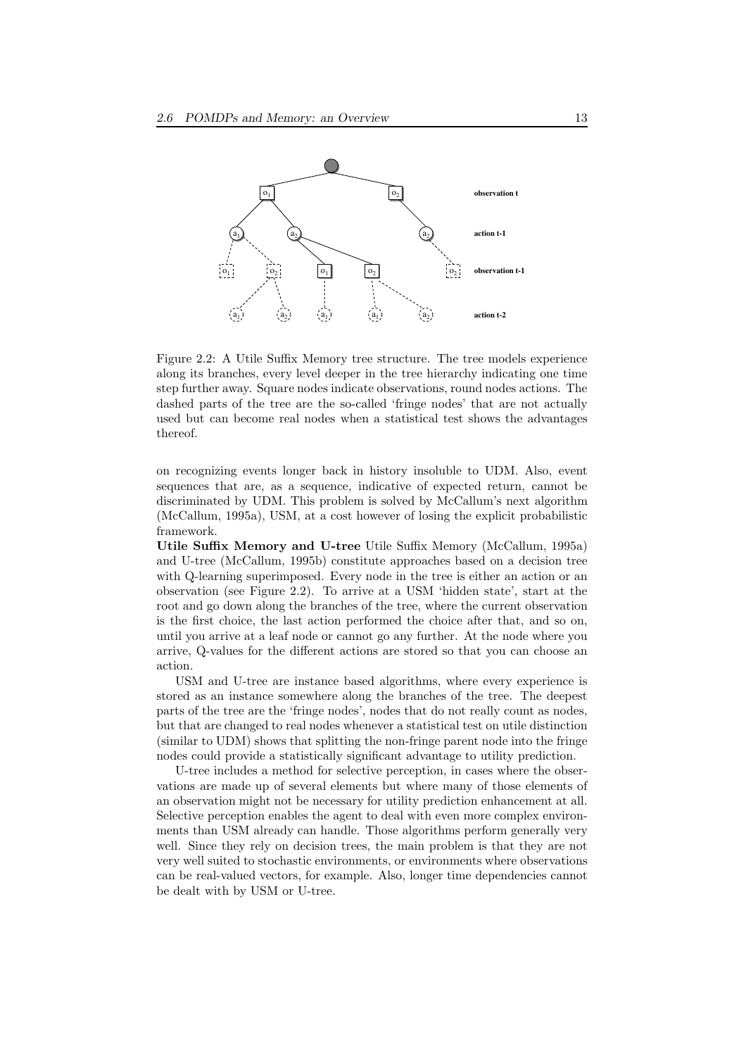Figure 2.2: A Utile Suffix Memory tree structure. The tree models experience along its branches, every level deeper in the tree hierarchy indicating one time step further away. Square nodes indicate observations, round nodes actions. The dashed parts of the tree are the so-called 'fringe nodes' that are not actually used but can become real nodes when a statistical test shows the advantages thereof.

on recognizing events longer back in history insoluble to UDM. Also, event sequences that are, as a sequence, indicative of expected return, cannot be discriminated by UDM. This problem is solved by McCallum's next algorithm (McCallum, 1995a), USM, at a cost however of losing the explicit probabilistic framework.

**Utile Suffix Memory and U-tree** Utile Suffix Memory (McCallum, 1995a) and U-tree (McCallum, 1995b) constitute approaches based on a decision tree with Q-learning superimposed. Every node in the tree is either an action or an observation (see Figure 2.2). To arrive at a USM 'hidden state', start at the root and go down along the branches of the tree, where the current observation is the first choice, the last action performed the choice after that, and so on, until you arrive at a leaf node or cannot go any further. At the node where you arrive, Q-values for the different actions are stored so that you can choose an action.

USM and U-tree are instance based algorithms, where every experience is stored as an instance somewhere along the branches of the tree. The deepest parts of the tree are the 'fringe nodes', nodes that do not really count as nodes, but that are changed to real nodes whenever a statistical test on utile distinction (similar to UDM) shows that splitting the non-fringe parent node into the fringe nodes could provide a statistically significant advantage to utility prediction.

U-tree includes a method for selective perception, in cases where the observations are made up of several elements but where many of those elements of an observation might not be necessary for utility prediction enhancement at all. Selective perception enables the agent to deal with even more complex environments than USM already can handle. Those algorithms perform generally very well. Since they rely on decision trees, the main problem is that they are not very well suited to stochastic environments, or environments where observations can be real-valued vectors, for example. Also, longer time dependencies cannot be dealt with by USM or U-tree.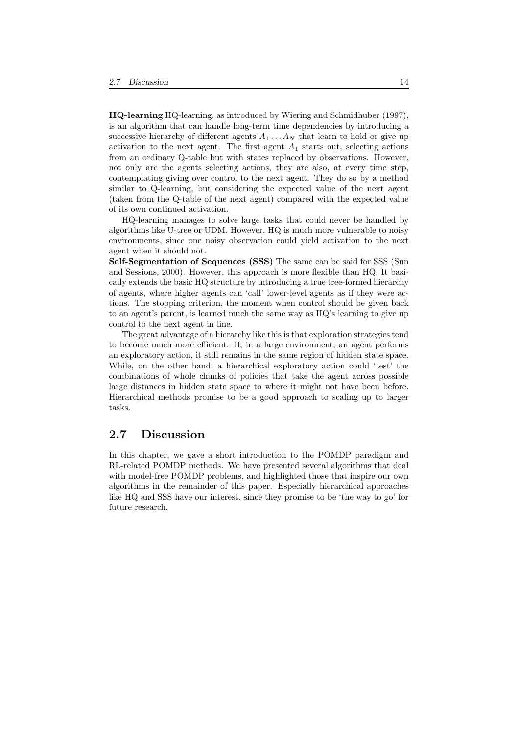**HQ-learning** HQ-learning, as introduced by Wiering and Schmidhuber (1997), is an algorithm that can handle long-term time dependencies by introducing a successive hierarchy of different agents $A_1 \dots A_N$ that learn to hold or give up activation to the next agent. The first agent $A_1$ starts out, selecting actions from an ordinary Q-table but with states replaced by observations. However, not only are the agents selecting actions, they are also, at every time step, contemplating giving over control to the next agent. They do so by a method similar to Q-learning, but considering the expected value of the next agent (taken from the Q-table of the next agent) compared with the expected value of its own continued activation.

HQ-learning manages to solve large tasks that could never be handled by algorithms like U-tree or UDM. However, HQ is much more vulnerable to noisy environments, since one noisy observation could yield activation to the next agent when it should not.

**Self-Segmentation of Sequences (SSS)** The same can be said for SSS (Sun and Sessions, 2000). However, this approach is more flexible than HQ. It basically extends the basic HQ structure by introducing a true tree-formed hierarchy of agents, where higher agents can 'call' lower-level agents as if they were actions. The stopping criterion, the moment when control should be given back to an agent's parent, is learned much the same way as HQ's learning to give up control to the next agent in line.

The great advantage of a hierarchy like this is that exploration strategies tend to become much more efficient. If, in a large environment, an agent performs an exploratory action, it still remains in the same region of hidden state space. While, on the other hand, a hierarchical exploratory action could 'test' the combinations of whole chunks of policies that take the agent across possible large distances in hidden state space to where it might not have been before. Hierarchical methods promise to be a good approach to scaling up to larger tasks.

## 2.7 Discussion

In this chapter, we gave a short introduction to the POMDP paradigm and RL-related POMDP methods. We have presented several algorithms that deal with model-free POMDP problems, and highlighted those that inspire our own algorithms in the remainder of this paper. Especially hierarchical approaches like HQ and SSS have our interest, since they promise to be 'the way to go' for future research.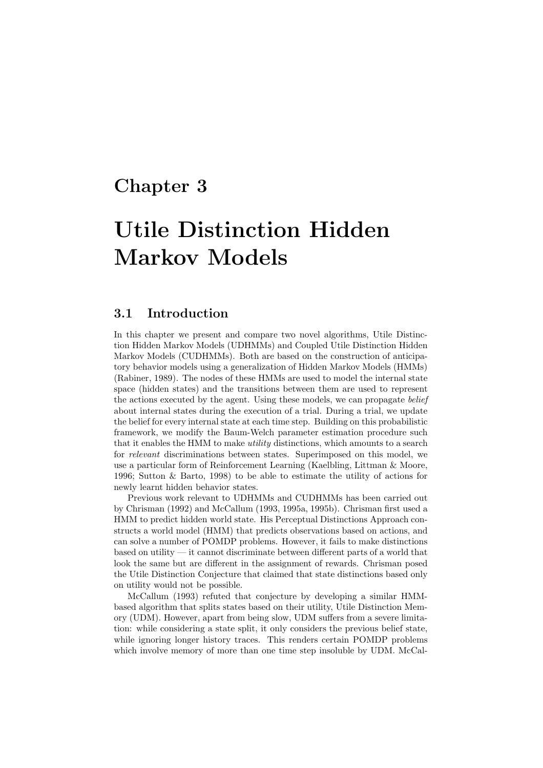# Chapter 3

# Utile Distinction Hidden Markov Models

## 3.1 Introduction

In this chapter we present and compare two novel algorithms, Utile Distinction Hidden Markov Models (UDHMMs) and Coupled Utile Distinction Hidden Markov Models (CUDHMMs). Both are based on the construction of anticipatory behavior models using a generalization of Hidden Markov Models (HMMs) (Rabiner, 1989). The nodes of these HMMs are used to model the internal state space (hidden states) and the transitions between them are used to represent the actions executed by the agent. Using these models, we can propagate *belief* about internal states during the execution of a trial. During a trial, we update the belief for every internal state at each time step. Building on this probabilistic framework, we modify the Baum-Welch parameter estimation procedure such that it enables the HMM to make *utility* distinctions, which amounts to a search for *relevant* discriminations between states. Superimposed on this model, we use a particular form of Reinforcement Learning (Kaelbling, Littman & Moore, 1996; Sutton & Barto, 1998) to be able to estimate the utility of actions for newly learnt hidden behavior states.

Previous work relevant to UDHMMs and CUDHMMs has been carried out by Chrisman (1992) and McCallum (1993, 1995a, 1995b). Chrisman first used a HMM to predict hidden world state. His Perceptual Distinctions Approach constructs a world model (HMM) that predicts observations based on actions, and can solve a number of POMDP problems. However, it fails to make distinctions based on utility — it cannot discriminate between different parts of a world that look the same but are different in the assignment of rewards. Chrisman posed the Utile Distinction Conjecture that claimed that state distinctions based only on utility would not be possible.

McCallum (1993) refuted that conjecture by developing a similar HMM-based algorithm that splits states based on their utility, Utile Distinction Memory (UDM). However, apart from being slow, UDM suffers from a severe limitation: while considering a state split, it only considers the previous belief state, while ignoring longer history traces. This renders certain POMDP problems which involve memory of more than one time step insoluble by UDM. McCal-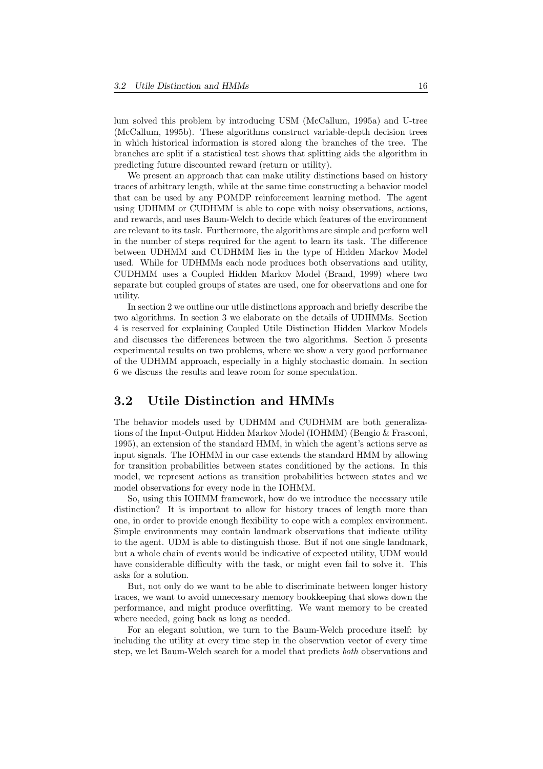lum solved this problem by introducing USM (McCallum, 1995a) and U-tree (McCallum, 1995b). These algorithms construct variable-depth decision trees in which historical information is stored along the branches of the tree. The branches are split if a statistical test shows that splitting aids the algorithm in predicting future discounted reward (return or utility).

We present an approach that can make utility distinctions based on history traces of arbitrary length, while at the same time constructing a behavior model that can be used by any POMDP reinforcement learning method. The agent using UDHMM or CUDHMM is able to cope with noisy observations, actions, and rewards, and uses Baum-Welch to decide which features of the environment are relevant to its task. Furthermore, the algorithms are simple and perform well in the number of steps required for the agent to learn its task. The difference between UDHMM and CUDHMM lies in the type of Hidden Markov Model used. While for UDHMMs each node produces both observations and utility, CUDHMM uses a Coupled Hidden Markov Model (Brand, 1999) where two separate but coupled groups of states are used, one for observations and one for utility.

In section 2 we outline our utile distinctions approach and briefly describe the two algorithms. In section 3 we elaborate on the details of UDHMMs. Section 4 is reserved for explaining Coupled Utile Distinction Hidden Markov Models and discusses the differences between the two algorithms. Section 5 presents experimental results on two problems, where we show a very good performance of the UDHMM approach, especially in a highly stochastic domain. In section 6 we discuss the results and leave room for some speculation.

## 3.2 Utile Distinction and HMMs

The behavior models used by UDHMM and CUDHMM are both generalizations of the Input-Output Hidden Markov Model (IOHMM) (Bengio & Frasconi, 1995), an extension of the standard HMM, in which the agent's actions serve as input signals. The IOHMM in our case extends the standard HMM by allowing for transition probabilities between states conditioned by the actions. In this model, we represent actions as transition probabilities between states and we model observations for every node in the IOHMM.

So, using this IOHMM framework, how do we introduce the necessary utile distinction? It is important to allow for history traces of length more than one, in order to provide enough flexibility to cope with a complex environment. Simple environments may contain landmark observations that indicate utility to the agent. UDM is able to distinguish those. But if not one single landmark, but a whole chain of events would be indicative of expected utility, UDM would have considerable difficulty with the task, or might even fail to solve it. This asks for a solution.

But, not only do we want to be able to discriminate between longer history traces, we want to avoid unnecessary memory bookkeeping that slows down the performance, and might produce overfitting. We want memory to be created where needed, going back as long as needed.

For an elegant solution, we turn to the Baum-Welch procedure itself: by including the utility at every time step in the observation vector of every time step, we let Baum-Welch search for a model that predicts *both* observations and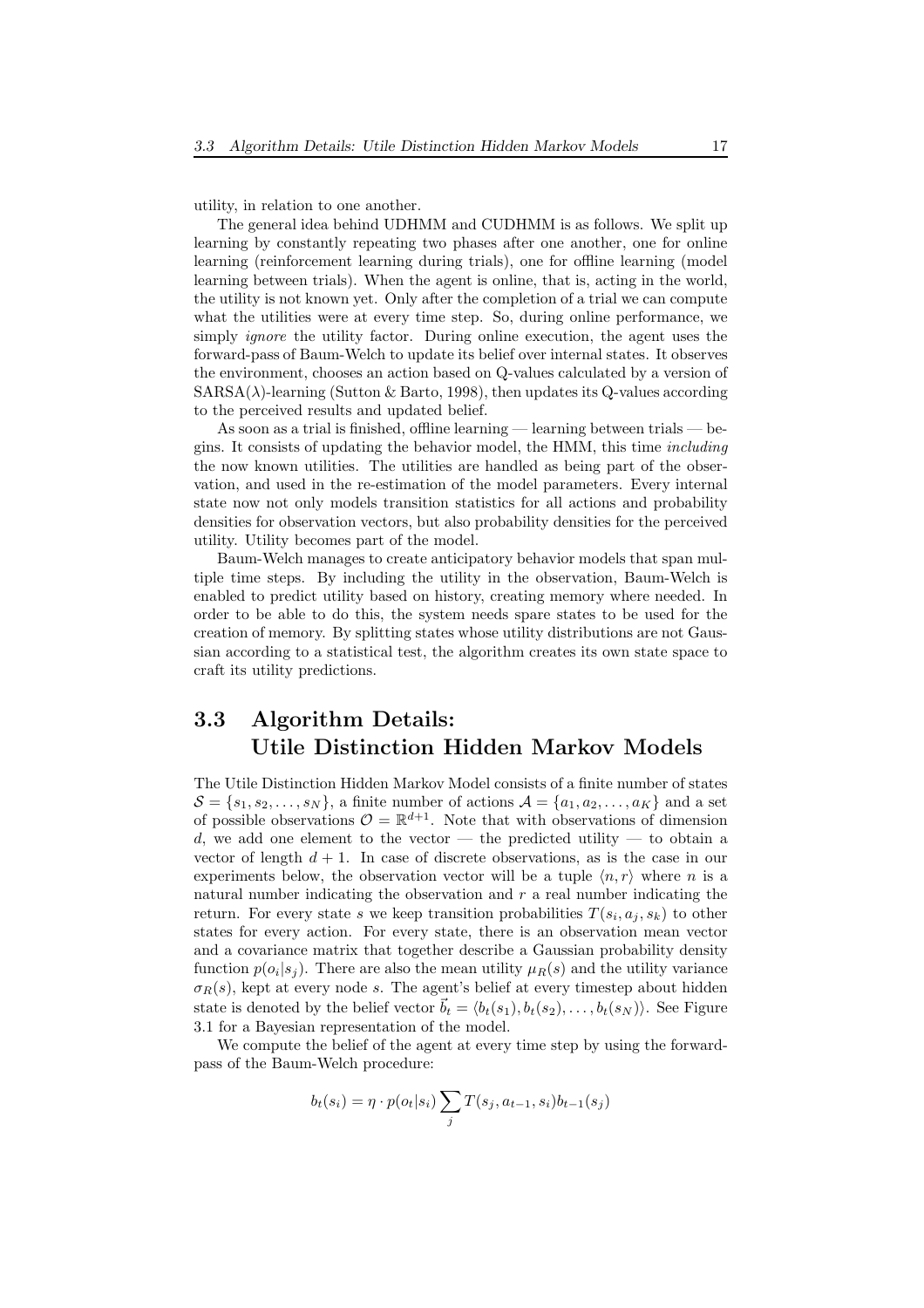utility, in relation to one another.

The general idea behind UDHMM and CUDHMM is as follows. We split up learning by constantly repeating two phases after one another, one for online learning (reinforcement learning during trials), one for offline learning (model learning between trials). When the agent is online, that is, acting in the world, the utility is not known yet. Only after the completion of a trial we can compute what the utilities were at every time step. So, during online performance, we simply *ignore* the utility factor. During online execution, the agent uses the forward-pass of Baum-Welch to update its belief over internal states. It observes the environment, chooses an action based on Q-values calculated by a version of SARSA($\lambda$)-learning (Sutton & Barto, 1998), then updates its Q-values according to the perceived results and updated belief.

As soon as a trial is finished, offline learning — learning between trials — begins. It consists of updating the behavior model, the HMM, this time *including* the now known utilities. The utilities are handled as being part of the observation, and used in the re-estimation of the model parameters. Every internal state now not only models transition statistics for all actions and probability densities for observation vectors, but also probability densities for the perceived utility. Utility becomes part of the model.

Baum-Welch manages to create anticipatory behavior models that span multiple time steps. By including the utility in the observation, Baum-Welch is enabled to predict utility based on history, creating memory where needed. In order to be able to do this, the system needs spare states to be used for the creation of memory. By splitting states whose utility distributions are not Gaussian according to a statistical test, the algorithm creates its own state space to craft its utility predictions.

## 3.3 Algorithm Details: Utile Distinction Hidden Markov Models

The Utile Distinction Hidden Markov Model consists of a finite number of states $\mathcal{S} = \{s_1, s_2, \ldots, s_N\}$, a finite number of actions $\mathcal{A} = \{a_1, a_2, \ldots, a_K\}$ and a set of possible observations $\mathcal{O} = \mathbb{R}^{d+1}$. Note that with observations of dimension $d$, we add one element to the vector — the predicted utility — to obtain a vector of length $d+1$. In case of discrete observations, as is the case in our experiments below, the observation vector will be a tuple $\langle n, r \rangle$ where $n$ is a natural number indicating the observation and $r$ a real number indicating the return. For every state $s$ we keep transition probabilities $T(s_i, a_j, s_k)$ to other states for every action. For every state, there is an observation mean vector and a covariance matrix that together describe a Gaussian probability density function $p(o_i|s_j)$. There are also the mean utility $\mu_R(s)$ and the utility variance $\sigma_R(s)$, kept at every node $s$. The agent's belief at every timestep about hidden state is denoted by the belief vector $\vec{b}_t = \langle b_t(s_1), b_t(s_2), \ldots, b_t(s_N) \rangle$. See Figure 3.1 for a Bayesian representation of the model.

We compute the belief of the agent at every time step by using the forward-pass of the Baum-Welch procedure:

$$b_t(s_i) = \eta \cdot p(o_t|s_i) \sum_j T(s_j, a_{t-1}, s_i) b_{t-1}(s_j)$$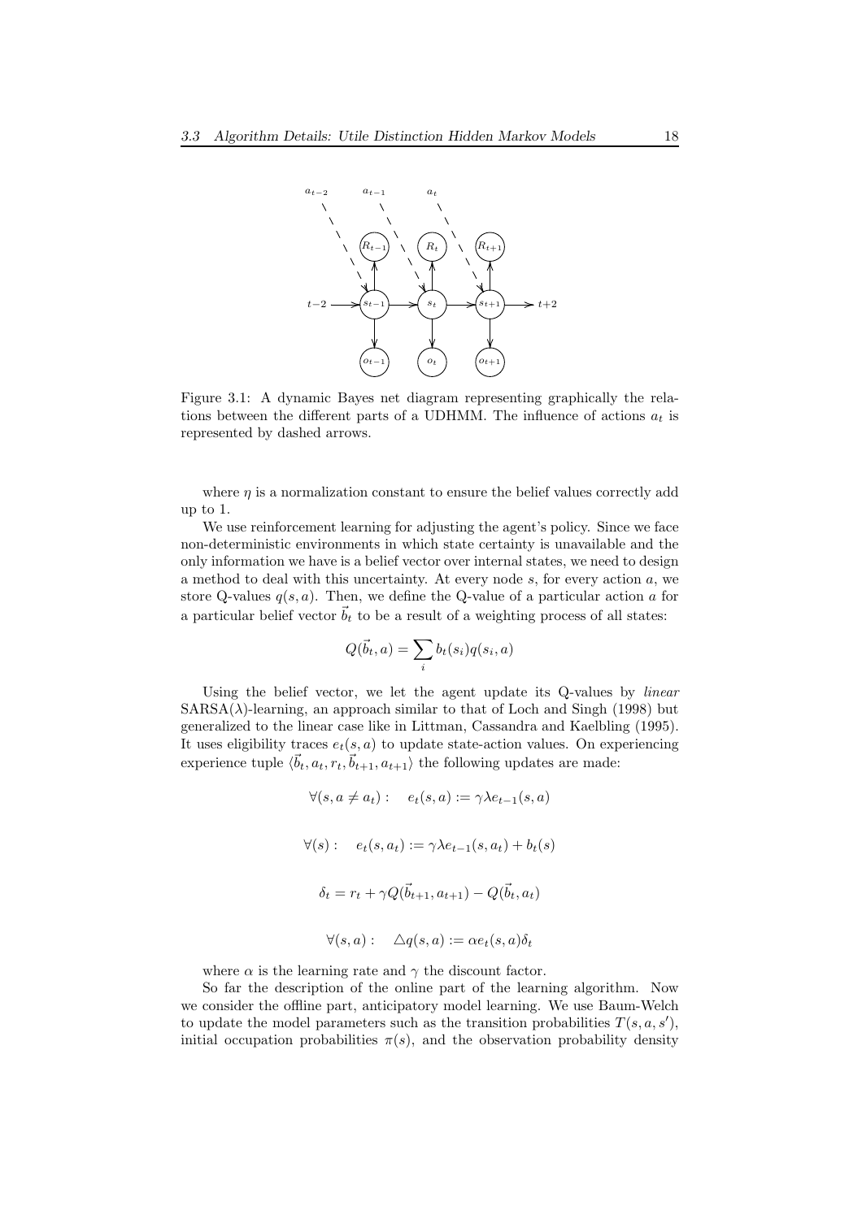Figure 3.1: A dynamic Bayes net diagram representing graphically the relations between the different parts of a UDHMM. The influence of actions $a_t$ is represented by dashed arrows.

where $\eta$ is a normalization constant to ensure the belief values correctly add up to 1.

We use reinforcement learning for adjusting the agent's policy. Since we face non-deterministic environments in which state certainty is unavailable and the only information we have is a belief vector over internal states, we need to design a method to deal with this uncertainty. At every node $s$, for every action $a$, we store Q-values $q(s, a)$. Then, we define the Q-value of a particular action $a$ for a particular belief vector $\vec{b}_t$ to be a result of a weighting process of all states:

$$Q(\vec{b}_t, a) = \sum_i b_t(s_i) q(s_i, a)$$

Using the belief vector, we let the agent update its Q-values by *linear* SARSA($\lambda$)-learning, an approach similar to that of Loch and Singh (1998) but generalized to the linear case like in Littman, Cassandra and Kaelbling (1995). It uses eligibility traces $e_t(s, a)$ to update state-action values. On experiencing experience tuple $\langle \vec{b}_t, a_t, r_t, \vec{b}_{t+1}, a_{t+1} \rangle$ the following updates are made:

$$\forall (s, a \neq a_t): \quad e_t(s, a) := \gamma \lambda e_{t-1}(s, a)$$

$$\forall (s): \quad e_t(s, a_t) := \gamma \lambda e_{t-1}(s, a_t) + b_t(s)$$

$$\delta_t = r_t + \gamma Q(\vec{b}_{t+1}, a_{t+1}) - Q(\vec{b}_t, a_t)$$

$$\forall (s, a): \quad \triangle q(s, a) := \alpha e_t(s, a) \delta_t$$

where $\alpha$ is the learning rate and $\gamma$ the discount factor.

So far the description of the online part of the learning algorithm. Now we consider the offline part, anticipatory model learning. We use Baum-Welch to update the model parameters such as the transition probabilities $T(s, a, s')$, initial occupation probabilities $\pi(s)$, and the observation probability density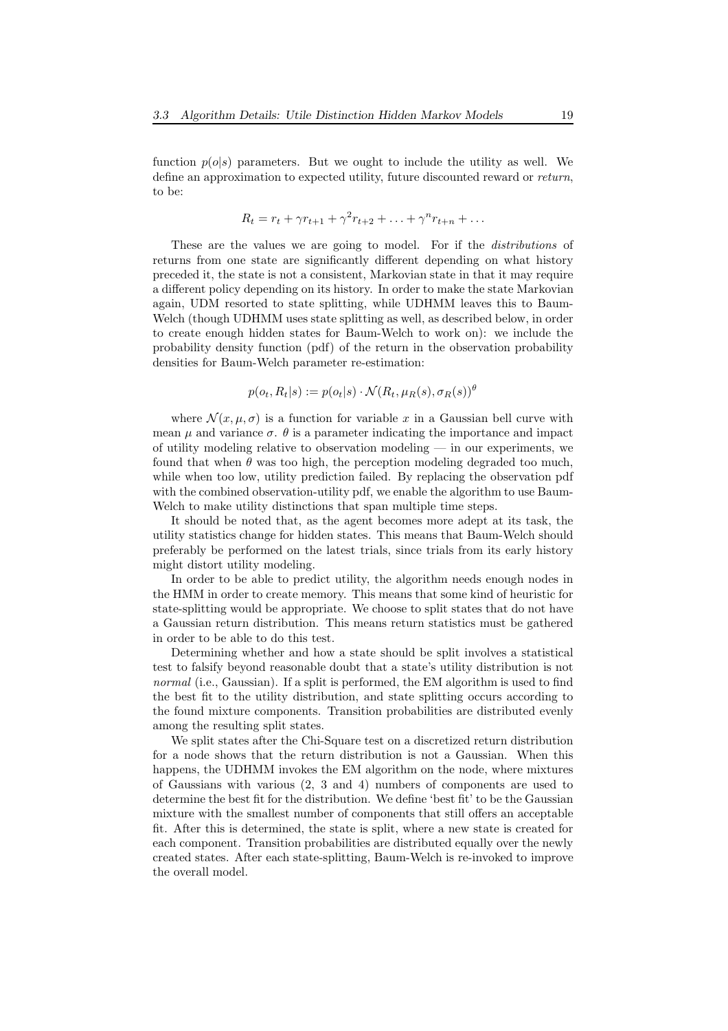function $p(o|s)$ parameters. But we ought to include the utility as well. We define an approximation to expected utility, future discounted reward or *return*, to be:

$$R_t = r_t + \gamma r_{t+1} + \gamma^2 r_{t+2} + \ldots + \gamma^n r_{t+n} + \ldots$$

These are the values we are going to model. For if the *distributions* of returns from one state are significantly different depending on what history preceded it, the state is not a consistent, Markovian state in that it may require a different policy depending on its history. In order to make the state Markovian again, UDM resorted to state splitting, while UDHMM leaves this to Baum-Welch (though UDHMM uses state splitting as well, as described below, in order to create enough hidden states for Baum-Welch to work on): we include the probability density function (pdf) of the return in the observation probability densities for Baum-Welch parameter re-estimation:

$$p(o_t, R_t|s) := p(o_t|s) \cdot \mathcal{N}(R_t, \mu_R(s), \sigma_R(s))^\theta$$

where $\mathcal{N}(x, \mu, \sigma)$ is a function for variable $x$ in a Gaussian bell curve with mean $\mu$ and variance $\sigma$. $\theta$ is a parameter indicating the importance and impact of utility modeling relative to observation modeling — in our experiments, we found that when $\theta$ was too high, the perception modeling degraded too much, while when too low, utility prediction failed. By replacing the observation pdf with the combined observation-utility pdf, we enable the algorithm to use Baum-Welch to make utility distinctions that span multiple time steps.

It should be noted that, as the agent becomes more adept at its task, the utility statistics change for hidden states. This means that Baum-Welch should preferably be performed on the latest trials, since trials from its early history might distort utility modeling.

In order to be able to predict utility, the algorithm needs enough nodes in the HMM in order to create memory. This means that some kind of heuristic for state-splitting would be appropriate. We choose to split states that do not have a Gaussian return distribution. This means return statistics must be gathered in order to be able to do this test.

Determining whether and how a state should be split involves a statistical test to falsify beyond reasonable doubt that a state's utility distribution is not *normal* (i.e., Gaussian). If a split is performed, the EM algorithm is used to find the best fit to the utility distribution, and state splitting occurs according to the found mixture components. Transition probabilities are distributed evenly among the resulting split states.

We split states after the Chi-Square test on a discretized return distribution for a node shows that the return distribution is not a Gaussian. When this happens, the UDHMM invokes the EM algorithm on the node, where mixtures of Gaussians with various (2, 3 and 4) numbers of components are used to determine the best fit for the distribution. We define 'best fit' to be the Gaussian mixture with the smallest number of components that still offers an acceptable fit. After this is determined, the state is split, where a new state is created for each component. Transition probabilities are distributed equally over the newly created states. After each state-splitting, Baum-Welch is re-invoked to improve the overall model.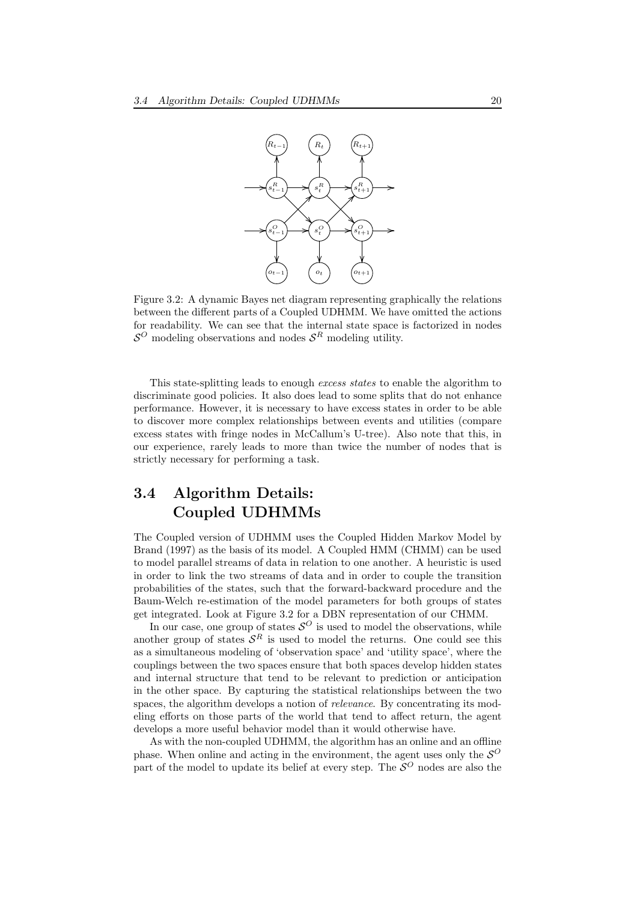Figure 3.2: A dynamic Bayes net diagram representing graphically the relations between the different parts of a Coupled UDHMM. We have omitted the actions for readability. We can see that the internal state space is factorized in nodes $\mathcal{S}^O$ modeling observations and nodes $\mathcal{S}^R$ modeling utility.

This state-splitting leads to enough *excess states* to enable the algorithm to discriminate good policies. It also does lead to some splits that do not enhance performance. However, it is necessary to have excess states in order to be able to discover more complex relationships between events and utilities (compare excess states with fringe nodes in McCallum's U-tree). Also note that this, in our experience, rarely leads to more than twice the number of nodes that is strictly necessary for performing a task.

## 3.4 Algorithm Details: Coupled UDHMMs

The Coupled version of UDHMM uses the Coupled Hidden Markov Model by Brand (1997) as the basis of its model. A Coupled HMM (CHMM) can be used to model parallel streams of data in relation to one another. A heuristic is used in order to link the two streams of data and in order to couple the transition probabilities of the states, such that the forward-backward procedure and the Baum-Welch re-estimation of the model parameters for both groups of states get integrated. Look at Figure 3.2 for a DBN representation of our CHMM.

In our case, one group of states $\mathcal{S}^O$ is used to model the observations, while another group of states $\mathcal{S}^R$ is used to model the returns. One could see this as a simultaneous modeling of 'observation space' and 'utility space', where the couplings between the two spaces ensure that both spaces develop hidden states and internal structure that tend to be relevant to prediction or anticipation in the other space. By capturing the statistical relationships between the two spaces, the algorithm develops a notion of *relevance*. By concentrating its modeling efforts on those parts of the world that tend to affect return, the agent develops a more useful behavior model than it would otherwise have.

As with the non-coupled UDHMM, the algorithm has an online and an offline phase. When online and acting in the environment, the agent uses only the $\mathcal{S}^O$ part of the model to update its belief at every step. The $\mathcal{S}^O$ nodes are also the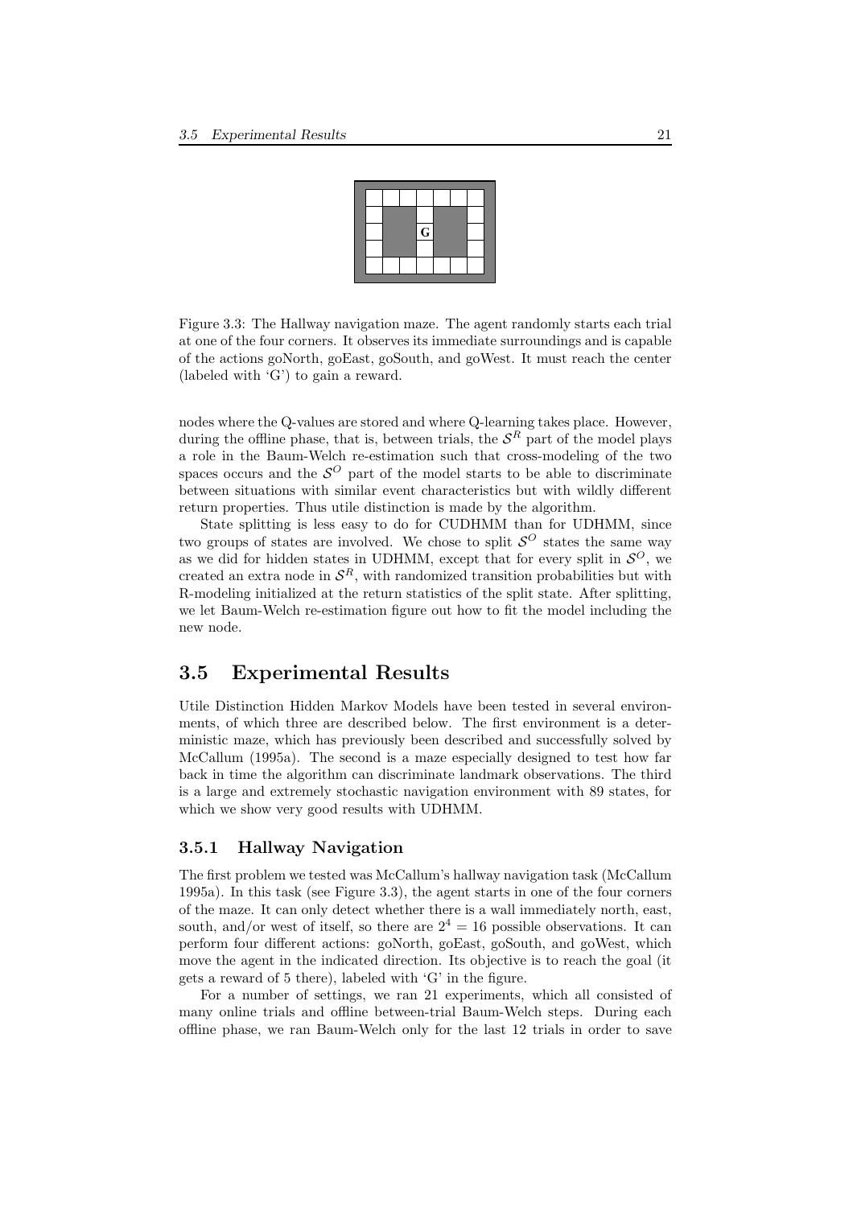Figure 3.3: The Hallway navigation maze. The agent randomly starts each trial at one of the four corners. It observes its immediate surroundings and is capable of the actions goNorth, goEast, goSouth, and goWest. It must reach the center (labeled with 'G') to gain a reward.

nodes where the Q-values are stored and where Q-learning takes place. However, during the offline phase, that is, between trials, the $\mathcal{S}^R$ part of the model plays a role in the Baum-Welch re-estimation such that cross-modeling of the two spaces occurs and the $\mathcal{S}^O$ part of the model starts to be able to discriminate between situations with similar event characteristics but with wildly different return properties. Thus utile distinction is made by the algorithm.

State splitting is less easy to do for CUDHMM than for UDHMM, since two groups of states are involved. We chose to split $\mathcal{S}^O$ states the same way as we did for hidden states in UDHMM, except that for every split in $\mathcal{S}^O$, we created an extra node in $\mathcal{S}^R$, with randomized transition probabilities but with R-modeling initialized at the return statistics of the split state. After splitting, we let Baum-Welch re-estimation figure out how to fit the model including the new node.

## 3.5 Experimental Results

Utile Distinction Hidden Markov Models have been tested in several environments, of which three are described below. The first environment is a deterministic maze, which has previously been described and successfully solved by McCallum (1995a). The second is a maze especially designed to test how far back in time the algorithm can discriminate landmark observations. The third is a large and extremely stochastic navigation environment with 89 states, for which we show very good results with UDHMM.

### 3.5.1 Hallway Navigation

The first problem we tested was McCallum's hallway navigation task (McCallum 1995a). In this task (see Figure 3.3), the agent starts in one of the four corners of the maze. It can only detect whether there is a wall immediately north, east, south, and/or west of itself, so there are $2^4 = 16$ possible observations. It can perform four different actions: goNorth, goEast, goSouth, and goWest, which move the agent in the indicated direction. Its objective is to reach the goal (it gets a reward of 5 there), labeled with 'G' in the figure.

For a number of settings, we ran 21 experiments, which all consisted of many online trials and offline between-trial Baum-Welch steps. During each offline phase, we ran Baum-Welch only for the last 12 trials in order to save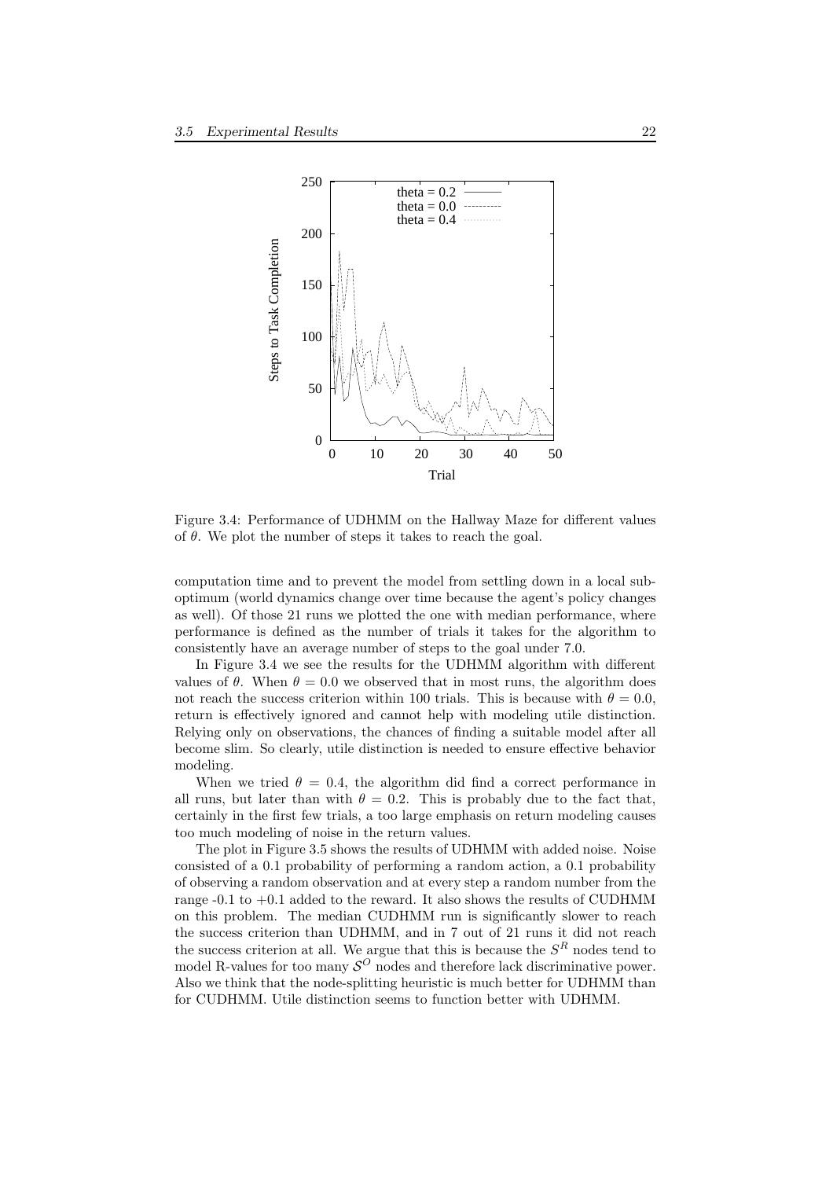Figure 3.4: Performance of UDHMM on the Hallway Maze for different values of $\theta$. We plot the number of steps it takes to reach the goal.

computation time and to prevent the model from settling down in a local sub-optimum (world dynamics change over time because the agent's policy changes as well). Of those 21 runs we plotted the one with median performance, where performance is defined as the number of trials it takes for the algorithm to consistently have an average number of steps to the goal under 7.0.

In Figure 3.4 we see the results for the UDHMM algorithm with different values of $\theta$. When $\theta = 0.0$ we observed that in most runs, the algorithm does not reach the success criterion within 100 trials. This is because with $\theta = 0.0$, return is effectively ignored and cannot help with modeling utile distinction. Relying only on observations, the chances of finding a suitable model after all become slim. So clearly, utile distinction is needed to ensure effective behavior modeling.

When we tried $\theta = 0.4$, the algorithm did find a correct performance in all runs, but later than with $\theta = 0.2$. This is probably due to the fact that, certainly in the first few trials, a too large emphasis on return modeling causes too much modeling of noise in the return values.

The plot in Figure 3.5 shows the results of UDHMM with added noise. Noise consisted of a 0.1 probability of performing a random action, a 0.1 probability of observing a random observation and at every step a random number from the range -0.1 to +0.1 added to the reward. It also shows the results of CUDHMM on this problem. The median CUDHMM run is significantly slower to reach the success criterion than UDHMM, and in 7 out of 21 runs it did not reach the success criterion at all. We argue that this is because the $S^R$ nodes tend to model R-values for too many $\mathcal{S}^O$ nodes and therefore lack discriminative power. Also we think that the node-splitting heuristic is much better for UDHMM than for CUDHMM. Utile distinction seems to function better with UDHMM.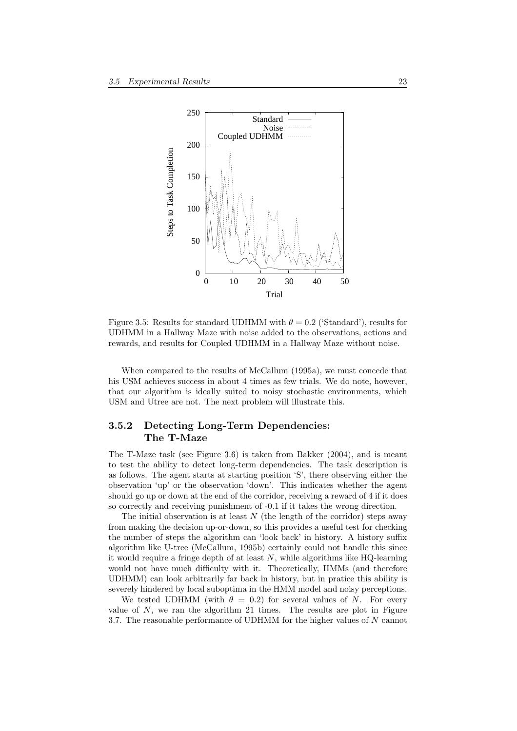Figure 3.5: Results for standard UDHMM with $\theta = 0.2$ ('Standard'), results for UDHMM in a Hallway Maze with noise added to the observations, actions and rewards, and results for Coupled UDHMM in a Hallway Maze without noise.

When compared to the results of McCallum (1995a), we must concede that his USM achieves success in about 4 times as few trials. We do note, however, that our algorithm is ideally suited to noisy stochastic environments, which USM and Utree are not. The next problem will illustrate this.

### 3.5.2 Detecting Long-Term Dependencies: The T-Maze

The T-Maze task (see Figure 3.6) is taken from Bakker (2004), and is meant to test the ability to detect long-term dependencies. The task description is as follows. The agent starts at starting position 'S', there observing either the observation 'up' or the observation 'down'. This indicates whether the agent should go up or down at the end of the corridor, receiving a reward of 4 if it does so correctly and receiving punishment of -0.1 if it takes the wrong direction.

The initial observation is at least $N$ (the length of the corridor) steps away from making the decision up-or-down, so this provides a useful test for checking the number of steps the algorithm can 'look back' in history. A history suffix algorithm like U-tree (McCallum, 1995b) certainly could not handle this since it would require a fringe depth of at least $N$, while algorithms like HQ-learning would not have much difficulty with it. Theoretically, HMMs (and therefore UDHMM) can look arbitrarily far back in history, but in pratice this ability is severely hindered by local suboptima in the HMM model and noisy perceptions.

We tested UDHMM (with $\theta = 0.2$) for several values of $N$. For every value of $N$, we ran the algorithm 21 times. The results are plot in Figure 3.7. The reasonable performance of UDHMM for the higher values of $N$ cannot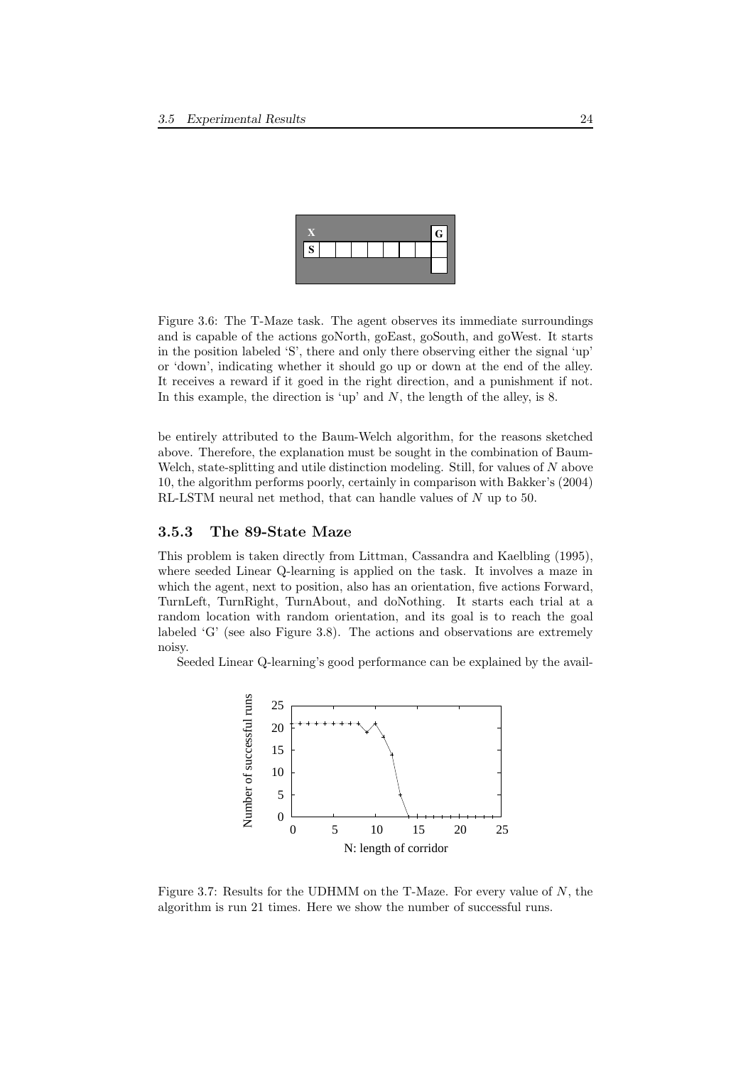Figure 3.6: The T-Maze task. The agent observes its immediate surroundings and is capable of the actions goNorth, goEast, goSouth, and goWest. It starts in the position labeled 'S', there and only there observing either the signal 'up' or 'down', indicating whether it should go up or down at the end of the alley. It receives a reward if it goed in the right direction, and a punishment if not. In this example, the direction is 'up' and $N$, the length of the alley, is 8.

be entirely attributed to the Baum-Welch algorithm, for the reasons sketched above. Therefore, the explanation must be sought in the combination of Baum-Welch, state-splitting and utile distinction modeling. Still, for values of $N$ above 10, the algorithm performs poorly, certainly in comparison with Bakker's (2004) RL-LSTM neural net method, that can handle values of $N$ up to 50.

### 3.5.3 The 89-State Maze

This problem is taken directly from Littman, Cassandra and Kaelbling (1995), where seeded Linear Q-learning is applied on the task. It involves a maze in which the agent, next to position, also has an orientation, five actions Forward, TurnLeft, TurnRight, TurnAbout, and doNothing. It starts each trial at a random location with random orientation, and its goal is to reach the goal labeled 'G' (see also Figure 3.8). The actions and observations are extremely noisy.

Seeded Linear Q-learning's good performance can be explained by the avail-

Figure 3.7: Results for the UDHMM on the T-Maze. For every value of $N$, the algorithm is run 21 times. Here we show the number of successful runs.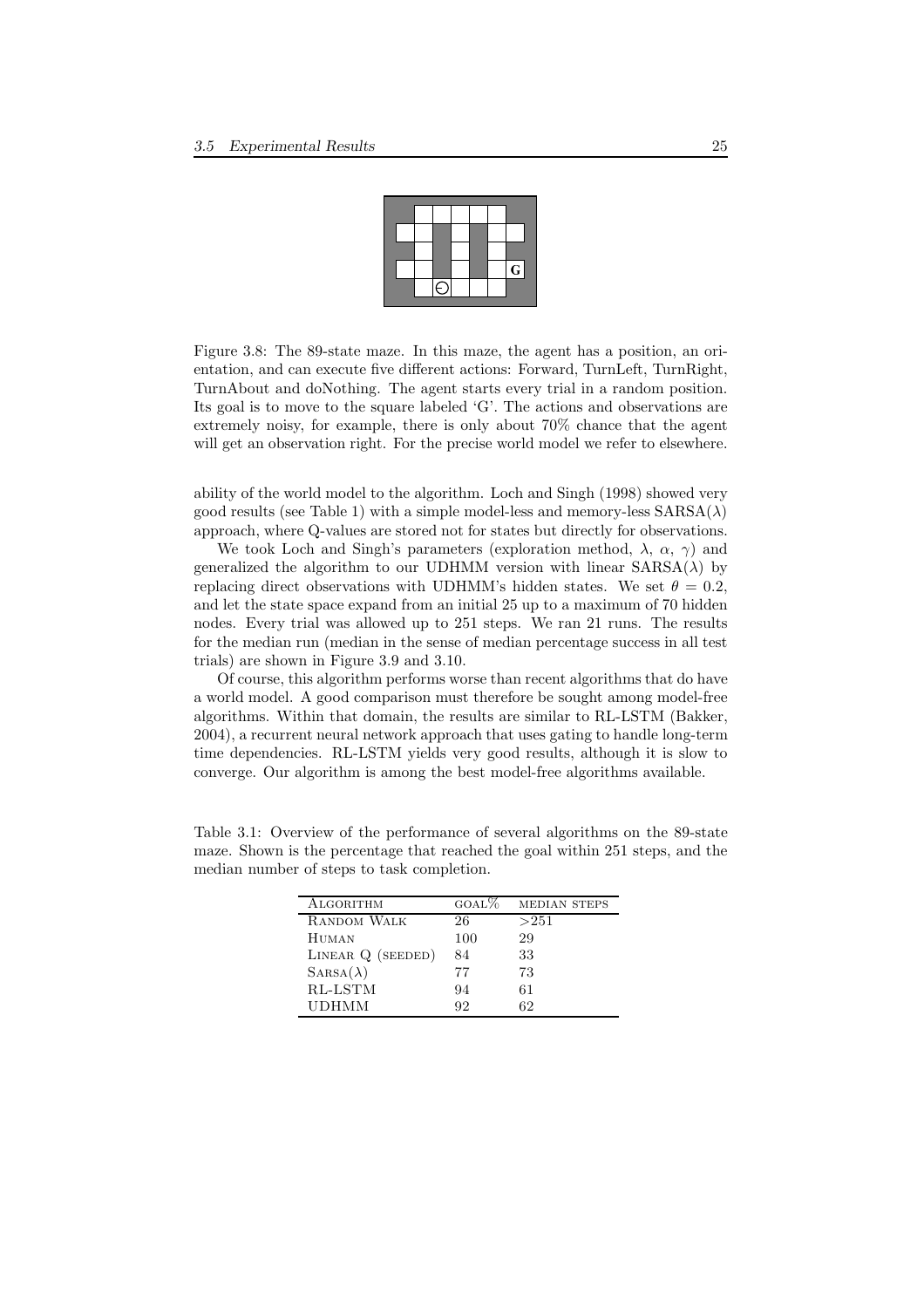Figure 3.8: The 89-state maze. In this maze, the agent has a position, an orientation, and can execute five different actions: Forward, TurnLeft, TurnRight, TurnAbout and doNothing. The agent starts every trial in a random position. Its goal is to move to the square labeled 'G'. The actions and observations are extremely noisy, for example, there is only about 70% chance that the agent will get an observation right. For the precise world model we refer to elsewhere.

ability of the world model to the algorithm. Loch and Singh (1998) showed very good results (see Table 1) with a simple model-less and memory-less SARSA($\lambda$) approach, where Q-values are stored not for states but directly for observations.

We took Loch and Singh's parameters (exploration method, $\lambda$, $\alpha$, $\gamma$) and generalized the algorithm to our UDHMM version with linear SARSA($\lambda$) by replacing direct observations with UDHMM's hidden states. We set $\theta = 0.2$, and let the state space expand from an initial 25 up to a maximum of 70 hidden nodes. Every trial was allowed up to 251 steps. We ran 21 runs. The results for the median run (median in the sense of median percentage success in all test trials) are shown in Figure 3.9 and 3.10.

Of course, this algorithm performs worse than recent algorithms that do have a world model. A good comparison must therefore be sought among model-free algorithms. Within that domain, the results are similar to RL-LSTM (Bakker, 2004), a recurrent neural network approach that uses gating to handle long-term time dependencies. RL-LSTM yields very good results, although it is slow to converge. Our algorithm is among the best model-free algorithms available.

Table 3.1: Overview of the performance of several algorithms on the 89-state maze. Shown is the percentage that reached the goal within 251 steps, and the median number of steps to task completion.

| Algorithm | goal% | median steps |
|---|---|---|
| Random Walk | 26 | >251 |
| Human | 100 | 29 |
| Linear Q (seeded) | 84 | 33 |
| Sarsa($\lambda$) | 77 | 73 |
| RL-LSTM | 94 | 61 |
| UDHMM | 92 | 62 |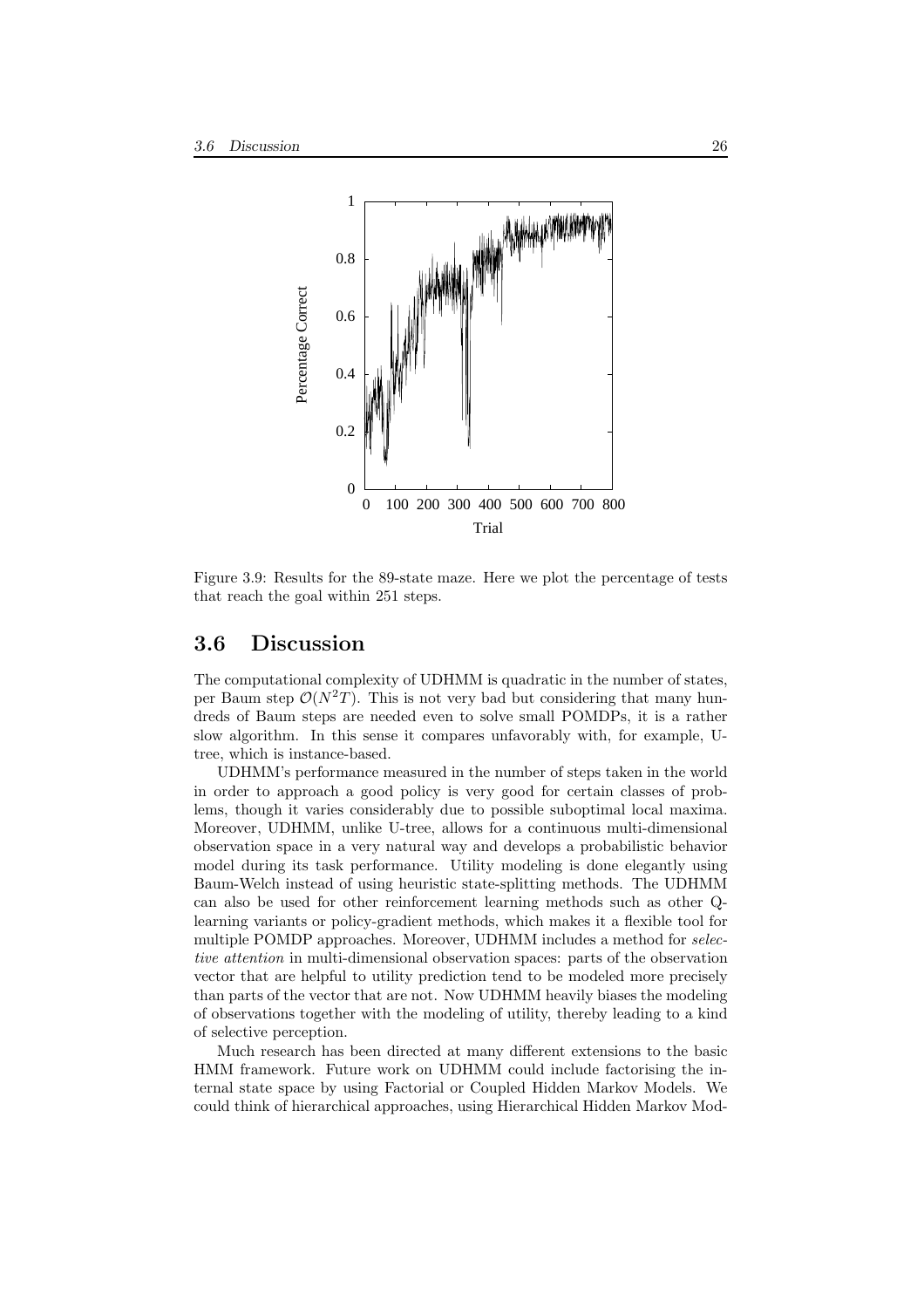Figure 3.9: Results for the 89-state maze. Here we plot the percentage of tests that reach the goal within 251 steps.

## 3.6 Discussion

The computational complexity of UDHMM is quadratic in the number of states, per Baum step $\mathcal{O}(N^2T)$. This is not very bad but considering that many hundreds of Baum steps are needed even to solve small POMDPs, it is a rather slow algorithm. In this sense it compares unfavorably with, for example, U-tree, which is instance-based.

UDHMM's performance measured in the number of steps taken in the world in order to approach a good policy is very good for certain classes of problems, though it varies considerably due to possible suboptimal local maxima. Moreover, UDHMM, unlike U-tree, allows for a continuous multi-dimensional observation space in a very natural way and develops a probabilistic behavior model during its task performance. Utility modeling is done elegantly using Baum-Welch instead of using heuristic state-splitting methods. The UDHMM can also be used for other reinforcement learning methods such as other Q-learning variants or policy-gradient methods, which makes it a flexible tool for multiple POMDP approaches. Moreover, UDHMM includes a method for *selective attention* in multi-dimensional observation spaces: parts of the observation vector that are helpful to utility prediction tend to be modeled more precisely than parts of the vector that are not. Now UDHMM heavily biases the modeling of observations together with the modeling of utility, thereby leading to a kind of selective perception.

Much research has been directed at many different extensions to the basic HMM framework. Future work on UDHMM could include factorising the internal state space by using Factorial or Coupled Hidden Markov Models. We could think of hierarchical approaches, using Hierarchical Hidden Markov Mod-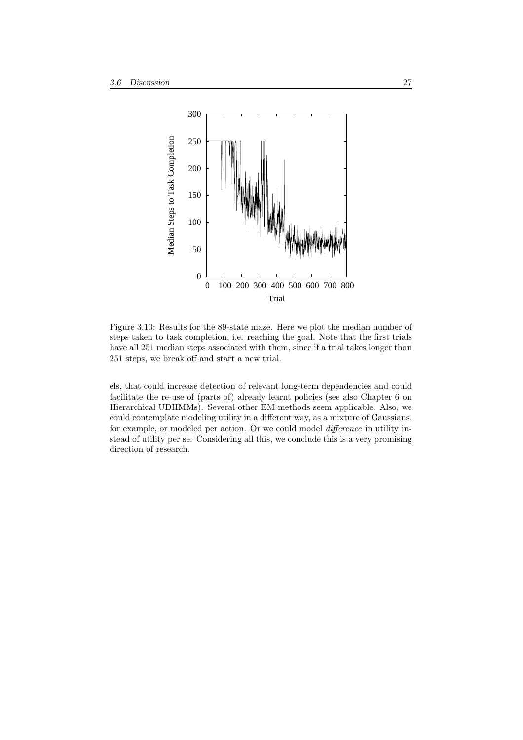Figure 3.10: Results for the 89-state maze. Here we plot the median number of steps taken to task completion, i.e. reaching the goal. Note that the first trials have all 251 median steps associated with them, since if a trial takes longer than 251 steps, we break off and start a new trial.

els, that could increase detection of relevant long-term dependencies and could facilitate the re-use of (parts of) already learnt policies (see also Chapter 6 on Hierarchical UDHMMs). Several other EM methods seem applicable. Also, we could contemplate modeling utility in a different way, as a mixture of Gaussians, for example, or modeled per action. Or we could model *difference* in utility instead of utility per se. Considering all this, we conclude this is a very promising direction of research.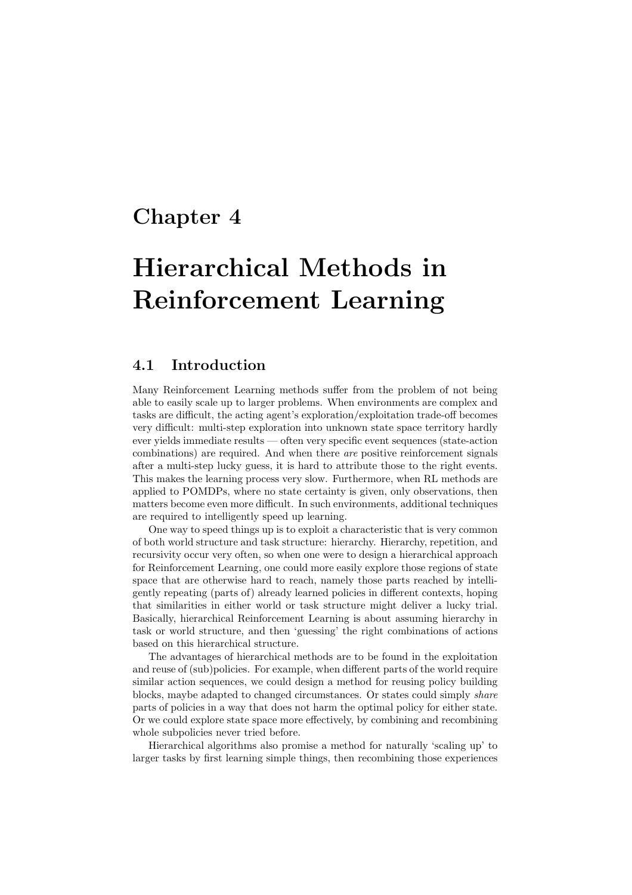# Chapter 4

# Hierarchical Methods in Reinforcement Learning

## 4.1 Introduction

Many Reinforcement Learning methods suffer from the problem of not being able to easily scale up to larger problems. When environments are complex and tasks are difficult, the acting agent's exploration/exploitation trade-off becomes very difficult: multi-step exploration into unknown state space territory hardly ever yields immediate results — often very specific event sequences (state-action combinations) are required. And when there *are* positive reinforcement signals after a multi-step lucky guess, it is hard to attribute those to the right events. This makes the learning process very slow. Furthermore, when RL methods are applied to POMDPs, where no state certainty is given, only observations, then matters become even more difficult. In such environments, additional techniques are required to intelligently speed up learning.

One way to speed things up is to exploit a characteristic that is very common of both world structure and task structure: hierarchy. Hierarchy, repetition, and recursivity occur very often, so when one were to design a hierarchical approach for Reinforcement Learning, one could more easily explore those regions of state space that are otherwise hard to reach, namely those parts reached by intelligently repeating (parts of) already learned policies in different contexts, hoping that similarities in either world or task structure might deliver a lucky trial. Basically, hierarchical Reinforcement Learning is about assuming hierarchy in task or world structure, and then 'guessing' the right combinations of actions based on this hierarchical structure.

The advantages of hierarchical methods are to be found in the exploitation and reuse of (sub)policies. For example, when different parts of the world require similar action sequences, we could design a method for reusing policy building blocks, maybe adapted to changed circumstances. Or states could simply *share* parts of policies in a way that does not harm the optimal policy for either state. Or we could explore state space more effectively, by combining and recombining whole subpolicies never tried before.

Hierarchical algorithms also promise a method for naturally 'scaling up' to larger tasks by first learning simple things, then recombining those experiences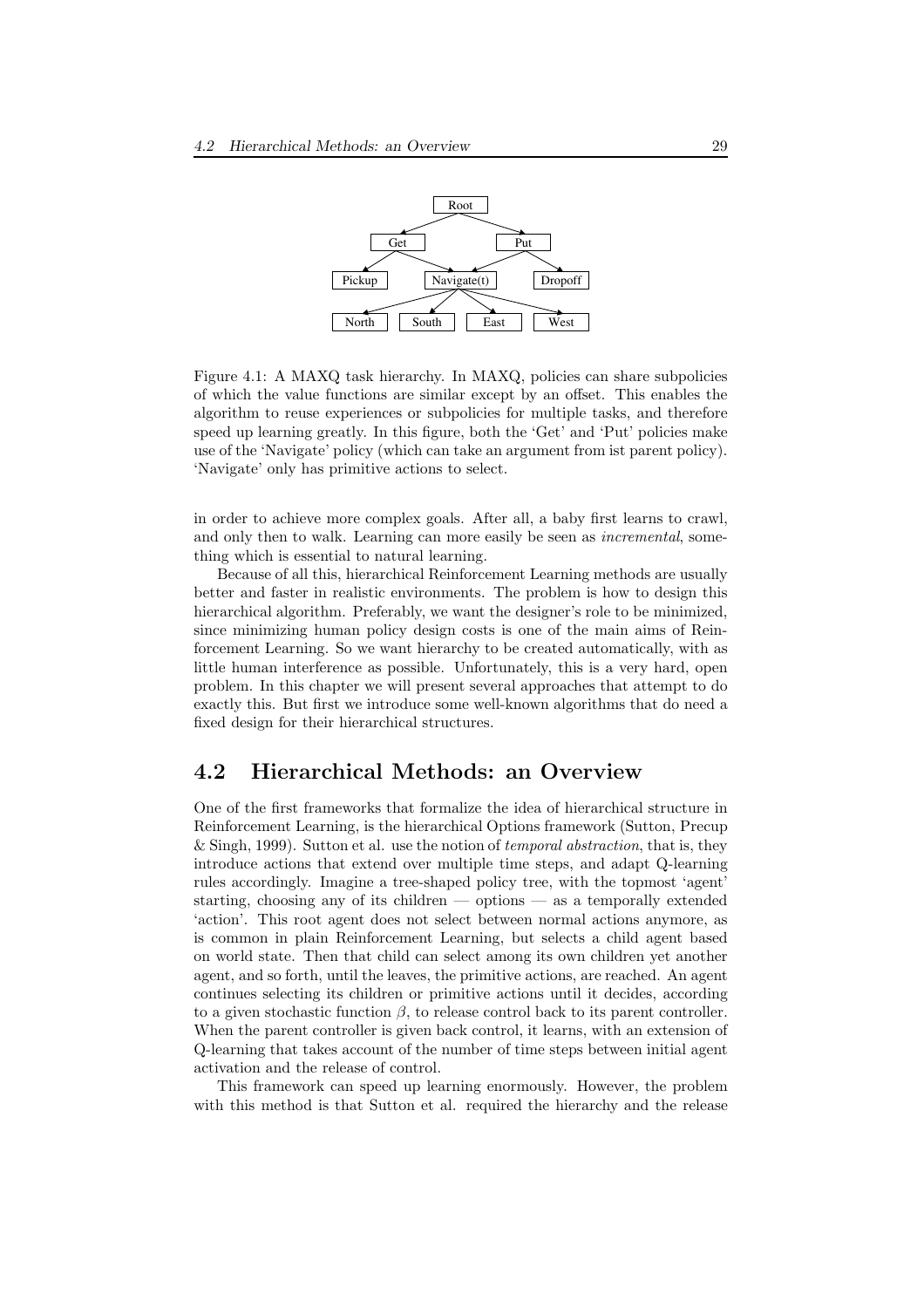Figure 4.1: A MAXQ task hierarchy. In MAXQ, policies can share subpolicies of which the value functions are similar except by an offset. This enables the algorithm to reuse experiences or subpolicies for multiple tasks, and therefore speed up learning greatly. In this figure, both the 'Get' and 'Put' policies make use of the 'Navigate' policy (which can take an argument from ist parent policy). 'Navigate' only has primitive actions to select.

in order to achieve more complex goals. After all, a baby first learns to crawl, and only then to walk. Learning can more easily be seen as *incremental*, something which is essential to natural learning.

Because of all this, hierarchical Reinforcement Learning methods are usually better and faster in realistic environments. The problem is how to design this hierarchical algorithm. Preferably, we want the designer's role to be minimized, since minimizing human policy design costs is one of the main aims of Reinforcement Learning. So we want hierarchy to be created automatically, with as little human interference as possible. Unfortunately, this is a very hard, open problem. In this chapter we will present several approaches that attempt to do exactly this. But first we introduce some well-known algorithms that do need a fixed design for their hierarchical structures.

## 4.2 Hierarchical Methods: an Overview

One of the first frameworks that formalize the idea of hierarchical structure in Reinforcement Learning, is the hierarchical Options framework (Sutton, Precup & Singh, 1999). Sutton et al. use the notion of *temporal abstraction*, that is, they introduce actions that extend over multiple time steps, and adapt Q-learning rules accordingly. Imagine a tree-shaped policy tree, with the topmost 'agent' starting, choosing any of its children — options — as a temporally extended 'action'. This root agent does not select between normal actions anymore, as is common in plain Reinforcement Learning, but selects a child agent based on world state. Then that child can select among its own children yet another agent, and so forth, until the leaves, the primitive actions, are reached. An agent continues selecting its children or primitive actions until it decides, according to a given stochastic function $\beta$, to release control back to its parent controller. When the parent controller is given back control, it learns, with an extension of Q-learning that takes account of the number of time steps between initial agent activation and the release of control.

This framework can speed up learning enormously. However, the problem with this method is that Sutton et al. required the hierarchy and the release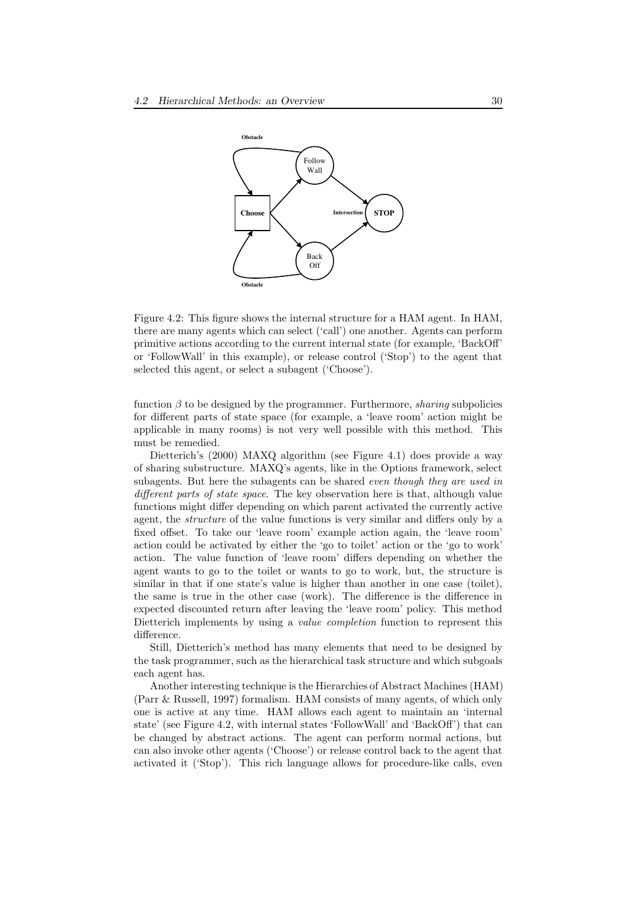Figure 4.2: This figure shows the internal structure for a HAM agent. In HAM, there are many agents which can select ('call') one another. Agents can perform primitive actions according to the current internal state (for example, 'BackOff' or 'FollowWall' in this example), or release control ('Stop') to the agent that selected this agent, or select a subagent ('Choose').

function $\beta$ to be designed by the programmer. Furthermore, *sharing* subpolicies for different parts of state space (for example, a 'leave room' action might be applicable in many rooms) is not very well possible with this method. This must be remedied.

Dietterich's (2000) MAXQ algorithm (see Figure 4.1) does provide a way of sharing substructure. MAXQ's agents, like in the Options framework, select subagents. But here the subagents can be shared *even though they are used in different parts of state space*. The key observation here is that, although value functions might differ depending on which parent activated the currently active agent, the *structure* of the value functions is very similar and differs only by a fixed offset. To take our 'leave room' example action again, the 'leave room' action could be activated by either the 'go to toilet' action or the 'go to work' action. The value function of 'leave room' differs depending on whether the agent wants to go to the toilet or wants to go to work, but, the structure is similar in that if one state's value is higher than another in one case (toilet), the same is true in the other case (work). The difference is the difference in expected discounted return after leaving the 'leave room' policy. This method Dietterich implements by using a *value completion* function to represent this difference.

Still, Dietterich's method has many elements that need to be designed by the task programmer, such as the hierarchical task structure and which subgoals each agent has.

Another interesting technique is the Hierarchies of Abstract Machines (HAM) (Parr & Russell, 1997) formalism. HAM consists of many agents, of which only one is active at any time. HAM allows each agent to maintain an 'internal state' (see Figure 4.2, with internal states 'FollowWall' and 'BackOff') that can be changed by abstract actions. The agent can perform normal actions, but can also invoke other agents ('Choose') or release control back to the agent that activated it ('Stop'). This rich language allows for procedure-like calls, even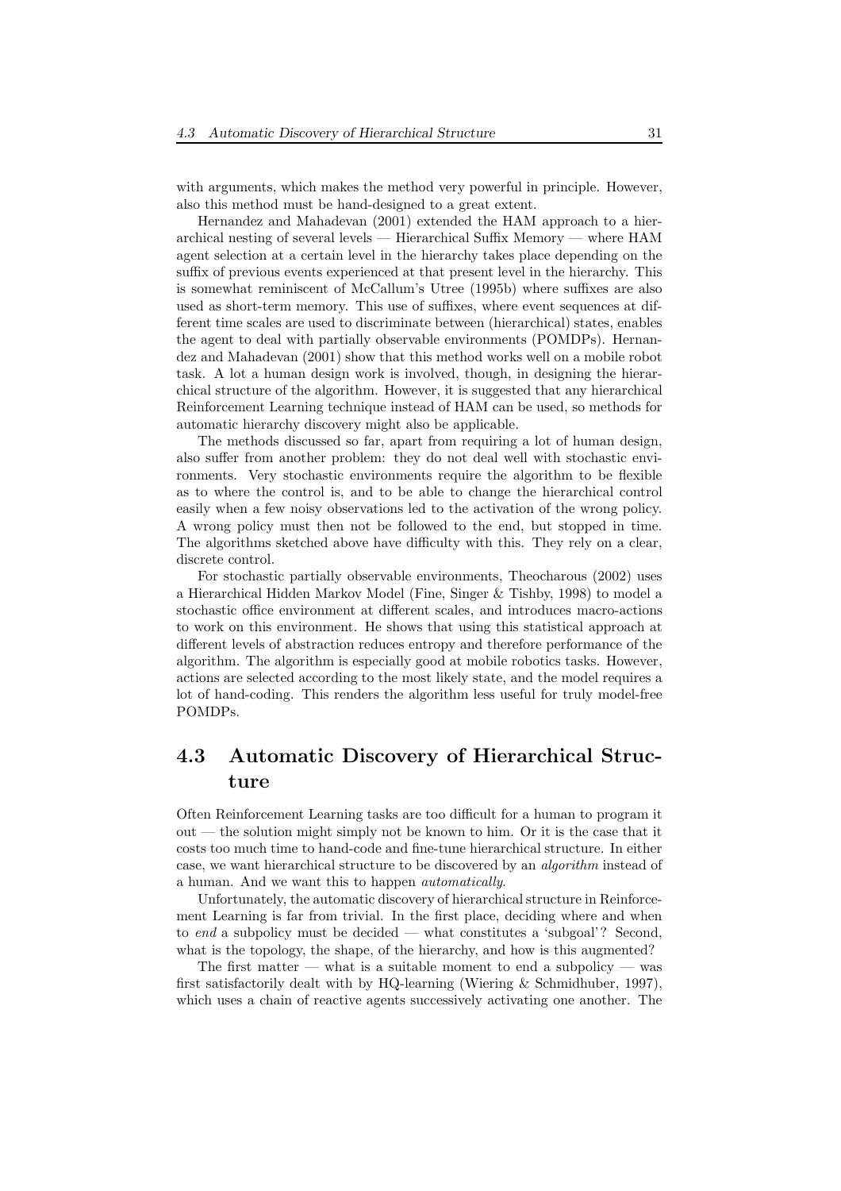with arguments, which makes the method very powerful in principle. However, also this method must be hand-designed to a great extent.

Hernandez and Mahadevan (2001) extended the HAM approach to a hierarchical nesting of several levels — Hierarchical Suffix Memory — where HAM agent selection at a certain level in the hierarchy takes place depending on the suffix of previous events experienced at that present level in the hierarchy. This is somewhat reminiscent of McCallum's Utree (1995b) where suffixes are also used as short-term memory. This use of suffixes, where event sequences at different time scales are used to discriminate between (hierarchical) states, enables the agent to deal with partially observable environments (POMDPs). Hernandez and Mahadevan (2001) show that this method works well on a mobile robot task. A lot a human design work is involved, though, in designing the hierarchical structure of the algorithm. However, it is suggested that any hierarchical Reinforcement Learning technique instead of HAM can be used, so methods for automatic hierarchy discovery might also be applicable.

The methods discussed so far, apart from requiring a lot of human design, also suffer from another problem: they do not deal well with stochastic environments. Very stochastic environments require the algorithm to be flexible as to where the control is, and to be able to change the hierarchical control easily when a few noisy observations led to the activation of the wrong policy. A wrong policy must then not be followed to the end, but stopped in time. The algorithms sketched above have difficulty with this. They rely on a clear, discrete control.

For stochastic partially observable environments, Theocharous (2002) uses a Hierarchical Hidden Markov Model (Fine, Singer & Tishby, 1998) to model a stochastic office environment at different scales, and introduces macro-actions to work on this environment. He shows that using this statistical approach at different levels of abstraction reduces entropy and therefore performance of the algorithm. The algorithm is especially good at mobile robotics tasks. However, actions are selected according to the most likely state, and the model requires a lot of hand-coding. This renders the algorithm less useful for truly model-free POMDPs.

## 4.3 Automatic Discovery of Hierarchical Structure

Often Reinforcement Learning tasks are too difficult for a human to program it out — the solution might simply not be known to him. Or it is the case that it costs too much time to hand-code and fine-tune hierarchical structure. In either case, we want hierarchical structure to be discovered by an *algorithm* instead of a human. And we want this to happen *automatically*.

Unfortunately, the automatic discovery of hierarchical structure in Reinforcement Learning is far from trivial. In the first place, deciding where and when to *end* a subpolicy must be decided — what constitutes a 'subgoal'? Second, what is the topology, the shape, of the hierarchy, and how is this augmented?

The first matter — what is a suitable moment to end a subpolicy — was first satisfactorily dealt with by HQ-learning (Wiering & Schmidhuber, 1997), which uses a chain of reactive agents successively activating one another. The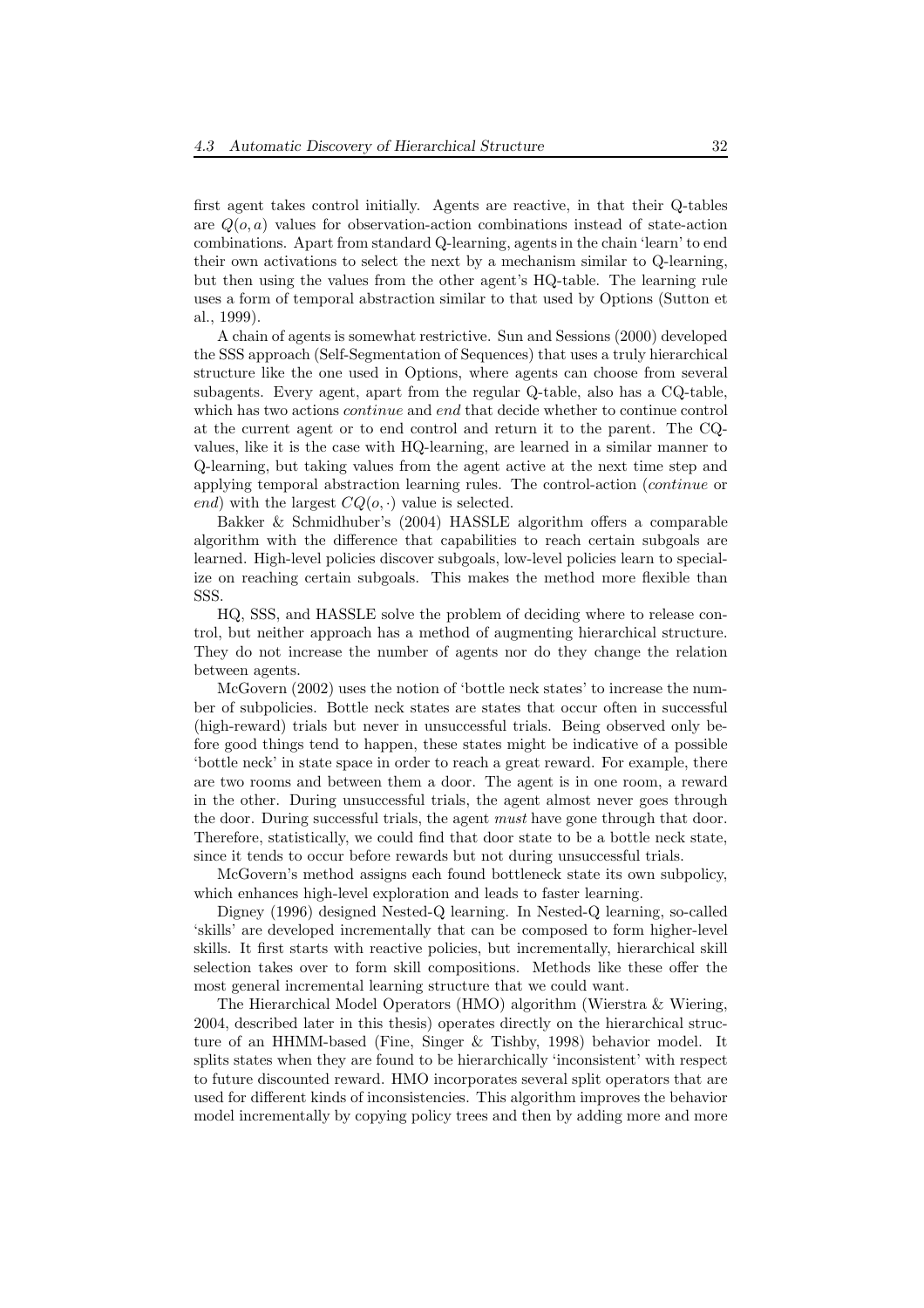first agent takes control initially. Agents are reactive, in that their Q-tables are $Q(o, a)$ values for observation-action combinations instead of state-action combinations. Apart from standard Q-learning, agents in the chain 'learn' to end their own activations to select the next by a mechanism similar to Q-learning, but then using the values from the other agent's HQ-table. The learning rule uses a form of temporal abstraction similar to that used by Options (Sutton et al., 1999).

A chain of agents is somewhat restrictive. Sun and Sessions (2000) developed the SSS approach (Self-Segmentation of Sequences) that uses a truly hierarchical structure like the one used in Options, where agents can choose from several subagents. Every agent, apart from the regular Q-table, also has a CQ-table, which has two actions *continue* and *end* that decide whether to continue control at the current agent or to end control and return it to the parent. The CQ-values, like it is the case with HQ-learning, are learned in a similar manner to Q-learning, but taking values from the agent active at the next time step and applying temporal abstraction learning rules. The control-action (*continue* or *end*) with the largest $CQ(o, \cdot)$ value is selected.

Bakker & Schmidhuber's (2004) HASSLE algorithm offers a comparable algorithm with the difference that capabilities to reach certain subgoals are learned. High-level policies discover subgoals, low-level policies learn to specialize on reaching certain subgoals. This makes the method more flexible than SSS.

HQ, SSS, and HASSLE solve the problem of deciding where to release control, but neither approach has a method of augmenting hierarchical structure. They do not increase the number of agents nor do they change the relation between agents.

McGovern (2002) uses the notion of 'bottle neck states' to increase the number of subpolicies. Bottle neck states are states that occur often in successful (high-reward) trials but never in unsuccessful trials. Being observed only before good things tend to happen, these states might be indicative of a possible 'bottle neck' in state space in order to reach a great reward. For example, there are two rooms and between them a door. The agent is in one room, a reward in the other. During unsuccessful trials, the agent almost never goes through the door. During successful trials, the agent *must* have gone through that door. Therefore, statistically, we could find that door state to be a bottle neck state, since it tends to occur before rewards but not during unsuccessful trials.

McGovern's method assigns each found bottleneck state its own subpolicy, which enhances high-level exploration and leads to faster learning.

Digney (1996) designed Nested-Q learning. In Nested-Q learning, so-called 'skills' are developed incrementally that can be composed to form higher-level skills. It first starts with reactive policies, but incrementally, hierarchical skill selection takes over to form skill compositions. Methods like these offer the most general incremental learning structure that we could want.

The Hierarchical Model Operators (HMO) algorithm (Wierstra & Wiering, 2004, described later in this thesis) operates directly on the hierarchical structure of an HHMM-based (Fine, Singer & Tishby, 1998) behavior model. It splits states when they are found to be hierarchically 'inconsistent' with respect to future discounted reward. HMO incorporates several split operators that are used for different kinds of inconsistencies. This algorithm improves the behavior model incrementally by copying policy trees and then by adding more and more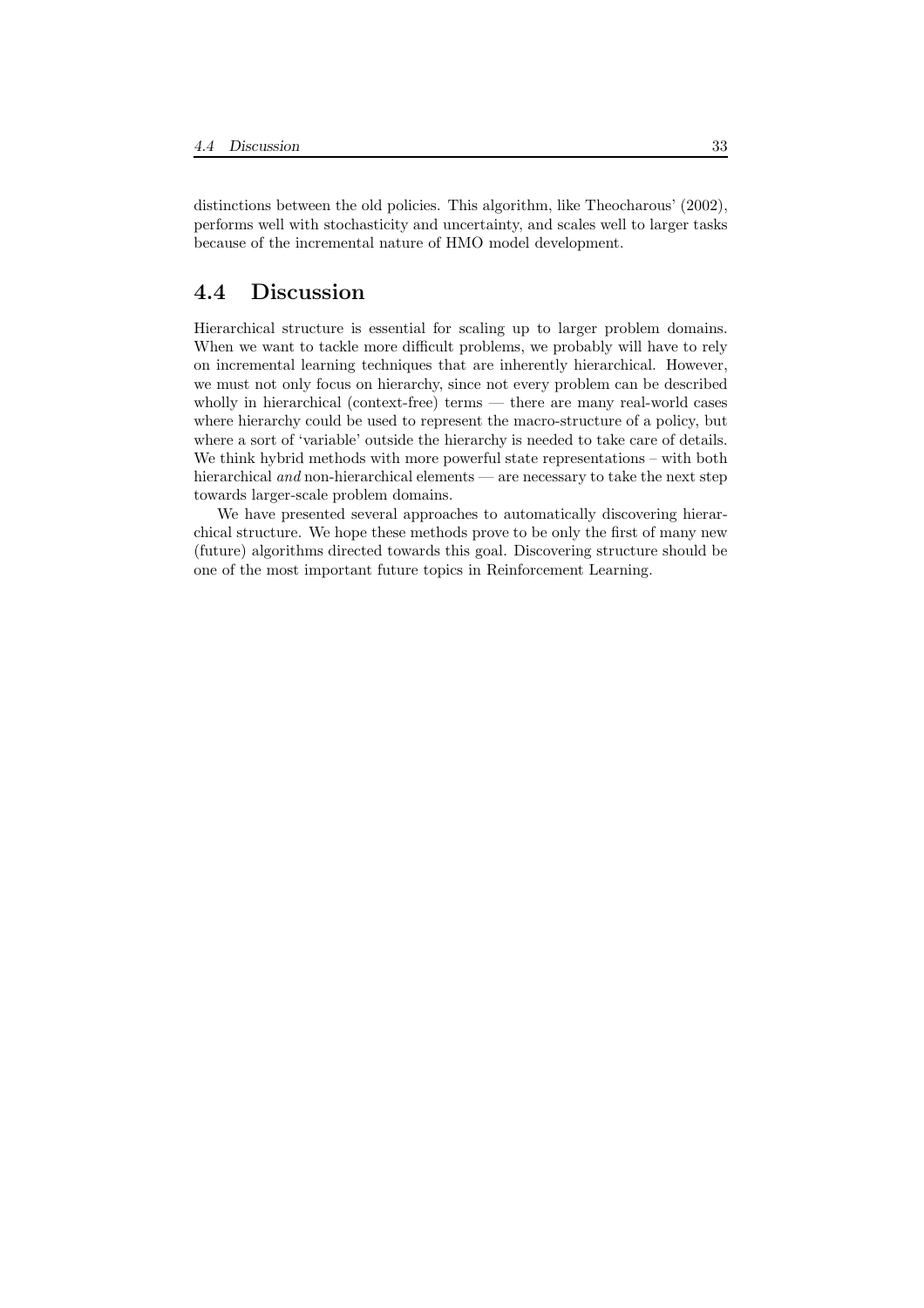distinctions between the old policies. This algorithm, like Theocharous' (2002), performs well with stochasticity and uncertainty, and scales well to larger tasks because of the incremental nature of HMO model development.

## 4.4 Discussion

Hierarchical structure is essential for scaling up to larger problem domains. When we want to tackle more difficult problems, we probably will have to rely on incremental learning techniques that are inherently hierarchical. However, we must not only focus on hierarchy, since not every problem can be described wholly in hierarchical (context-free) terms — there are many real-world cases where hierarchy could be used to represent the macro-structure of a policy, but where a sort of 'variable' outside the hierarchy is needed to take care of details. We think hybrid methods with more powerful state representations – with both hierarchical *and* non-hierarchical elements — are necessary to take the next step towards larger-scale problem domains.

We have presented several approaches to automatically discovering hierarchical structure. We hope these methods prove to be only the first of many new (future) algorithms directed towards this goal. Discovering structure should be one of the most important future topics in Reinforcement Learning.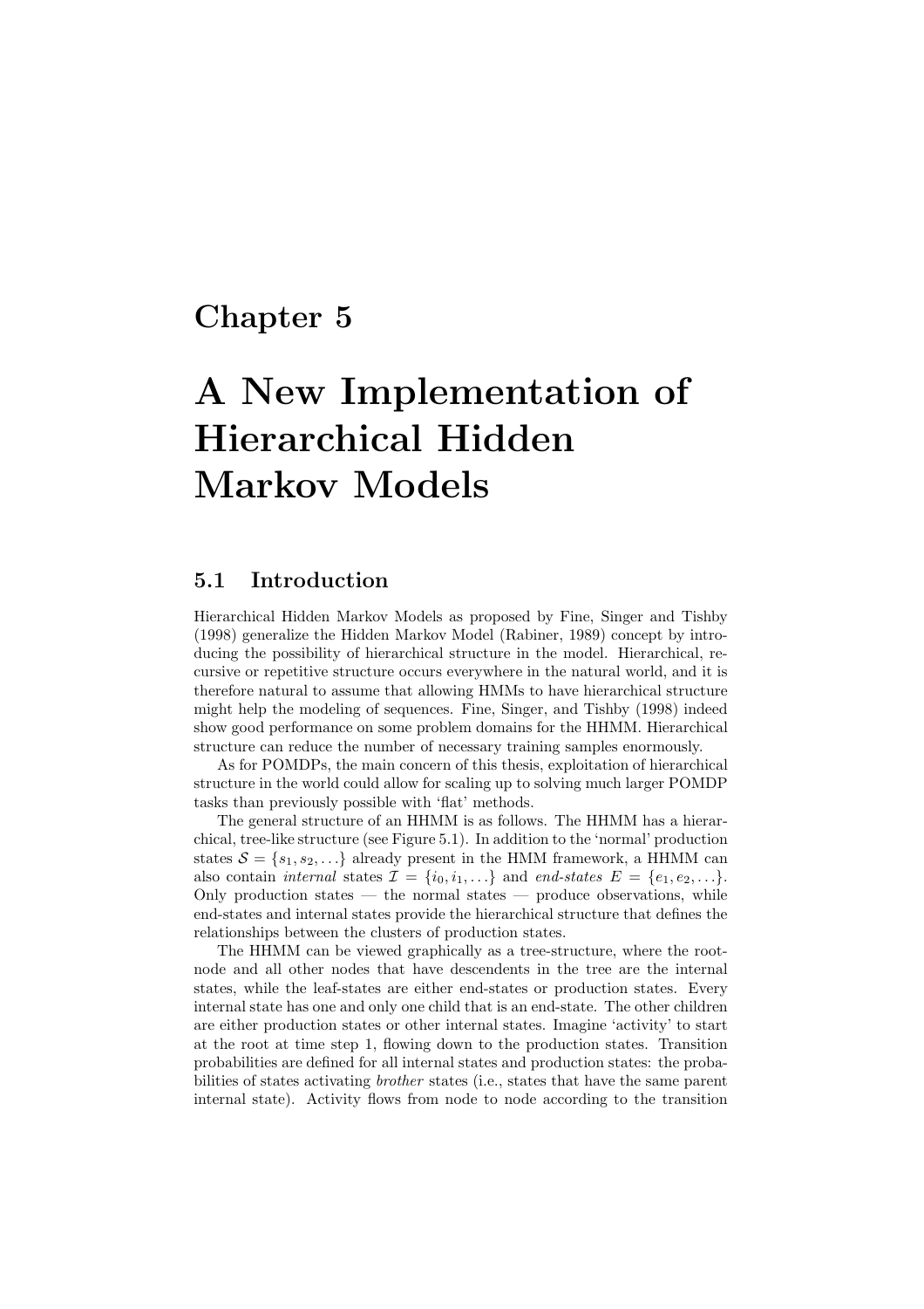# Chapter 5

# A New Implementation of Hierarchical Hidden Markov Models

## 5.1 Introduction

Hierarchical Hidden Markov Models as proposed by Fine, Singer and Tishby (1998) generalize the Hidden Markov Model (Rabiner, 1989) concept by introducing the possibility of hierarchical structure in the model. Hierarchical, recursive or repetitive structure occurs everywhere in the natural world, and it is therefore natural to assume that allowing HMMs to have hierarchical structure might help the modeling of sequences. Fine, Singer, and Tishby (1998) indeed show good performance on some problem domains for the HHMM. Hierarchical structure can reduce the number of necessary training samples enormously.

As for POMDPs, the main concern of this thesis, exploitation of hierarchical structure in the world could allow for scaling up to solving much larger POMDP tasks than previously possible with 'flat' methods.

The general structure of an HHMM is as follows. The HHMM has a hierarchical, tree-like structure (see Figure 5.1). In addition to the 'normal' production states $\mathcal{S} = \{s_1, s_2, \ldots\}$ already present in the HMM framework, a HHMM can also contain *internal* states $\mathcal{I} = \{i_0, i_1, \ldots\}$ and *end-states* $E = \{e_1, e_2, \ldots\}$. Only production states — the normal states — produce observations, while end-states and internal states provide the hierarchical structure that defines the relationships between the clusters of production states.

The HHMM can be viewed graphically as a tree-structure, where the root-node and all other nodes that have descendents in the tree are the internal states, while the leaf-states are either end-states or production states. Every internal state has one and only one child that is an end-state. The other children are either production states or other internal states. Imagine 'activity' to start at the root at time step 1, flowing down to the production states. Transition probabilities are defined for all internal states and production states: the probabilities of states activating *brother* states (i.e., states that have the same parent internal state). Activity flows from node to node according to the transition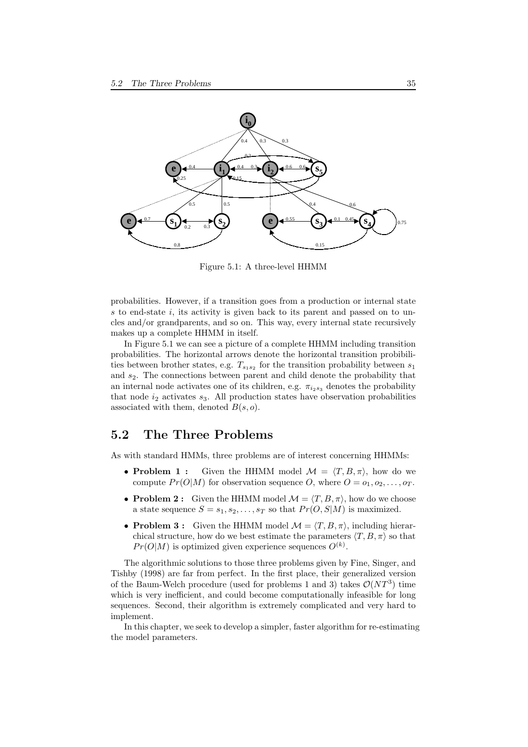Figure 5.1: A three-level HHMM

probabilities. However, if a transition goes from a production or internal state $s$ to end-state $i$, its activity is given back to its parent and passed on to uncles and/or grandparents, and so on. This way, every internal state recursively makes up a complete HHMM in itself.

In Figure 5.1 we can see a picture of a complete HHMM including transition probabilities. The horizontal arrows denote the horizontal transition probibilities between brother states, e.g. $T_{s_1 s_2}$ for the transition probability between $s_1$ and $s_2$. The connections between parent and child denote the probability that an internal node activates one of its children, e.g. $\pi_{i_2 s_3}$ denotes the probability that node $i_2$ activates $s_3$. All production states have observation probabilities associated with them, denoted $B(s, o)$.

## 5.2 The Three Problems

As with standard HMMs, three problems are of interest concerning HHMMs:

- **Problem 1 :** Given the HHMM model $\mathcal{M} = \langle T, B, \pi \rangle$, how do we compute $Pr(O|M)$ for observation sequence $O$, where $O = o_1, o_2, \ldots, o_T$.
- **Problem 2 :** Given the HHMM model $\mathcal{M} = \langle T, B, \pi \rangle$, how do we choose a state sequence $S = s_1, s_2, \ldots, s_T$ so that $Pr(O, S|M)$ is maximized.
- **Problem 3 :** Given the HHMM model $\mathcal{M} = \langle T, B, \pi \rangle$, including hierarchical structure, how do we best estimate the parameters $\langle T, B, \pi \rangle$ so that $Pr(O|M)$ is optimized given experience sequences $O^{(k)}$.

The algorithmic solutions to those three problems given by Fine, Singer, and Tishby (1998) are far from perfect. In the first place, their generalized version of the Baum-Welch procedure (used for problems 1 and 3) takes $\mathcal{O}(NT^3)$ time which is very inefficient, and could become computationally infeasible for long sequences. Second, their algorithm is extremely complicated and very hard to implement.

In this chapter, we seek to develop a simpler, faster algorithm for re-estimating the model parameters.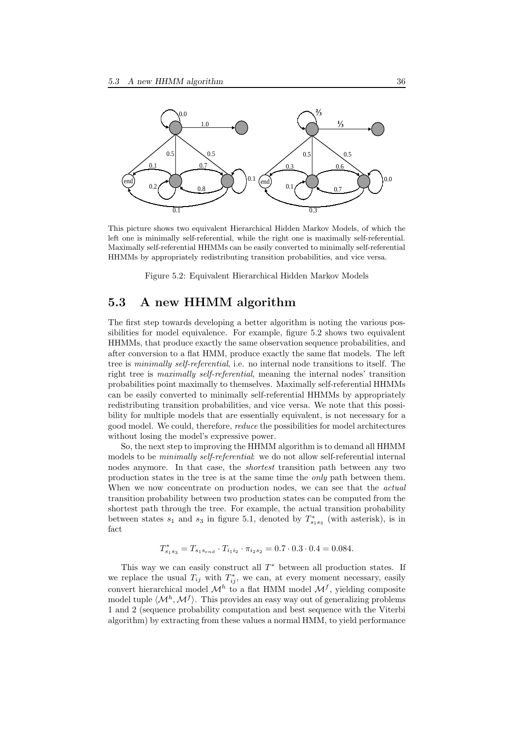This picture shows two equivalent Hierarchical Hidden Markov Models, of which the left one is minimally self-referential, while the right one is maximally self-referential. Maximally self-referential HHMMs can be easily converted to minimally self-referential HHMMs by appropriately redistributing transition probabilities, and vice versa.

Figure 5.2: Equivalent Hierarchical Hidden Markov Models

## 5.3 A new HHMM algorithm

The first step towards developing a better algorithm is noting the various possibilities for model equivalence. For example, figure 5.2 shows two equivalent HHMMs, that produce exactly the same observation sequence probabilities, and after conversion to a flat HMM, produce exactly the same flat models. The left tree is *minimally self-referential*, i.e. no internal node transitions to itself. The right tree is *maximally self-referential*, meaning the internal nodes' transition probabilities point maximally to themselves. Maximally self-referential HHMMs can be easily converted to minimally self-referential HHMMs by appropriately redistributing transition probabilities, and vice versa. We note that this possibility for multiple models that are essentially equivalent, is not necessary for a good model. We could, therefore, *reduce* the possibilities for model architectures without losing the model's expressive power.

So, the next step to improving the HHMM algorithm is to demand all HHMM models to be *minimally self-referential*: we do not allow self-referential internal nodes anymore. In that case, the *shortest* transition path between any two production states in the tree is at the same time the *only* path between them. When we now concentrate on production nodes, we can see that the *actual* transition probability between two production states can be computed from the shortest path through the tree. For example, the actual transition probability between states $s_1$ and $s_3$ in figure 5.1, denoted by $T^*_{s_1 s_3}$ (with asterisk), is in fact

$$T^*_{s_1 s_3} = T_{s_1 s_{end}} \cdot T_{i_1 i_2} \cdot \pi_{i_2 s_2} = 0.7 \cdot 0.3 \cdot 0.4 = 0.084.$$

This way we can easily construct all $T^*$ between all production states. If we replace the usual $T_{ij}$ with $T^*_{ij}$, we can, at every moment necessary, easily convert hierarchical model $\mathcal{M}^h$ to a flat HMM model $\mathcal{M}^f$, yielding composite model tuple $\langle \mathcal{M}^h, \mathcal{M}^f \rangle$. This provides an easy way out of generalizing problems 1 and 2 (sequence probability computation and best sequence with the Viterbi algorithm) by extracting from these values a normal HMM, to yield performance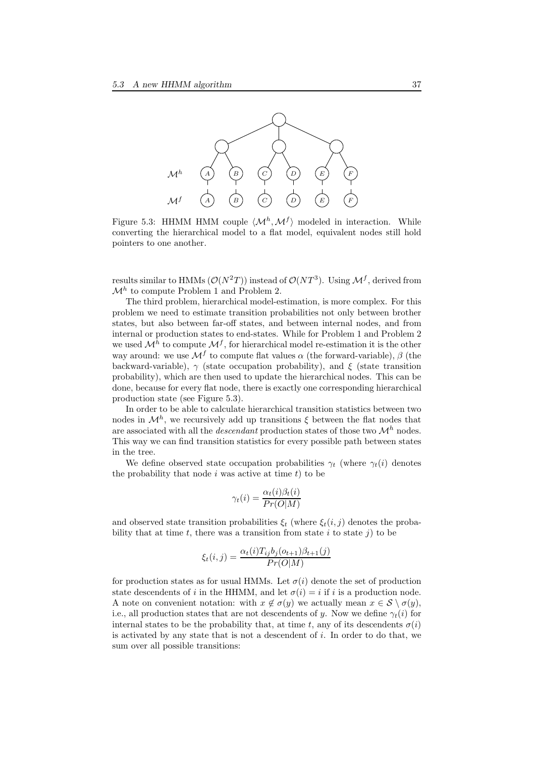Figure 5.3: HHMM HMM couple $\langle \mathcal{M}^h, \mathcal{M}^f \rangle$ modeled in interaction. While converting the hierarchical model to a flat model, equivalent nodes still hold pointers to one another.

results similar to HMMs ($\mathcal{O}(N^2T)$) instead of $\mathcal{O}(NT^3)$. Using $\mathcal{M}^f$, derived from $\mathcal{M}^h$ to compute Problem 1 and Problem 2.

The third problem, hierarchical model-estimation, is more complex. For this problem we need to estimate transition probabilities not only between brother states, but also between far-off states, and between internal nodes, and from internal or production states to end-states. While for Problem 1 and Problem 2 we used $\mathcal{M}^h$ to compute $\mathcal{M}^f$, for hierarchical model re-estimation it is the other way around: we use $\mathcal{M}^f$ to compute flat values $\alpha$ (the forward-variable), $\beta$ (the backward-variable), $\gamma$ (state occupation probability), and $\xi$ (state transition probability), which are then used to update the hierarchical nodes. This can be done, because for every flat node, there is exactly one corresponding hierarchical production state (see Figure 5.3).

In order to be able to calculate hierarchical transition statistics between two nodes in $\mathcal{M}^h$, we recursively add up transitions $\xi$ between the flat nodes that are associated with all the *descendant* production states of those two $\mathcal{M}^h$ nodes. This way we can find transition statistics for every possible path between states in the tree.

We define observed state occupation probabilities $\gamma_t$ (where $\gamma_t(i)$ denotes the probability that node $i$ was active at time $t$) to be

$$\gamma_t(i) = \frac{\alpha_t(i)\beta_t(i)}{Pr(O|M)}$$

and observed state transition probabilities $\xi_t$ (where $\xi_t(i,j)$ denotes the probability that at time $t$, there was a transition from state $i$ to state $j$) to be

$$\xi_t(i,j) = \frac{\alpha_t(i)T_{ij}b_j(o_{t+1})\beta_{t+1}(j)}{Pr(O|M)}$$

for production states as for usual HMMs. Let $\sigma(i)$ denote the set of production state descendents of $i$ in the HHMM, and let $\sigma(i) = i$ if $i$ is a production node. A note on convenient notation: with $x \notin \sigma(y)$ we actually mean $x \in \mathcal{S} \setminus \sigma(y)$, i.e., all production states that are not descendents of $y$. Now we define $\gamma_t(i)$ for internal states to be the probability that, at time $t$, any of its descendents $\sigma(i)$ is activated by any state that is not a descendent of $i$. In order to do that, we sum over all possible transitions: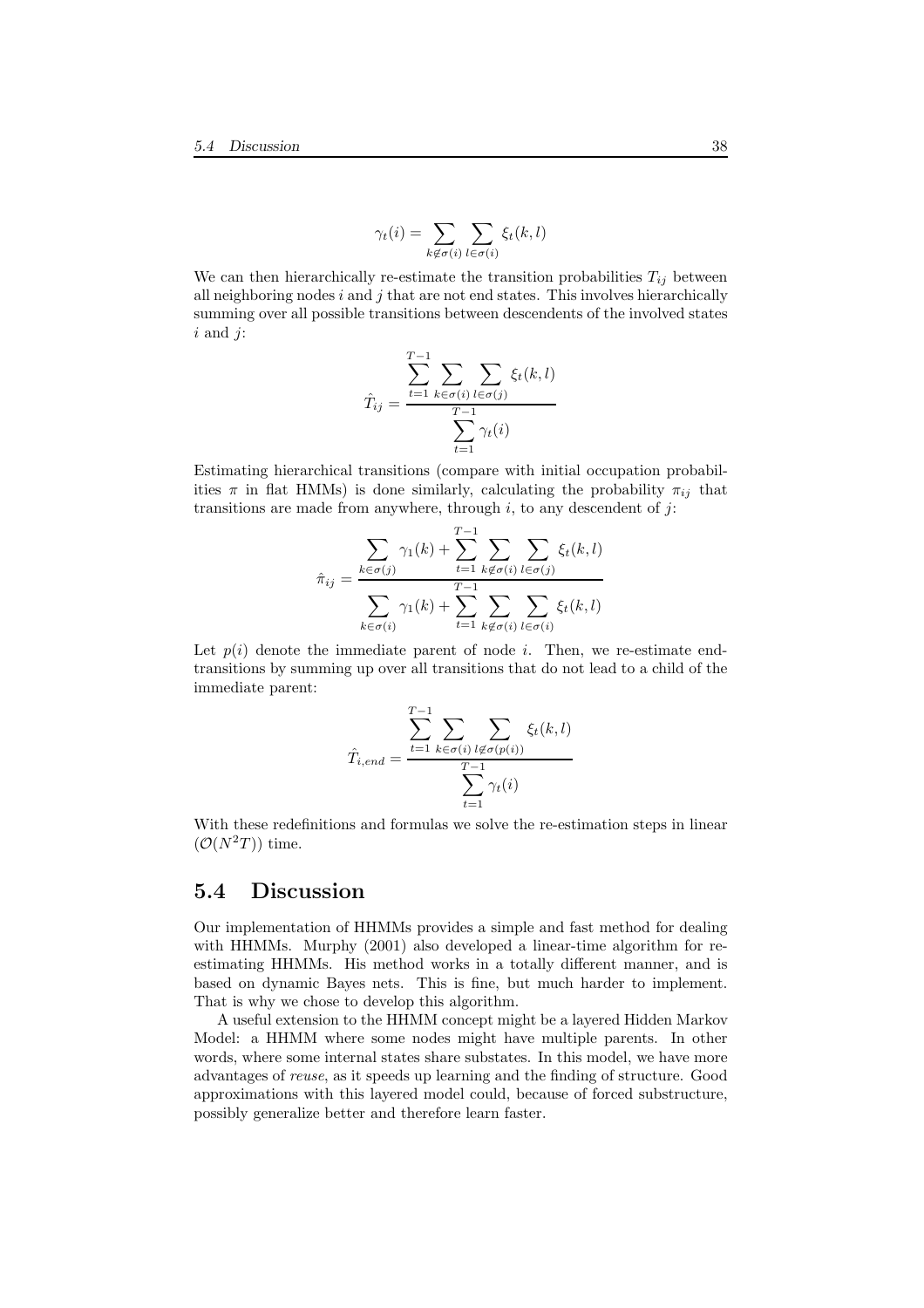$$\gamma_t(i) = \sum_{k \notin \sigma(i)} \sum_{l \in \sigma(i)} \xi_t(k, l)$$

We can then hierarchically re-estimate the transition probabilities $T_{ij}$ between all neighboring nodes $i$ and $j$ that are not end states. This involves hierarchically summing over all possible transitions between descendents of the involved states $i$ and $j$:

$$\hat{T}_{ij} = \frac{\sum_{t=1}^{T-1} \sum_{k \in \sigma(i)} \sum_{l \in \sigma(j)} \xi_t(k, l)}{\sum_{t=1}^{T-1} \gamma_t(i)}$$

Estimating hierarchical transitions (compare with initial occupation probabilities $\pi$ in flat HMMs) is done similarly, calculating the probability $\pi_{ij}$ that transitions are made from anywhere, through $i$, to any descendent of $j$:

$$\hat{\pi}_{ij} = \frac{\sum_{k \in \sigma(j)} \gamma_1(k) + \sum_{t=1}^{T-1} \sum_{k \notin \sigma(i)} \sum_{l \in \sigma(j)} \xi_t(k, l)}{\sum_{k \in \sigma(i)} \gamma_1(k) + \sum_{t=1}^{T-1} \sum_{k \notin \sigma(i)} \sum_{l \in \sigma(i)} \xi_t(k, l)}$$

Let $p(i)$ denote the immediate parent of node $i$. Then, we re-estimate end-transitions by summing up over all transitions that do not lead to a child of the immediate parent:

$$\hat{T}_{i,end} = \frac{\sum_{t=1}^{T-1} \sum_{k \in \sigma(i)} \sum_{l \notin \sigma(p(i))} \xi_t(k, l)}{\sum_{t=1}^{T-1} \gamma_t(i)}$$

With these redefinitions and formulas we solve the re-estimation steps in linear ($\mathcal{O}(N^2T)$) time.

## 5.4 Discussion

Our implementation of HHMMs provides a simple and fast method for dealing with HHMMs. Murphy (2001) also developed a linear-time algorithm for re-estimating HHMMs. His method works in a totally different manner, and is based on dynamic Bayes nets. This is fine, but much harder to implement. That is why we chose to develop this algorithm.

A useful extension to the HHMM concept might be a layered Hidden Markov Model: a HHMM where some nodes might have multiple parents. In other words, where some internal states share substates. In this model, we have more advantages of *reuse*, as it speeds up learning and the finding of structure. Good approximations with this layered model could, because of forced substructure, possibly generalize better and therefore learn faster.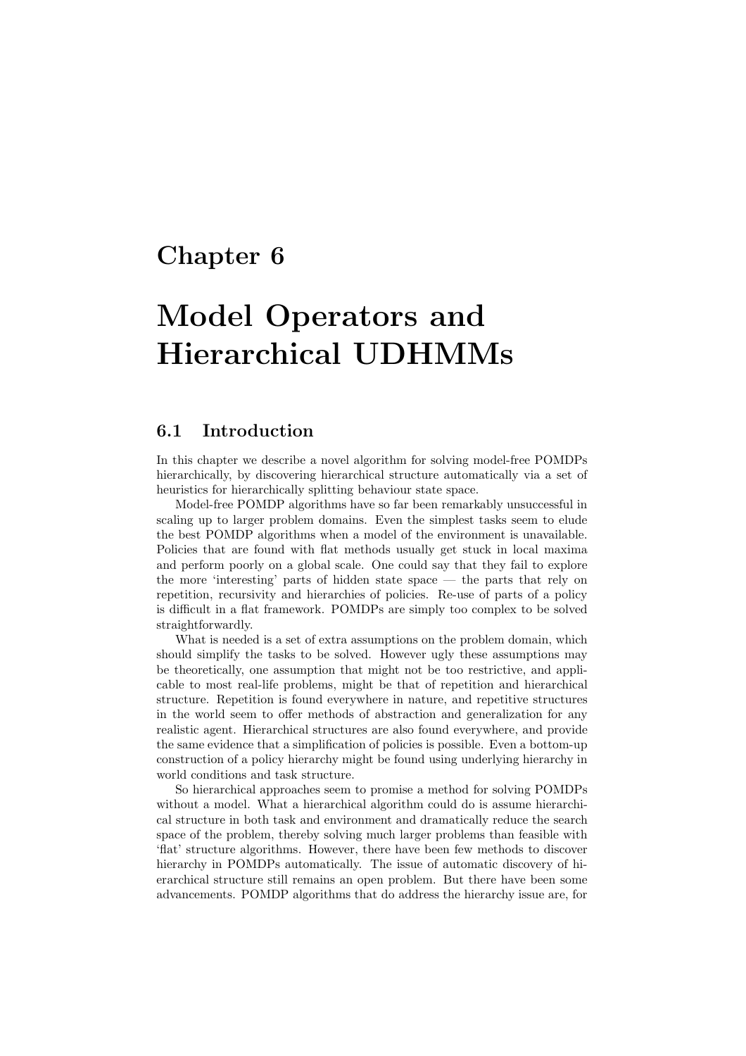# Chapter 6

# Model Operators and Hierarchical UDHMMs

## 6.1 Introduction

In this chapter we describe a novel algorithm for solving model-free POMDPs hierarchically, by discovering hierarchical structure automatically via a set of heuristics for hierarchically splitting behaviour state space.

Model-free POMDP algorithms have so far been remarkably unsuccessful in scaling up to larger problem domains. Even the simplest tasks seem to elude the best POMDP algorithms when a model of the environment is unavailable. Policies that are found with flat methods usually get stuck in local maxima and perform poorly on a global scale. One could say that they fail to explore the more 'interesting' parts of hidden state space — the parts that rely on repetition, recursivity and hierarchies of policies. Re-use of parts of a policy is difficult in a flat framework. POMDPs are simply too complex to be solved straightforwardly.

What is needed is a set of extra assumptions on the problem domain, which should simplify the tasks to be solved. However ugly these assumptions may be theoretically, one assumption that might not be too restrictive, and applicable to most real-life problems, might be that of repetition and hierarchical structure. Repetition is found everywhere in nature, and repetitive structures in the world seem to offer methods of abstraction and generalization for any realistic agent. Hierarchical structures are also found everywhere, and provide the same evidence that a simplification of policies is possible. Even a bottom-up construction of a policy hierarchy might be found using underlying hierarchy in world conditions and task structure.

So hierarchical approaches seem to promise a method for solving POMDPs without a model. What a hierarchical algorithm could do is assume hierarchical structure in both task and environment and dramatically reduce the search space of the problem, thereby solving much larger problems than feasible with 'flat' structure algorithms. However, there have been few methods to discover hierarchy in POMDPs automatically. The issue of automatic discovery of hierarchical structure still remains an open problem. But there have been some advancements. POMDP algorithms that do address the hierarchy issue are, for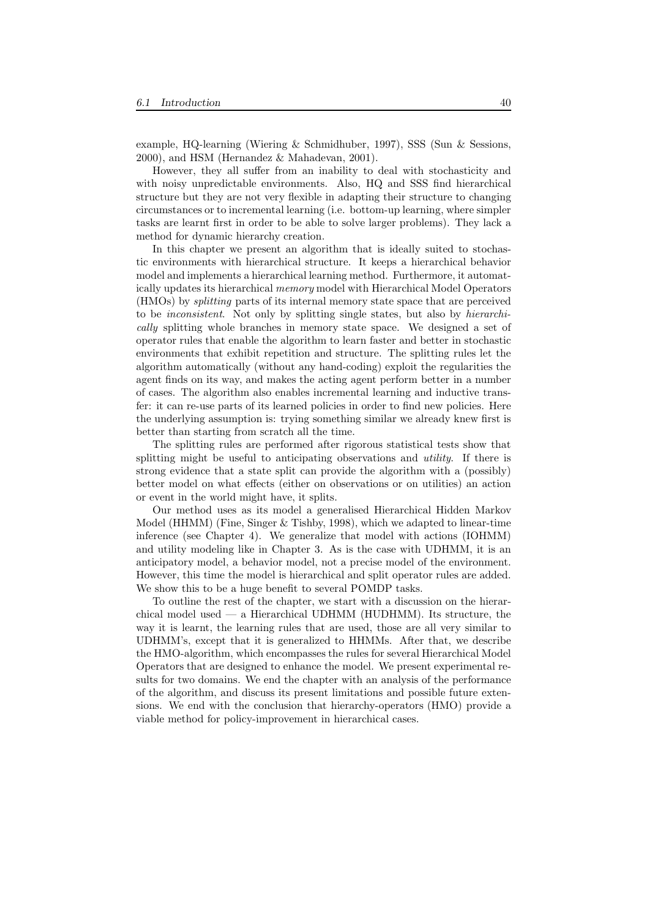example, HQ-learning (Wiering & Schmidhuber, 1997), SSS (Sun & Sessions, 2000), and HSM (Hernandez & Mahadevan, 2001).

However, they all suffer from an inability to deal with stochasticity and with noisy unpredictable environments. Also, HQ and SSS find hierarchical structure but they are not very flexible in adapting their structure to changing circumstances or to incremental learning (i.e. bottom-up learning, where simpler tasks are learnt first in order to be able to solve larger problems). They lack a method for dynamic hierarchy creation.

In this chapter we present an algorithm that is ideally suited to stochastic environments with hierarchical structure. It keeps a hierarchical behavior model and implements a hierarchical learning method. Furthermore, it automatically updates its hierarchical *memory* model with Hierarchical Model Operators (HMOs) by *splitting* parts of its internal memory state space that are perceived to be *inconsistent*. Not only by splitting single states, but also by *hierarchically* splitting whole branches in memory state space. We designed a set of operator rules that enable the algorithm to learn faster and better in stochastic environments that exhibit repetition and structure. The splitting rules let the algorithm automatically (without any hand-coding) exploit the regularities the agent finds on its way, and makes the acting agent perform better in a number of cases. The algorithm also enables incremental learning and inductive transfer: it can re-use parts of its learned policies in order to find new policies. Here the underlying assumption is: trying something similar we already knew first is better than starting from scratch all the time.

The splitting rules are performed after rigorous statistical tests show that splitting might be useful to anticipating observations and *utility*. If there is strong evidence that a state split can provide the algorithm with a (possibly) better model on what effects (either on observations or on utilities) an action or event in the world might have, it splits.

Our method uses as its model a generalised Hierarchical Hidden Markov Model (HHMM) (Fine, Singer & Tishby, 1998), which we adapted to linear-time inference (see Chapter 4). We generalize that model with actions (IOHMM) and utility modeling like in Chapter 3. As is the case with UDHMM, it is an anticipatory model, a behavior model, not a precise model of the environment. However, this time the model is hierarchical and split operator rules are added. We show this to be a huge benefit to several POMDP tasks.

To outline the rest of the chapter, we start with a discussion on the hierarchical model used — a Hierarchical UDHMM (HUDHMM). Its structure, the way it is learnt, the learning rules that are used, those are all very similar to UDHMM's, except that it is generalized to HHMMs. After that, we describe the HMO-algorithm, which encompasses the rules for several Hierarchical Model Operators that are designed to enhance the model. We present experimental results for two domains. We end the chapter with an analysis of the performance of the algorithm, and discuss its present limitations and possible future extensions. We end with the conclusion that hierarchy-operators (HMO) provide a viable method for policy-improvement in hierarchical cases.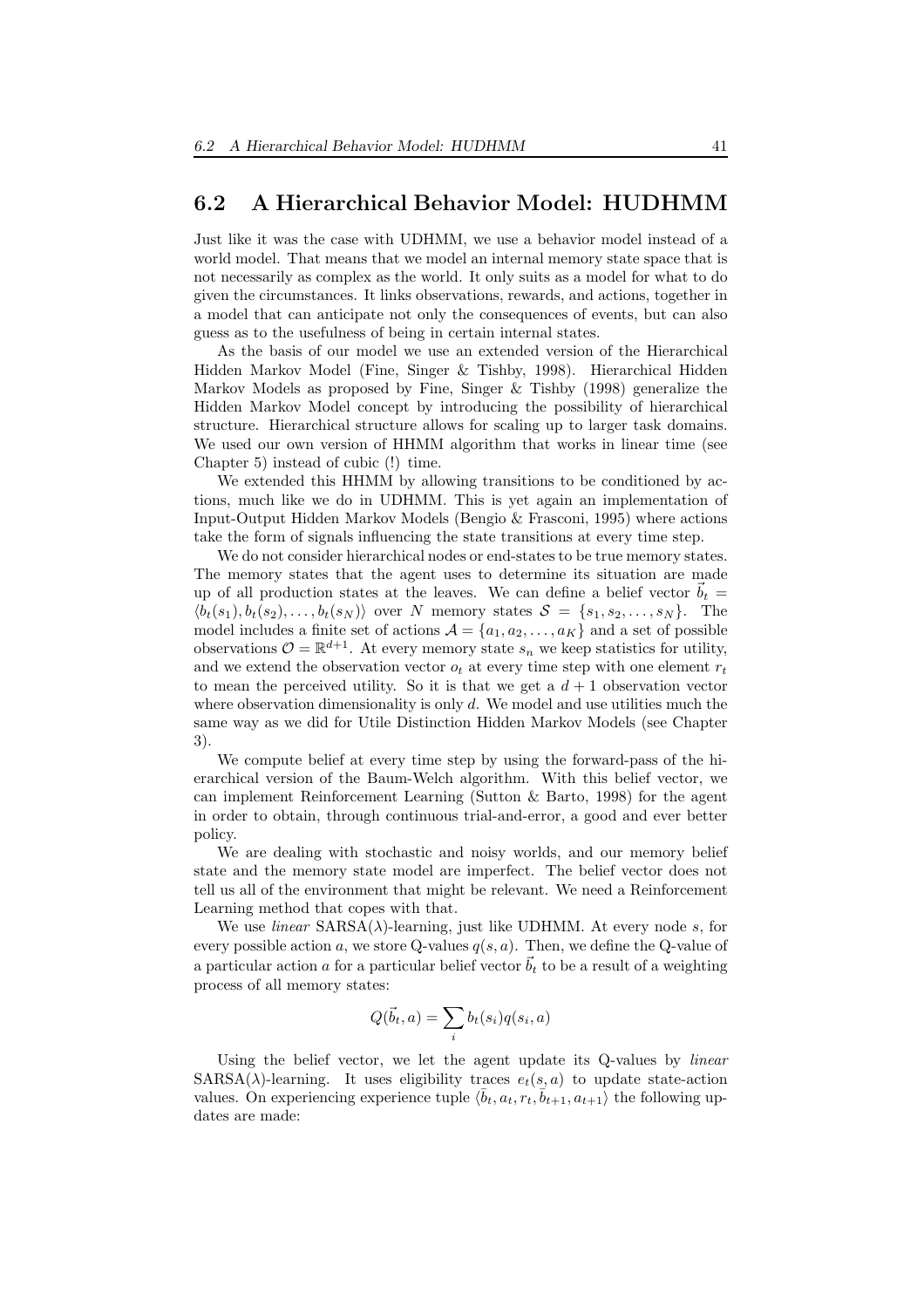## 6.2 A Hierarchical Behavior Model: HUDHMM

Just like it was the case with UDHMM, we use a behavior model instead of a world model. That means that we model an internal memory state space that is not necessarily as complex as the world. It only suits as a model for what to do given the circumstances. It links observations, rewards, and actions, together in a model that can anticipate not only the consequences of events, but can also guess as to the usefulness of being in certain internal states.

As the basis of our model we use an extended version of the Hierarchical Hidden Markov Model (Fine, Singer & Tishby, 1998). Hierarchical Hidden Markov Models as proposed by Fine, Singer & Tishby (1998) generalize the Hidden Markov Model concept by introducing the possibility of hierarchical structure. Hierarchical structure allows for scaling up to larger task domains. We used our own version of HHMM algorithm that works in linear time (see Chapter 5) instead of cubic (!) time.

We extended this HHMM by allowing transitions to be conditioned by actions, much like we do in UDHMM. This is yet again an implementation of Input-Output Hidden Markov Models (Bengio & Frasconi, 1995) where actions take the form of signals influencing the state transitions at every time step.

We do not consider hierarchical nodes or end-states to be true memory states. The memory states that the agent uses to determine its situation are made up of all production states at the leaves. We can define a belief vector $\vec{b}_t = \langle b_t(s_1), b_t(s_2), \ldots, b_t(s_N) \rangle$ over $N$ memory states $\mathcal{S} = \{s_1, s_2, \ldots, s_N\}$. The model includes a finite set of actions $\mathcal{A} = \{a_1, a_2, \ldots, a_K\}$ and a set of possible observations $\mathcal{O} = \mathbb{R}^{d+1}$. At every memory state $s_n$ we keep statistics for utility, and we extend the observation vector $o_t$ at every time step with one element $r_t$ to mean the perceived utility. So it is that we get a $d+1$ observation vector where observation dimensionality is only $d$. We model and use utilities much the same way as we did for Utile Distinction Hidden Markov Models (see Chapter 3).

We compute belief at every time step by using the forward-pass of the hierarchical version of the Baum-Welch algorithm. With this belief vector, we can implement Reinforcement Learning (Sutton & Barto, 1998) for the agent in order to obtain, through continuous trial-and-error, a good and ever better policy.

We are dealing with stochastic and noisy worlds, and our memory belief state and the memory state model are imperfect. The belief vector does not tell us all of the environment that might be relevant. We need a Reinforcement Learning method that copes with that.

We use *linear* SARSA($\lambda$)-learning, just like UDHMM. At every node $s$, for every possible action $a$, we store Q-values $q(s, a)$. Then, we define the Q-value of a particular action $a$ for a particular belief vector $\vec{b}_t$ to be a result of a weighting process of all memory states:

$$Q(\vec{b}_t, a) = \sum_i b_t(s_i) q(s_i, a)$$

Using the belief vector, we let the agent update its Q-values by *linear* SARSA($\lambda$)-learning. It uses eligibility traces $e_t(s, a)$ to update state-action values. On experiencing experience tuple $\langle \vec{b}_t, a_t, r_t, \vec{b}_{t+1}, a_{t+1} \rangle$ the following updates are made: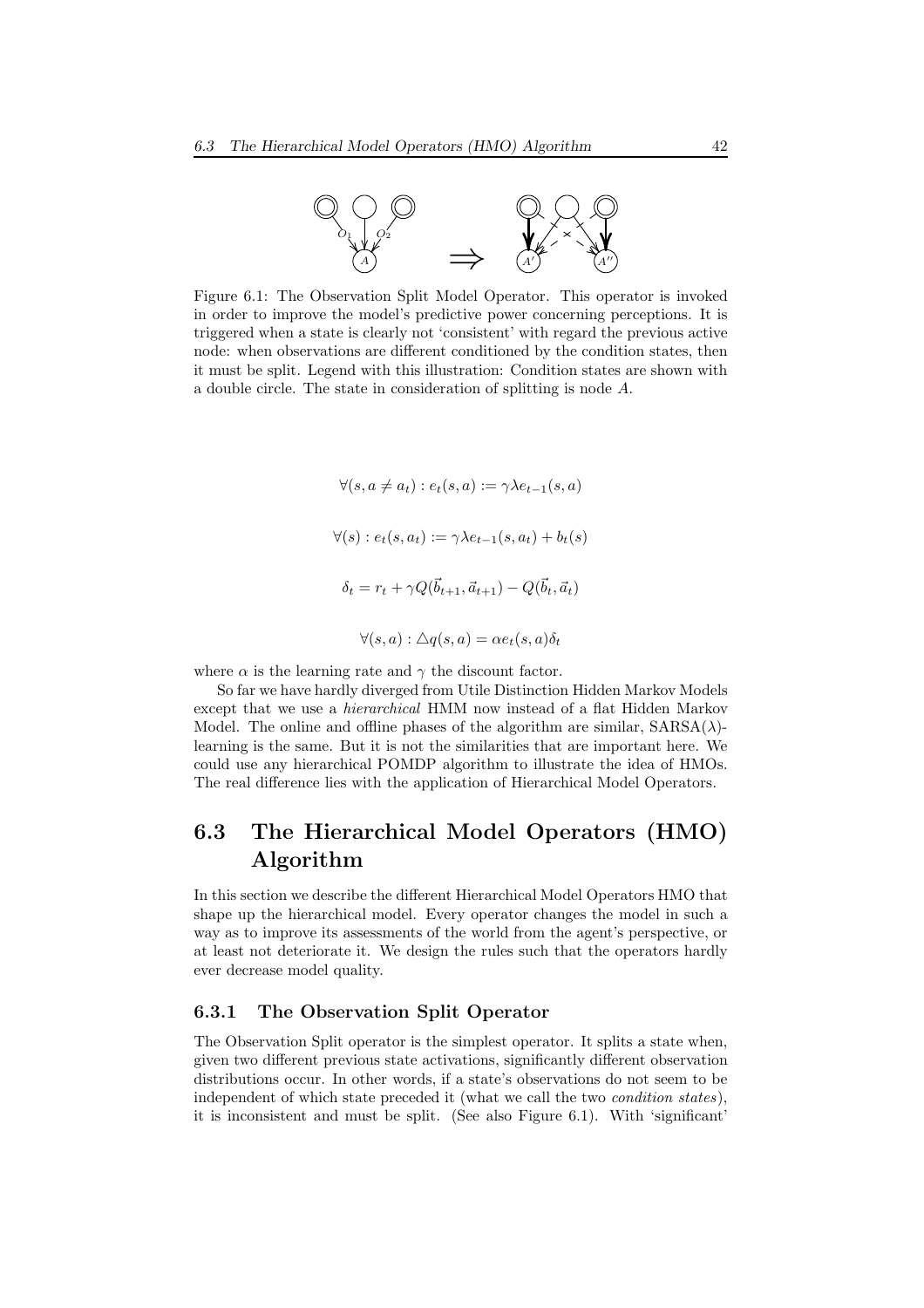Figure 6.1: The Observation Split Model Operator. This operator is invoked in order to improve the model's predictive power concerning perceptions. It is triggered when a state is clearly not 'consistent' with regard the previous active node: when observations are different conditioned by the condition states, then it must be split. Legend with this illustration: Condition states are shown with a double circle. The state in consideration of splitting is node $A$.

$$\forall(s, a \neq a_t) : e_t(s, a) := \gamma\lambda e_{t-1}(s, a)$$

$$\forall(s) : e_t(s, a_t) := \gamma\lambda e_{t-1}(s, a_t) + b_t(s)$$

$$\delta_t = r_t + \gamma Q(\vec{b}_{t+1}, \vec{a}_{t+1}) - Q(\vec{b}_t, \vec{a}_t)$$

$$\forall(s, a) : \triangle q(s, a) = \alpha e_t(s, a)\delta_t$$

where $\alpha$ is the learning rate and $\gamma$ the discount factor.

So far we have hardly diverged from Utile Distinction Hidden Markov Models except that we use a *hierarchical* HMM now instead of a flat Hidden Markov Model. The online and offline phases of the algorithm are similar, SARSA($\lambda$)-learning is the same. But it is not the similarities that are important here. We could use any hierarchical POMDP algorithm to illustrate the idea of HMOs. The real difference lies with the application of Hierarchical Model Operators.

## 6.3 The Hierarchical Model Operators (HMO) Algorithm

In this section we describe the different Hierarchical Model Operators HMO that shape up the hierarchical model. Every operator changes the model in such a way as to improve its assessments of the world from the agent's perspective, or at least not deteriorate it. We design the rules such that the operators hardly ever decrease model quality.

### 6.3.1 The Observation Split Operator

The Observation Split operator is the simplest operator. It splits a state when, given two different previous state activations, significantly different observation distributions occur. In other words, if a state's observations do not seem to be independent of which state preceded it (what we call the two *condition states*), it is inconsistent and must be split. (See also Figure 6.1). With 'significant'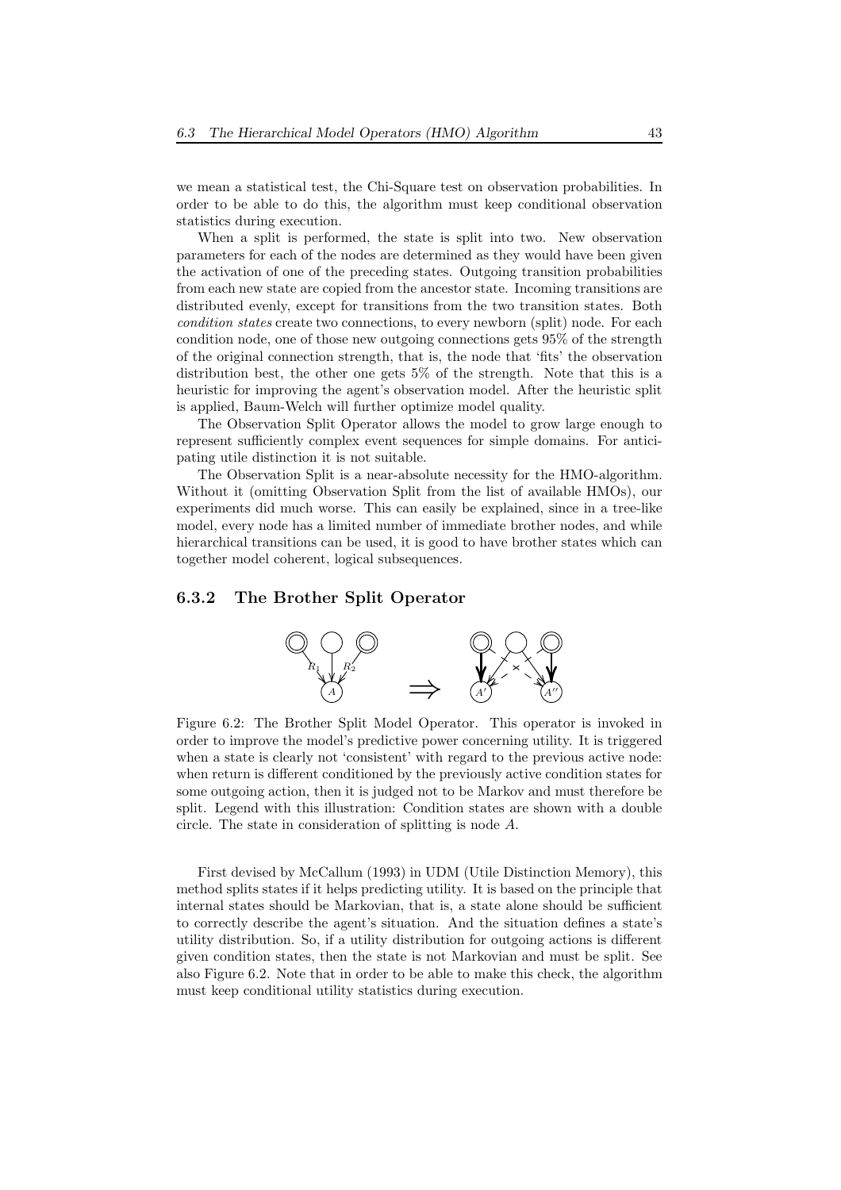we mean a statistical test, the Chi-Square test on observation probabilities. In order to be able to do this, the algorithm must keep conditional observation statistics during execution.

When a split is performed, the state is split into two. New observation parameters for each of the nodes are determined as they would have been given the activation of one of the preceding states. Outgoing transition probabilities from each new state are copied from the ancestor state. Incoming transitions are distributed evenly, except for transitions from the two transition states. Both *condition states* create two connections, to every newborn (split) node. For each condition node, one of those new outgoing connections gets 95% of the strength of the original connection strength, that is, the node that 'fits' the observation distribution best, the other one gets 5% of the strength. Note that this is a heuristic for improving the agent's observation model. After the heuristic split is applied, Baum-Welch will further optimize model quality.

The Observation Split Operator allows the model to grow large enough to represent sufficiently complex event sequences for simple domains. For anticipating utile distinction it is not suitable.

The Observation Split is a near-absolute necessity for the HMO-algorithm. Without it (omitting Observation Split from the list of available HMOs), our experiments did much worse. This can easily be explained, since in a tree-like model, every node has a limited number of immediate brother nodes, and while hierarchical transitions can be used, it is good to have brother states which can together model coherent, logical subsequences.

### 6.3.2 The Brother Split Operator

Figure 6.2: The Brother Split Model Operator. This operator is invoked in order to improve the model's predictive power concerning utility. It is triggered when a state is clearly not 'consistent' with regard to the previous active node: when return is different conditioned by the previously active condition states for some outgoing action, then it is judged not to be Markov and must therefore be split. Legend with this illustration: Condition states are shown with a double circle. The state in consideration of splitting is node $A$.

First devised by McCallum (1993) in UDM (Utile Distinction Memory), this method splits states if it helps predicting utility. It is based on the principle that internal states should be Markovian, that is, a state alone should be sufficient to correctly describe the agent's situation. And the situation defines a state's utility distribution. So, if a utility distribution for outgoing actions is different given condition states, then the state is not Markovian and must be split. See also Figure 6.2. Note that in order to be able to make this check, the algorithm must keep conditional utility statistics during execution.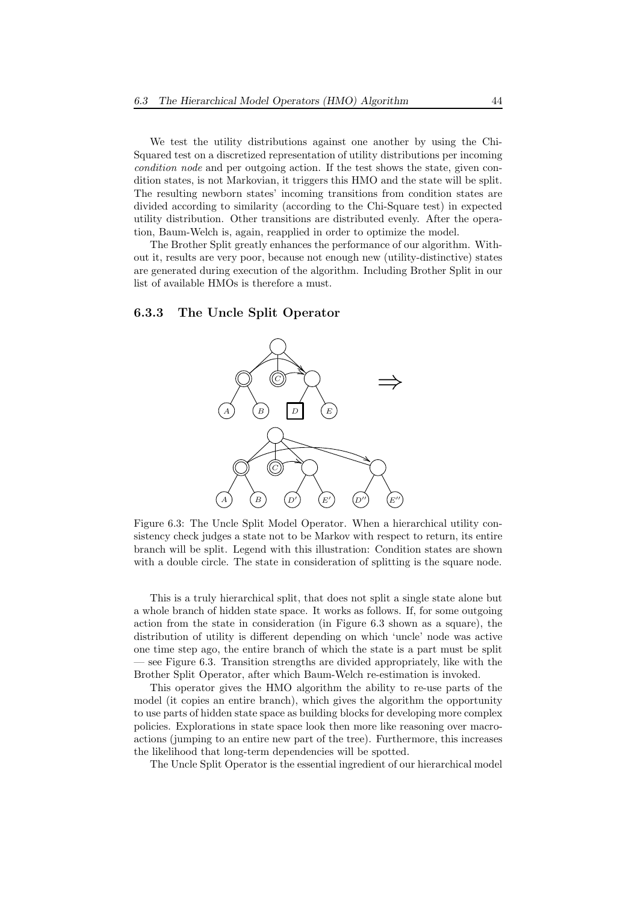We test the utility distributions against one another by using the Chi-Squared test on a discretized representation of utility distributions per incoming *condition node* and per outgoing action. If the test shows the state, given condition states, is not Markovian, it triggers this HMO and the state will be split. The resulting newborn states' incoming transitions from condition states are divided according to similarity (according to the Chi-Square test) in expected utility distribution. Other transitions are distributed evenly. After the operation, Baum-Welch is, again, reapplied in order to optimize the model.

The Brother Split greatly enhances the performance of our algorithm. Without it, results are very poor, because not enough new (utility-distinctive) states are generated during execution of the algorithm. Including Brother Split in our list of available HMOs is therefore a must.

### 6.3.3 The Uncle Split Operator

Figure 6.3: The Uncle Split Model Operator. When a hierarchical utility consistency check judges a state not to be Markov with respect to return, its entire branch will be split. Legend with this illustration: Condition states are shown with a double circle. The state in consideration of splitting is the square node.

This is a truly hierarchical split, that does not split a single state alone but a whole branch of hidden state space. It works as follows. If, for some outgoing action from the state in consideration (in Figure 6.3 shown as a square), the distribution of utility is different depending on which 'uncle' node was active one time step ago, the entire branch of which the state is a part must be split — see Figure 6.3. Transition strengths are divided appropriately, like with the Brother Split Operator, after which Baum-Welch re-estimation is invoked.

This operator gives the HMO algorithm the ability to re-use parts of the model (it copies an entire branch), which gives the algorithm the opportunity to use parts of hidden state space as building blocks for developing more complex policies. Explorations in state space look then more like reasoning over macro-actions (jumping to an entire new part of the tree). Furthermore, this increases the likelihood that long-term dependencies will be spotted.

The Uncle Split Operator is the essential ingredient of our hierarchical model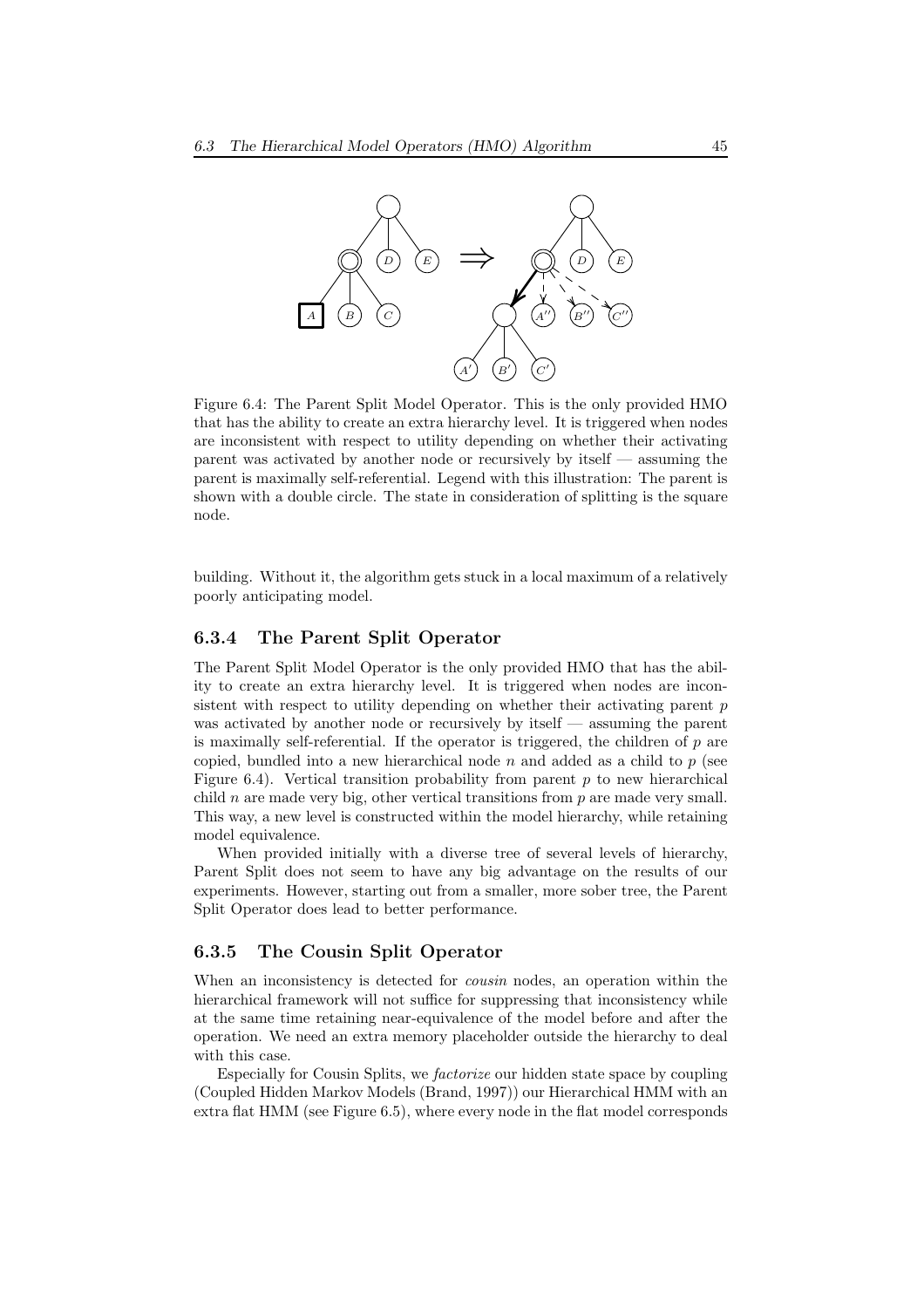Figure 6.4: The Parent Split Model Operator. This is the only provided HMO that has the ability to create an extra hierarchy level. It is triggered when nodes are inconsistent with respect to utility depending on whether their activating parent was activated by another node or recursively by itself — assuming the parent is maximally self-referential. Legend with this illustration: The parent is shown with a double circle. The state in consideration of splitting is the square node.

building. Without it, the algorithm gets stuck in a local maximum of a relatively poorly anticipating model.

### 6.3.4 The Parent Split Operator

The Parent Split Model Operator is the only provided HMO that has the ability to create an extra hierarchy level. It is triggered when nodes are inconsistent with respect to utility depending on whether their activating parent $p$ was activated by another node or recursively by itself — assuming the parent is maximally self-referential. If the operator is triggered, the children of $p$ are copied, bundled into a new hierarchical node $n$ and added as a child to $p$ (see Figure 6.4). Vertical transition probability from parent $p$ to new hierarchical child $n$ are made very big, other vertical transitions from $p$ are made very small. This way, a new level is constructed within the model hierarchy, while retaining model equivalence.

When provided initially with a diverse tree of several levels of hierarchy, Parent Split does not seem to have any big advantage on the results of our experiments. However, starting out from a smaller, more sober tree, the Parent Split Operator does lead to better performance.

### 6.3.5 The Cousin Split Operator

When an inconsistency is detected for *cousin* nodes, an operation within the hierarchical framework will not suffice for suppressing that inconsistency while at the same time retaining near-equivalence of the model before and after the operation. We need an extra memory placeholder outside the hierarchy to deal with this case.

Especially for Cousin Splits, we *factorize* our hidden state space by coupling (Coupled Hidden Markov Models (Brand, 1997)) our Hierarchical HMM with an extra flat HMM (see Figure 6.5), where every node in the flat model corresponds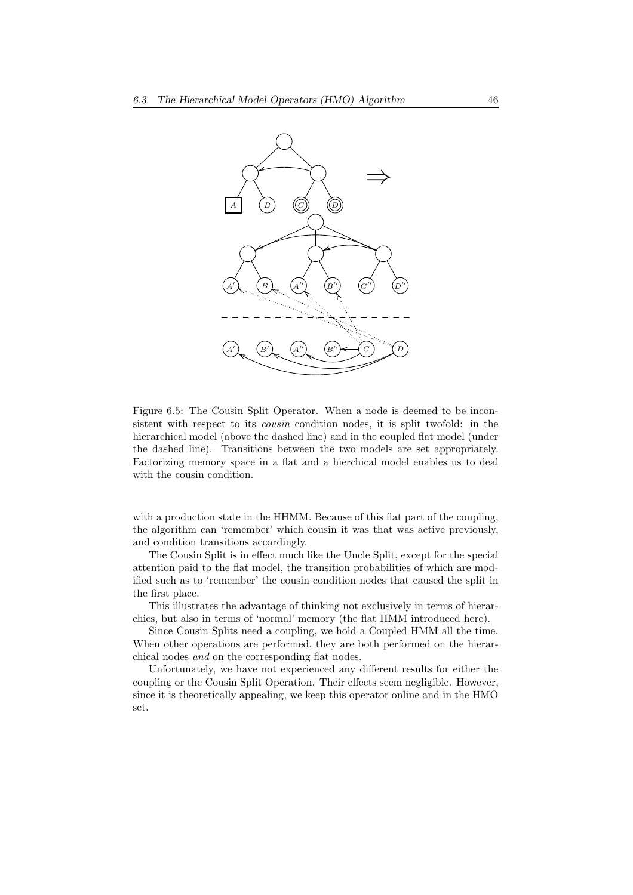Figure 6.5: The Cousin Split Operator. When a node is deemed to be inconsistent with respect to its *cousin* condition nodes, it is split twofold: in the hierarchical model (above the dashed line) and in the coupled flat model (under the dashed line). Transitions between the two models are set appropriately. Factorizing memory space in a flat and a hierchical model enables us to deal with the cousin condition.

with a production state in the HHMM. Because of this flat part of the coupling, the algorithm can 'remember' which cousin it was that was active previously, and condition transitions accordingly.

The Cousin Split is in effect much like the Uncle Split, except for the special attention paid to the flat model, the transition probabilities of which are modified such as to 'remember' the cousin condition nodes that caused the split in the first place.

This illustrates the advantage of thinking not exclusively in terms of hierarchies, but also in terms of 'normal' memory (the flat HMM introduced here).

Since Cousin Splits need a coupling, we hold a Coupled HMM all the time. When other operations are performed, they are both performed on the hierarchical nodes *and* on the corresponding flat nodes.

Unfortunately, we have not experienced any different results for either the coupling or the Cousin Split Operation. Their effects seem negligible. However, since it is theoretically appealing, we keep this operator online and in the HMO set.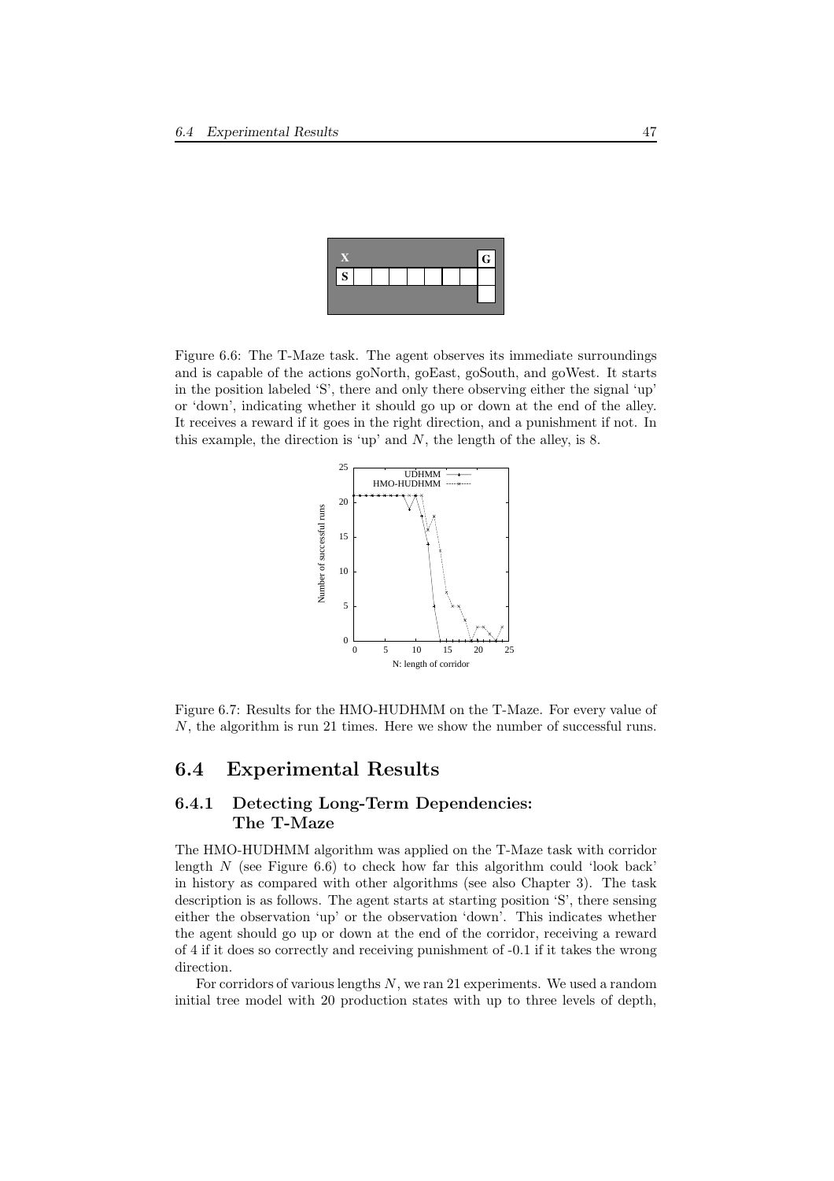Figure 6.6: The T-Maze task. The agent observes its immediate surroundings and is capable of the actions goNorth, goEast, goSouth, and goWest. It starts in the position labeled 'S', there and only there observing either the signal 'up' or 'down', indicating whether it should go up or down at the end of the alley. It receives a reward if it goes in the right direction, and a punishment if not. In this example, the direction is 'up' and $N$, the length of the alley, is 8.

Figure 6.7: Results for the HMO-HUDHMM on the T-Maze. For every value of $N$, the algorithm is run 21 times. Here we show the number of successful runs.

## 6.4 Experimental Results

### 6.4.1 Detecting Long-Term Dependencies: The T-Maze

The HMO-HUDHMM algorithm was applied on the T-Maze task with corridor length $N$ (see Figure 6.6) to check how far this algorithm could 'look back' in history as compared with other algorithms (see also Chapter 3). The task description is as follows. The agent starts at starting position 'S', there sensing either the observation 'up' or the observation 'down'. This indicates whether the agent should go up or down at the end of the corridor, receiving a reward of 4 if it does so correctly and receiving punishment of -0.1 if it takes the wrong direction.

For corridors of various lengths $N$, we ran 21 experiments. We used a random initial tree model with 20 production states with up to three levels of depth,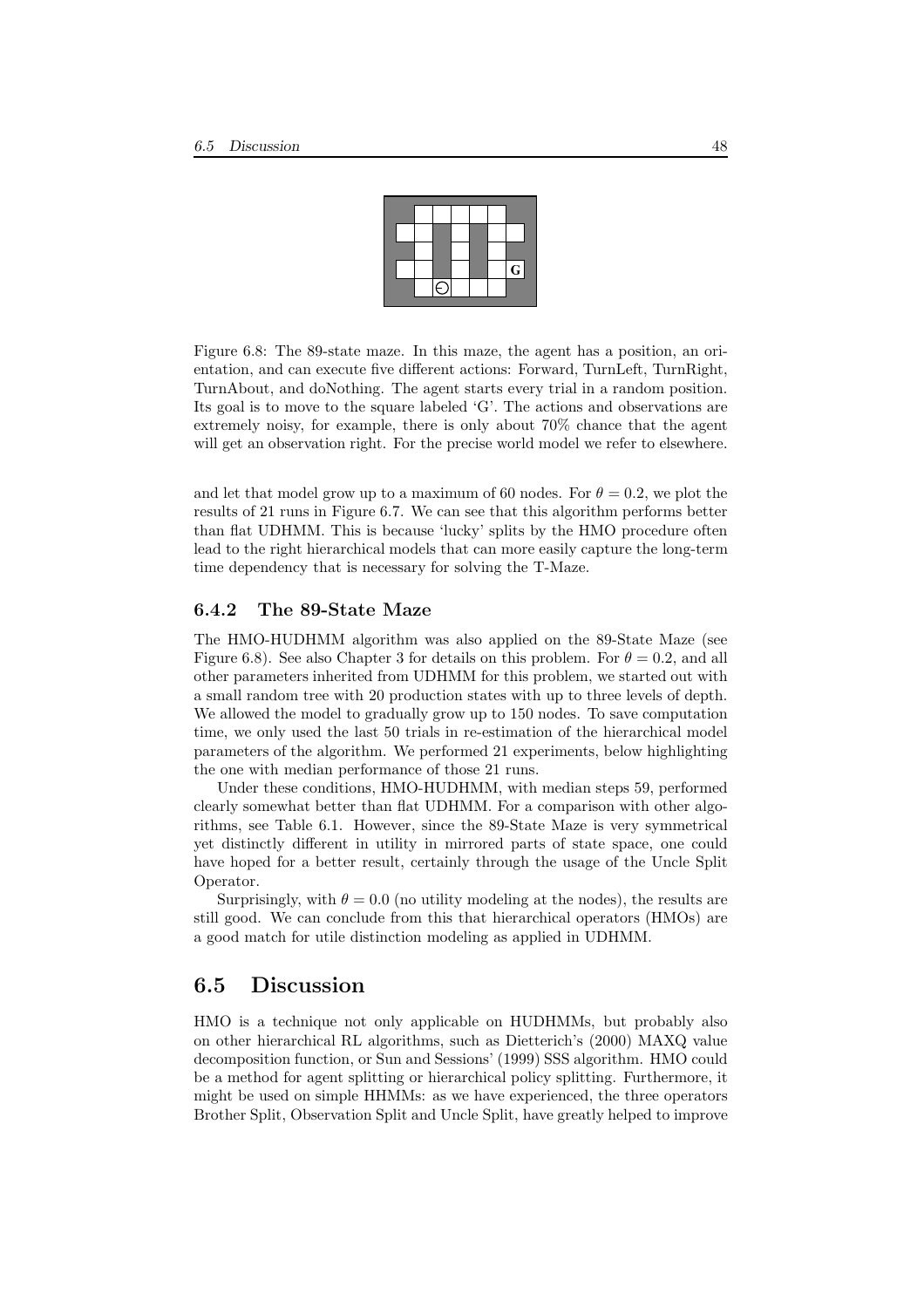Figure 6.8: The 89-state maze. In this maze, the agent has a position, an orientation, and can execute five different actions: Forward, TurnLeft, TurnRight, TurnAbout, and doNothing. The agent starts every trial in a random position. Its goal is to move to the square labeled 'G'. The actions and observations are extremely noisy, for example, there is only about 70% chance that the agent will get an observation right. For the precise world model we refer to elsewhere.

and let that model grow up to a maximum of 60 nodes. For $\theta = 0.2$, we plot the results of 21 runs in Figure 6.7. We can see that this algorithm performs better than flat UDHMM. This is because 'lucky' splits by the HMO procedure often lead to the right hierarchical models that can more easily capture the long-term time dependency that is necessary for solving the T-Maze.

### 6.4.2 The 89-State Maze

The HMO-HUDHMM algorithm was also applied on the 89-State Maze (see Figure 6.8). See also Chapter 3 for details on this problem. For $\theta = 0.2$, and all other parameters inherited from UDHMM for this problem, we started out with a small random tree with 20 production states with up to three levels of depth. We allowed the model to gradually grow up to 150 nodes. To save computation time, we only used the last 50 trials in re-estimation of the hierarchical model parameters of the algorithm. We performed 21 experiments, below highlighting the one with median performance of those 21 runs.

Under these conditions, HMO-HUDHMM, with median steps 59, performed clearly somewhat better than flat UDHMM. For a comparison with other algorithms, see Table 6.1. However, since the 89-State Maze is very symmetrical yet distinctly different in utility in mirrored parts of state space, one could have hoped for a better result, certainly through the usage of the Uncle Split Operator.

Surprisingly, with $\theta = 0.0$ (no utility modeling at the nodes), the results are still good. We can conclude from this that hierarchical operators (HMOs) are a good match for utile distinction modeling as applied in UDHMM.

## 6.5 Discussion

HMO is a technique not only applicable on HUDHMMs, but probably also on other hierarchical RL algorithms, such as Dietterich's (2000) MAXQ value decomposition function, or Sun and Sessions' (1999) SSS algorithm. HMO could be a method for agent splitting or hierarchical policy splitting. Furthermore, it might be used on simple HHMMs: as we have experienced, the three operators Brother Split, Observation Split and Uncle Split, have greatly helped to improve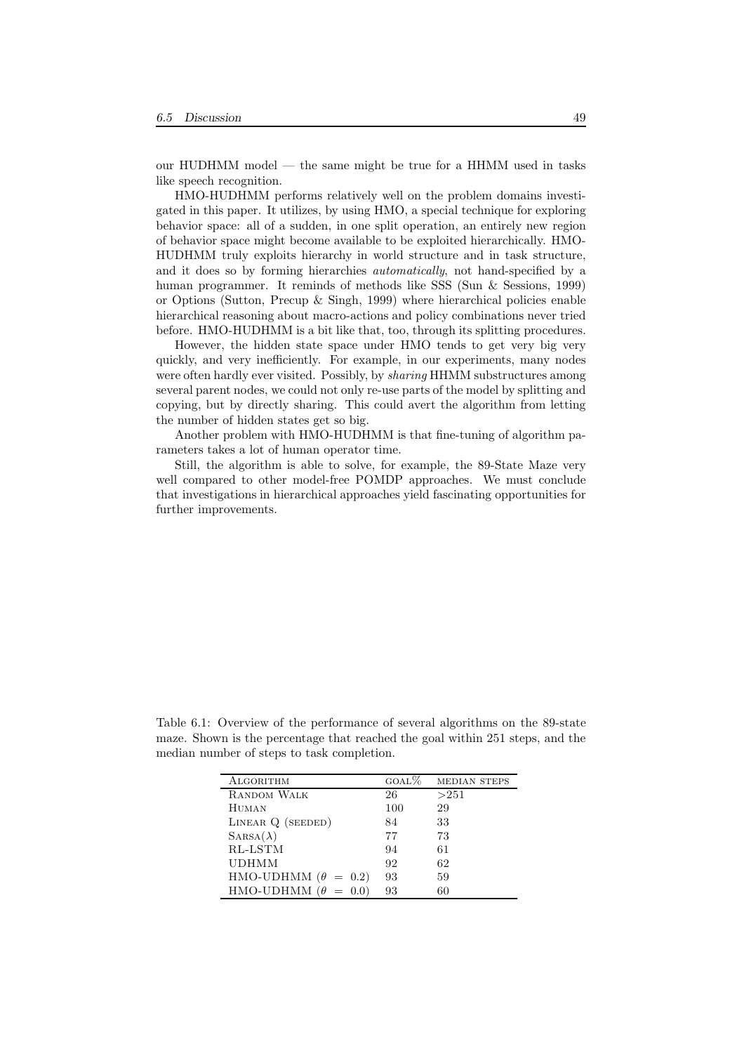our HUDHMM model — the same might be true for a HHMM used in tasks like speech recognition.

HMO-HUDHMM performs relatively well on the problem domains investigated in this paper. It utilizes, by using HMO, a special technique for exploring behavior space: all of a sudden, in one split operation, an entirely new region of behavior space might become available to be exploited hierarchically. HMO-HUDHMM truly exploits hierarchy in world structure and in task structure, and it does so by forming hierarchies *automatically*, not hand-specified by a human programmer. It reminds of methods like SSS (Sun & Sessions, 1999) or Options (Sutton, Precup & Singh, 1999) where hierarchical policies enable hierarchical reasoning about macro-actions and policy combinations never tried before. HMO-HUDHMM is a bit like that, too, through its splitting procedures.

However, the hidden state space under HMO tends to get very big very quickly, and very inefficiently. For example, in our experiments, many nodes were often hardly ever visited. Possibly, by *sharing* HHMM substructures among several parent nodes, we could not only re-use parts of the model by splitting and copying, but by directly sharing. This could avert the algorithm from letting the number of hidden states get so big.

Another problem with HMO-HUDHMM is that fine-tuning of algorithm parameters takes a lot of human operator time.

Still, the algorithm is able to solve, for example, the 89-State Maze very well compared to other model-free POMDP approaches. We must conclude that investigations in hierarchical approaches yield fascinating opportunities for further improvements.

Table 6.1: Overview of the performance of several algorithms on the 89-state maze. Shown is the percentage that reached the goal within 251 steps, and the median number of steps to task completion.

| Algorithm | goal% | median steps |
|---|---|---|
| Random Walk | 26 | >251 |
| Human | 100 | 29 |
| Linear Q (seeded) | 84 | 33 |
| Sarsa($\lambda$) | 77 | 73 |
| RL-LSTM | 94 | 61 |
| UDHMM | 92 | 62 |
| HMO-UDHMM ($\theta = 0.2$) | 93 | 59 |
| HMO-UDHMM ($\theta = 0.0$) | 93 | 60 |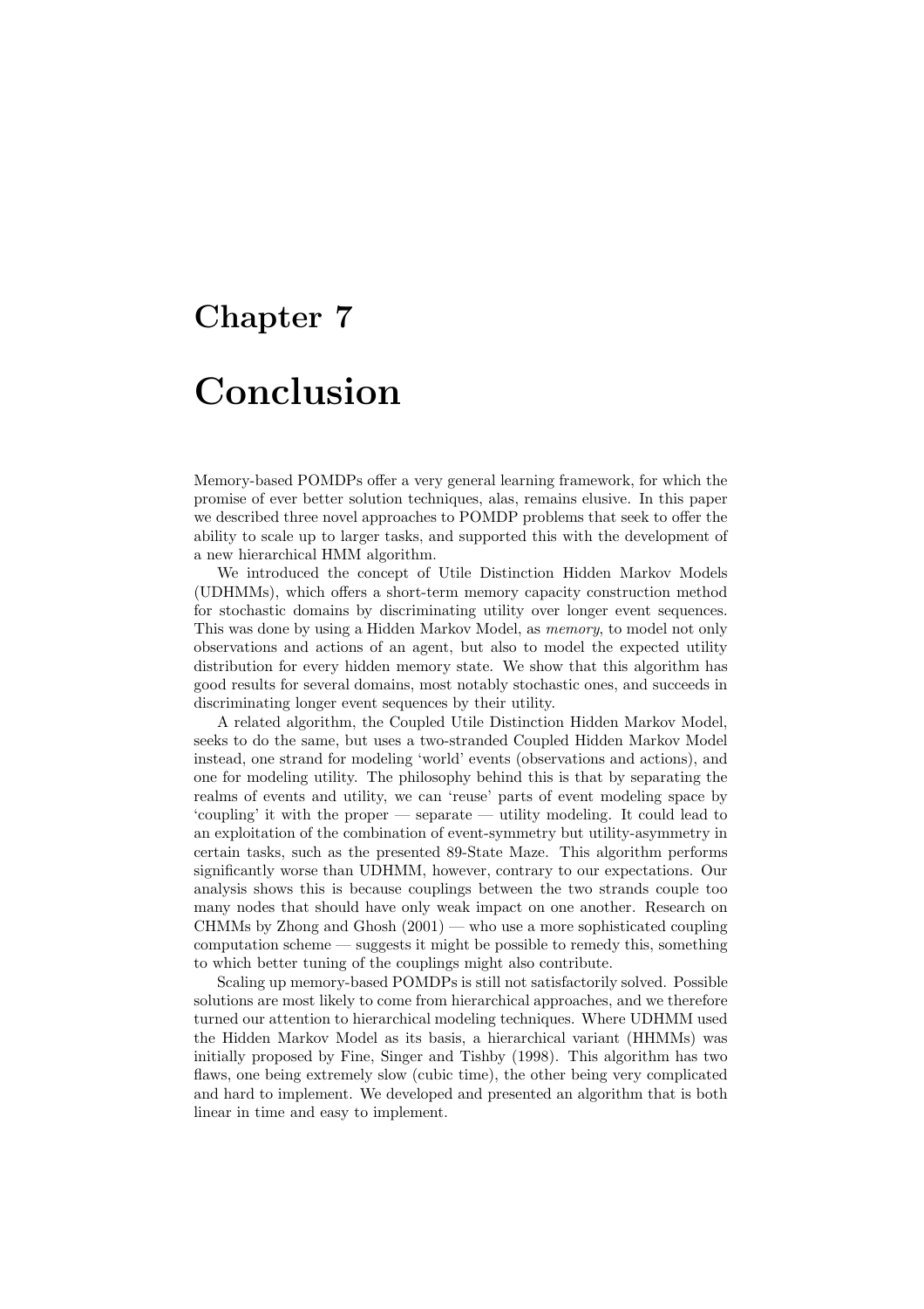# Chapter 7

# Conclusion

Memory-based POMDPs offer a very general learning framework, for which the promise of ever better solution techniques, alas, remains elusive. In this paper we described three novel approaches to POMDP problems that seek to offer the ability to scale up to larger tasks, and supported this with the development of a new hierarchical HMM algorithm.

We introduced the concept of Utile Distinction Hidden Markov Models (UDHMMs), which offers a short-term memory capacity construction method for stochastic domains by discriminating utility over longer event sequences. This was done by using a Hidden Markov Model, as *memory*, to model not only observations and actions of an agent, but also to model the expected utility distribution for every hidden memory state. We show that this algorithm has good results for several domains, most notably stochastic ones, and succeeds in discriminating longer event sequences by their utility.

A related algorithm, the Coupled Utile Distinction Hidden Markov Model, seeks to do the same, but uses a two-stranded Coupled Hidden Markov Model instead, one strand for modeling 'world' events (observations and actions), and one for modeling utility. The philosophy behind this is that by separating the realms of events and utility, we can 'reuse' parts of event modeling space by 'coupling' it with the proper — separate — utility modeling. It could lead to an exploitation of the combination of event-symmetry but utility-asymmetry in certain tasks, such as the presented 89-State Maze. This algorithm performs significantly worse than UDHMM, however, contrary to our expectations. Our analysis shows this is because couplings between the two strands couple too many nodes that should have only weak impact on one another. Research on CHMMs by Zhong and Ghosh (2001) — who use a more sophisticated coupling computation scheme — suggests it might be possible to remedy this, something to which better tuning of the couplings might also contribute.

Scaling up memory-based POMDPs is still not satisfactorily solved. Possible solutions are most likely to come from hierarchical approaches, and we therefore turned our attention to hierarchical modeling techniques. Where UDHMM used the Hidden Markov Model as its basis, a hierarchical variant (HHMMs) was initially proposed by Fine, Singer and Tishby (1998). This algorithm has two flaws, one being extremely slow (cubic time), the other being very complicated and hard to implement. We developed and presented an algorithm that is both linear in time and easy to implement.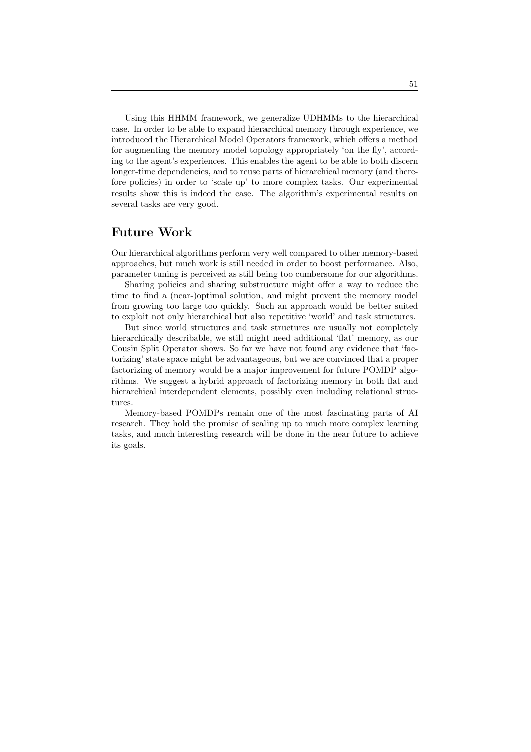Using this HHMM framework, we generalize UDHMMs to the hierarchical case. In order to be able to expand hierarchical memory through experience, we introduced the Hierarchical Model Operators framework, which offers a method for augmenting the memory model topology appropriately 'on the fly', according to the agent's experiences. This enables the agent to be able to both discern longer-time dependencies, and to reuse parts of hierarchical memory (and therefore policies) in order to 'scale up' to more complex tasks. Our experimental results show this is indeed the case. The algorithm's experimental results on several tasks are very good.

## Future Work

Our hierarchical algorithms perform very well compared to other memory-based approaches, but much work is still needed in order to boost performance. Also, parameter tuning is perceived as still being too cumbersome for our algorithms.

Sharing policies and sharing substructure might offer a way to reduce the time to find a (near-)optimal solution, and might prevent the memory model from growing too large too quickly. Such an approach would be better suited to exploit not only hierarchical but also repetitive 'world' and task structures.

But since world structures and task structures are usually not completely hierarchically describable, we still might need additional 'flat' memory, as our Cousin Split Operator shows. So far we have not found any evidence that 'factorizing' state space might be advantageous, but we are convinced that a proper factorizing of memory would be a major improvement for future POMDP algorithms. We suggest a hybrid approach of factorizing memory in both flat and hierarchical interdependent elements, possibly even including relational structures.

Memory-based POMDPs remain one of the most fascinating parts of AI research. They hold the promise of scaling up to much more complex learning tasks, and much interesting research will be done in the near future to achieve its goals.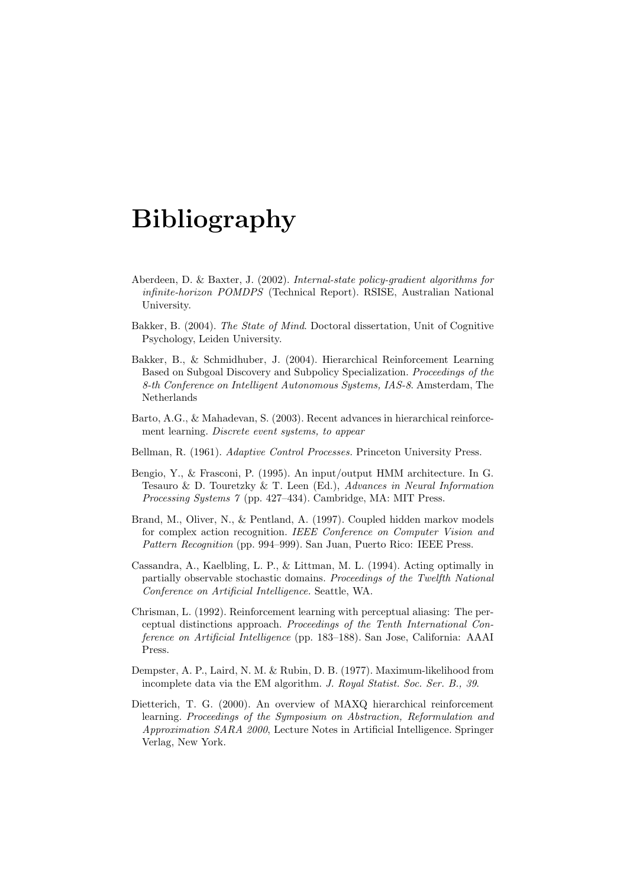# Bibliography

Aberdeen, D. & Baxter, J. (2002). *Internal-state policy-gradient algorithms for infinite-horizon POMDPS* (Technical Report). RSISE, Australian National University.

Bakker, B. (2004). *The State of Mind*. Doctoral dissertation, Unit of Cognitive Psychology, Leiden University.

Bakker, B., & Schmidhuber, J. (2004). Hierarchical Reinforcement Learning Based on Subgoal Discovery and Subpolicy Specialization. *Proceedings of the 8-th Conference on Intelligent Autonomous Systems, IAS-8*. Amsterdam, The Netherlands

Barto, A.G., & Mahadevan, S. (2003). Recent advances in hierarchical reinforcement learning. *Discrete event systems, to appear*

Bellman, R. (1961). *Adaptive Control Processes.* Princeton University Press.

Bengio, Y., & Frasconi, P. (1995). An input/output HMM architecture. In G. Tesauro & D. Touretzky & T. Leen (Ed.), *Advances in Neural Information Processing Systems 7* (pp. 427–434). Cambridge, MA: MIT Press.

Brand, M., Oliver, N., & Pentland, A. (1997). Coupled hidden markov models for complex action recognition. *IEEE Conference on Computer Vision and Pattern Recognition* (pp. 994–999). San Juan, Puerto Rico: IEEE Press.

Cassandra, A., Kaelbling, L. P., & Littman, M. L. (1994). Acting optimally in partially observable stochastic domains. *Proceedings of the Twelfth National Conference on Artificial Intelligence.* Seattle, WA.

Chrisman, L. (1992). Reinforcement learning with perceptual aliasing: The perceptual distinctions approach. *Proceedings of the Tenth International Conference on Artificial Intelligence* (pp. 183–188). San Jose, California: AAAI Press.

Dempster, A. P., Laird, N. M. & Rubin, D. B. (1977). Maximum-likelihood from incomplete data via the EM algorithm. *J. Royal Statist. Soc. Ser. B., 39.*

Dietterich, T. G. (2000). An overview of MAXQ hierarchical reinforcement learning. *Proceedings of the Symposium on Abstraction, Reformulation and Approximation SARA 2000*, Lecture Notes in Artificial Intelligence. Springer Verlag, New York.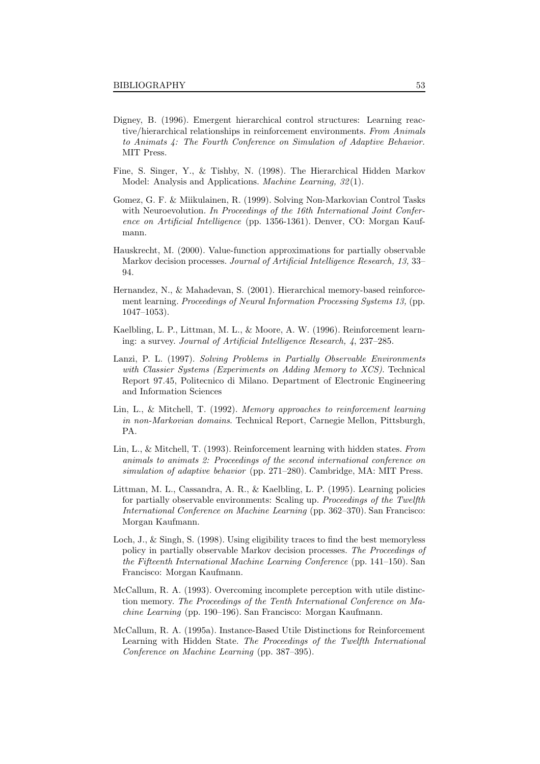Digney, B. (1996). Emergent hierarchical control structures: Learning reactive/hierarchical relationships in reinforcement environments. *From Animals to Animats 4: The Fourth Conference on Simulation of Adaptive Behavior*. MIT Press.

Fine, S. Singer, Y., & Tishby, N. (1998). The Hierarchical Hidden Markov Model: Analysis and Applications. *Machine Learning, 32*(1).

Gomez, G. F. & Miikulainen, R. (1999). Solving Non-Markovian Control Tasks with Neuroevolution. *In Proceedings of the 16th International Joint Conference on Artificial Intelligence* (pp. 1356-1361). Denver, CO: Morgan Kaufmann.

Hauskrecht, M. (2000). Value-function approximations for partially observable Markov decision processes. *Journal of Artificial Intelligence Research, 13,* 33–94.

Hernandez, N., & Mahadevan, S. (2001). Hierarchical memory-based reinforcement learning. *Proceedings of Neural Information Processing Systems 13,* (pp. 1047–1053).

Kaelbling, L. P., Littman, M. L., & Moore, A. W. (1996). Reinforcement learning: a survey. *Journal of Artificial Intelligence Research, 4*, 237–285.

Lanzi, P. L. (1997). *Solving Problems in Partially Observable Environments with Classier Systems (Experiments on Adding Memory to XCS).* Technical Report 97.45, Politecnico di Milano. Department of Electronic Engineering and Information Sciences

Lin, L., & Mitchell, T. (1992). *Memory approaches to reinforcement learning in non-Markovian domains*. Technical Report, Carnegie Mellon, Pittsburgh, PA.

Lin, L., & Mitchell, T. (1993). Reinforcement learning with hidden states. *From animals to animats 2: Proceedings of the second international conference on simulation of adaptive behavior* (pp. 271–280). Cambridge, MA: MIT Press.

Littman, M. L., Cassandra, A. R., & Kaelbling, L. P. (1995). Learning policies for partially observable environments: Scaling up. *Proceedings of the Twelfth International Conference on Machine Learning* (pp. 362–370). San Francisco: Morgan Kaufmann.

Loch, J., & Singh, S. (1998). Using eligibility traces to find the best memoryless policy in partially observable Markov decision processes. *The Proceedings of the Fifteenth International Machine Learning Conference* (pp. 141–150). San Francisco: Morgan Kaufmann.

McCallum, R. A. (1993). Overcoming incomplete perception with utile distinction memory. *The Proceedings of the Tenth International Conference on Machine Learning* (pp. 190–196). San Francisco: Morgan Kaufmann.

McCallum, R. A. (1995a). Instance-Based Utile Distinctions for Reinforcement Learning with Hidden State. *The Proceedings of the Twelfth International Conference on Machine Learning* (pp. 387–395).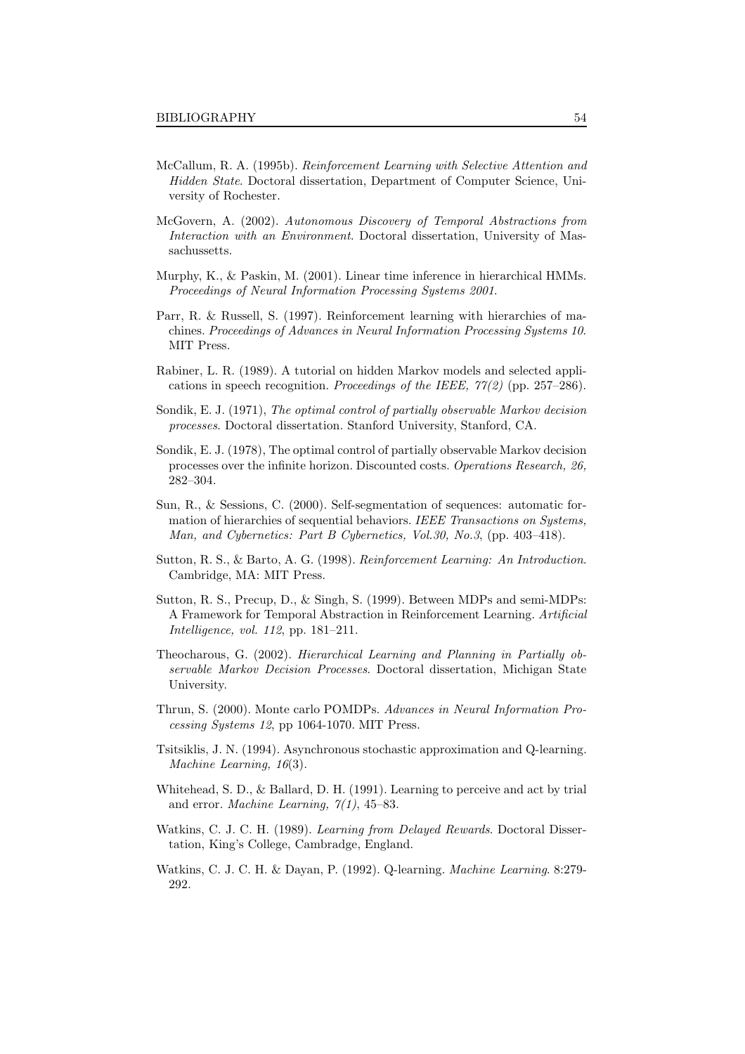McCallum, R. A. (1995b). *Reinforcement Learning with Selective Attention and Hidden State*. Doctoral dissertation, Department of Computer Science, University of Rochester.

McGovern, A. (2002). *Autonomous Discovery of Temporal Abstractions from Interaction with an Environment*. Doctoral dissertation, University of Massachussetts.

Murphy, K., & Paskin, M. (2001). Linear time inference in hierarchical HMMs. *Proceedings of Neural Information Processing Systems 2001*.

Parr, R. & Russell, S. (1997). Reinforcement learning with hierarchies of machines. *Proceedings of Advances in Neural Information Processing Systems 10*. MIT Press.

Rabiner, L. R. (1989). A tutorial on hidden Markov models and selected applications in speech recognition. *Proceedings of the IEEE, 77(2)* (pp. 257–286).

Sondik, E. J. (1971), *The optimal control of partially observable Markov decision processes*. Doctoral dissertation. Stanford University, Stanford, CA.

Sondik, E. J. (1978), The optimal control of partially observable Markov decision processes over the infinite horizon. Discounted costs. *Operations Research, 26,* 282–304.

Sun, R., & Sessions, C. (2000). Self-segmentation of sequences: automatic formation of hierarchies of sequential behaviors. *IEEE Transactions on Systems, Man, and Cybernetics: Part B Cybernetics, Vol.30, No.3*, (pp. 403–418).

Sutton, R. S., & Barto, A. G. (1998). *Reinforcement Learning: An Introduction*. Cambridge, MA: MIT Press.

Sutton, R. S., Precup, D., & Singh, S. (1999). Between MDPs and semi-MDPs: A Framework for Temporal Abstraction in Reinforcement Learning. *Artificial Intelligence, vol. 112*, pp. 181–211.

Theocharous, G. (2002). *Hierarchical Learning and Planning in Partially observable Markov Decision Processes*. Doctoral dissertation, Michigan State University.

Thrun, S. (2000). Monte carlo POMDPs. *Advances in Neural Information Processing Systems 12*, pp 1064-1070. MIT Press.

Tsitsiklis, J. N. (1994). Asynchronous stochastic approximation and Q-learning. *Machine Learning, 16*(3).

Whitehead, S. D., & Ballard, D. H. (1991). Learning to perceive and act by trial and error. *Machine Learning, 7(1)*, 45–83.

Watkins, C. J. C. H. (1989). *Learning from Delayed Rewards*. Doctoral Dissertation, King's College, Cambradge, England.

Watkins, C. J. C. H. & Dayan, P. (1992). Q-learning. *Machine Learning*. 8:279-292.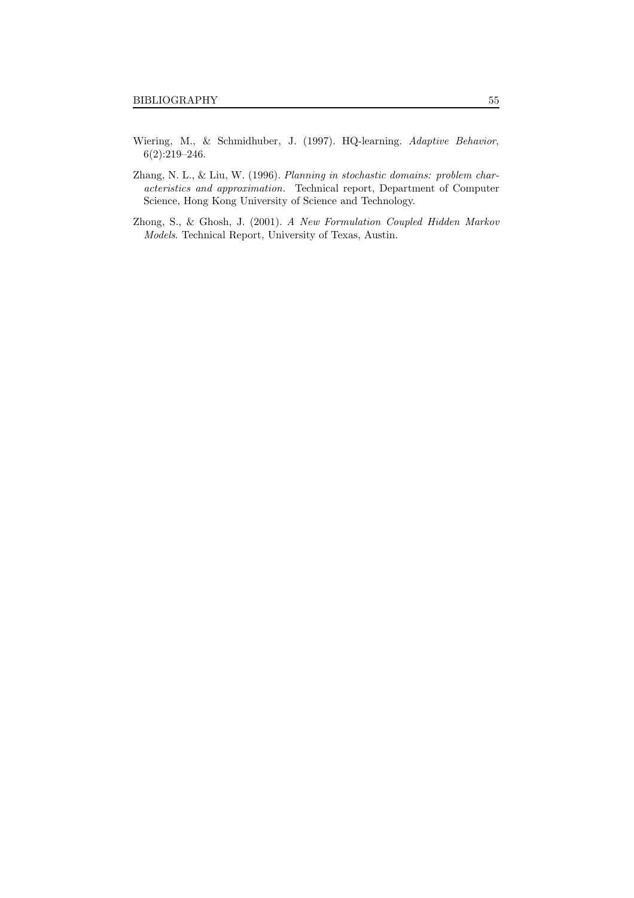Wiering, M., & Schmidhuber, J. (1997). HQ-learning. *Adaptive Behavior*, 6(2):219–246.

Zhang, N. L., & Liu, W. (1996). *Planning in stochastic domains: problem characteristics and approximation.* Technical report, Department of Computer Science, Hong Kong University of Science and Technology.

Zhong, S., & Ghosh, J. (2001). *A New Formulation Coupled Hidden Markov Models*. Technical Report, University of Texas, Austin.